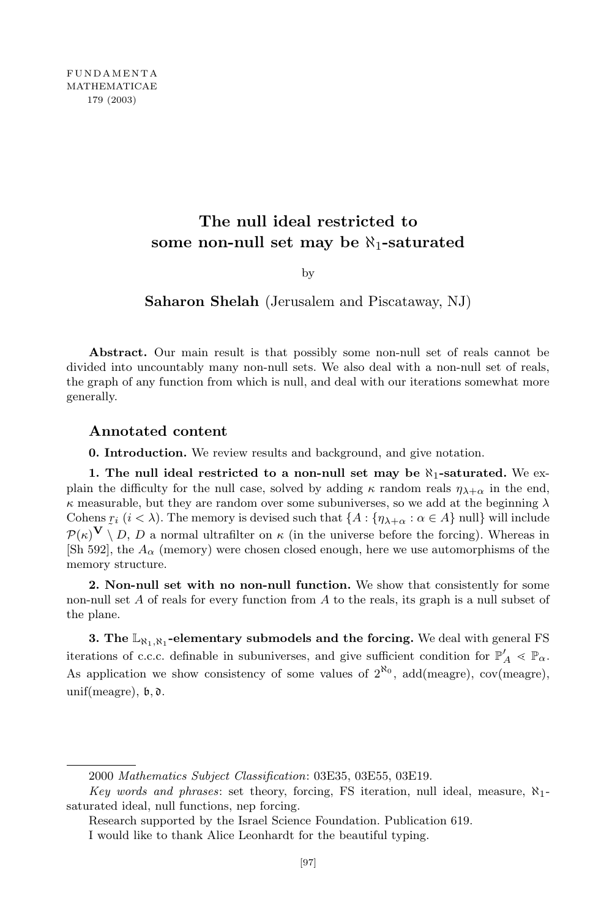# The null ideal restricted to some non-null set may be $\aleph_1$-saturated

by

**Saharon Shelah** (Jerusalem and Piscataway, NJ)

**Abstract.** Our main result is that possibly some non-null set of reals cannot be divided into uncountably many non-null sets. We also deal with a non-null set of reals, the graph of any function from which is null, and deal with our iterations somewhat more generally.

## Annotated content

**0. Introduction.** We review results and background, and give notation.

**1. The null ideal restricted to a non-null set may be $\aleph_1$-saturated.** We explain the difficulty for the null case, solved by adding $\kappa$ random reals $\eta_{\lambda+\alpha}$ in the end, $\kappa$ measurable, but they are random over some subuniverses, so we add at the beginning $\lambda$ Cohens $\underset{\sim}{r}_i$ $(i < \lambda)$. The memory is devised such that $\{A : \{\eta_{\lambda+\alpha} : \alpha \in A\}$ null$\}$ will include $\mathcal{P}(\kappa)^{\mathbf{V}} \setminus D$, $D$ a normal ultrafilter on $\kappa$ (in the universe before the forcing). Whereas in [Sh 592], the $A_\alpha$ (memory) were chosen closed enough, here we use automorphisms of the memory structure.

**2. Non-null set with no non-null function.** We show that consistently for some non-null set $A$ of reals for every function from $A$ to the reals, its graph is a null subset of the plane.

**3. The $\mathbb{L}_{\aleph_1,\aleph_1}$-elementary submodels and the forcing.** We deal with general FS iterations of c.c.c. definable in subuniverses, and give sufficient condition for $\mathbb{P}'_A \lessdot \mathbb{P}_\alpha$. As application we show consistency of some values of $2^{\aleph_0}$, add(meagre), cov(meagre), unif(meagre), $\mathfrak{b}, \mathfrak{d}$.

---

2000 *Mathematics Subject Classification*: 03E35, 03E55, 03E19.

*Key words and phrases*: set theory, forcing, FS iteration, null ideal, measure, $\aleph_1$-saturated ideal, null functions, nep forcing.

Research supported by the Israel Science Foundation. Publication 619.

I would like to thank Alice Leonhardt for the beautiful typing.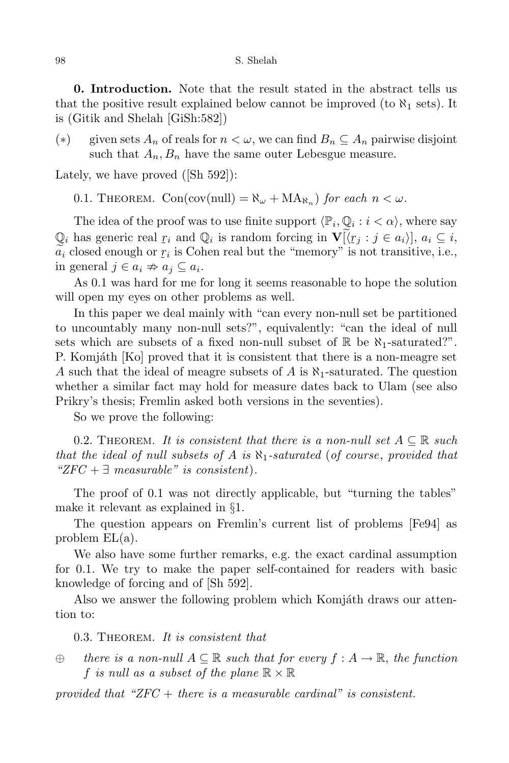**0. Introduction.** Note that the result stated in the abstract tells us that the positive result explained below cannot be improved (to $\aleph_1$ sets). It is (Gitik and Shelah [GiSh:582])

$(*)$ given sets $A_n$ of reals for $n < \omega$, we can find $B_n \subseteq A_n$ pairwise disjoint such that $A_n, B_n$ have the same outer Lebesgue measure.

Lately, we have proved ([Sh 592]):

0.1. Theorem. $\mathrm{Con}(\mathrm{cov}(\mathrm{null}) = \aleph_\omega + \mathrm{MA}_{\aleph_n})$ *for each* $n < \omega$.

The idea of the proof was to use finite support $\langle \mathbb{P}_i, \mathbb{Q}_i : i < \alpha \rangle$, where say $\mathbb{Q}_i$ has generic real $\underset{\sim}{r}_i$ and $\mathbb{Q}_i$ is random forcing in $\mathbf{V}[\widetilde{\langle \underset{\sim}{r}_j : j \in a_i \rangle}]$, $a_i \subseteq i$, $\widetilde{a}_i$ closed enough or $\underset{\sim}{r}_i$ is Cohen real but the "memory" is not transitive, i.e., in general $j \in a_i \not\Rightarrow a_j \subseteq a_i$.

As 0.1 was hard for me for long it seems reasonable to hope the solution will open my eyes on other problems as well.

In this paper we deal mainly with "can every non-null set be partitioned to uncountably many non-null sets?", equivalently: "can the ideal of null sets which are subsets of a fixed non-null subset of $\mathbb{R}$ be $\aleph_1$-saturated?". P. Komjáth [Ko] proved that it is consistent that there is a non-meagre set $A$ such that the ideal of meagre subsets of $A$ is $\aleph_1$-saturated. The question whether a similar fact may hold for measure dates back to Ulam (see also Prikry's thesis; Fremlin asked both versions in the seventies).

So we prove the following:

0.2. Theorem. *It is consistent that there is a non-null set $A \subseteq \mathbb{R}$ such that the ideal of null subsets of $A$ is $\aleph_1$-saturated* (*of course*, *provided that "ZFC + $\exists$ measurable" is consistent*).

The proof of 0.1 was not directly applicable, but "turning the tables" make it relevant as explained in §1.

The question appears on Fremlin's current list of problems [Fe94] as problem EL(a).

We also have some further remarks, e.g. the exact cardinal assumption for 0.1. We try to make the paper self-contained for readers with basic knowledge of forcing and of [Sh 592].

Also we answer the following problem which Komjáth draws our attention to:

0.3. Theorem. *It is consistent that*

$\oplus$ *there is a non-null $A \subseteq \mathbb{R}$ such that for every $f : A \to \mathbb{R}$, the function $f$ is null as a subset of the plane $\mathbb{R} \times \mathbb{R}$*

*provided that "ZFC + there is a measurable cardinal" is consistent.*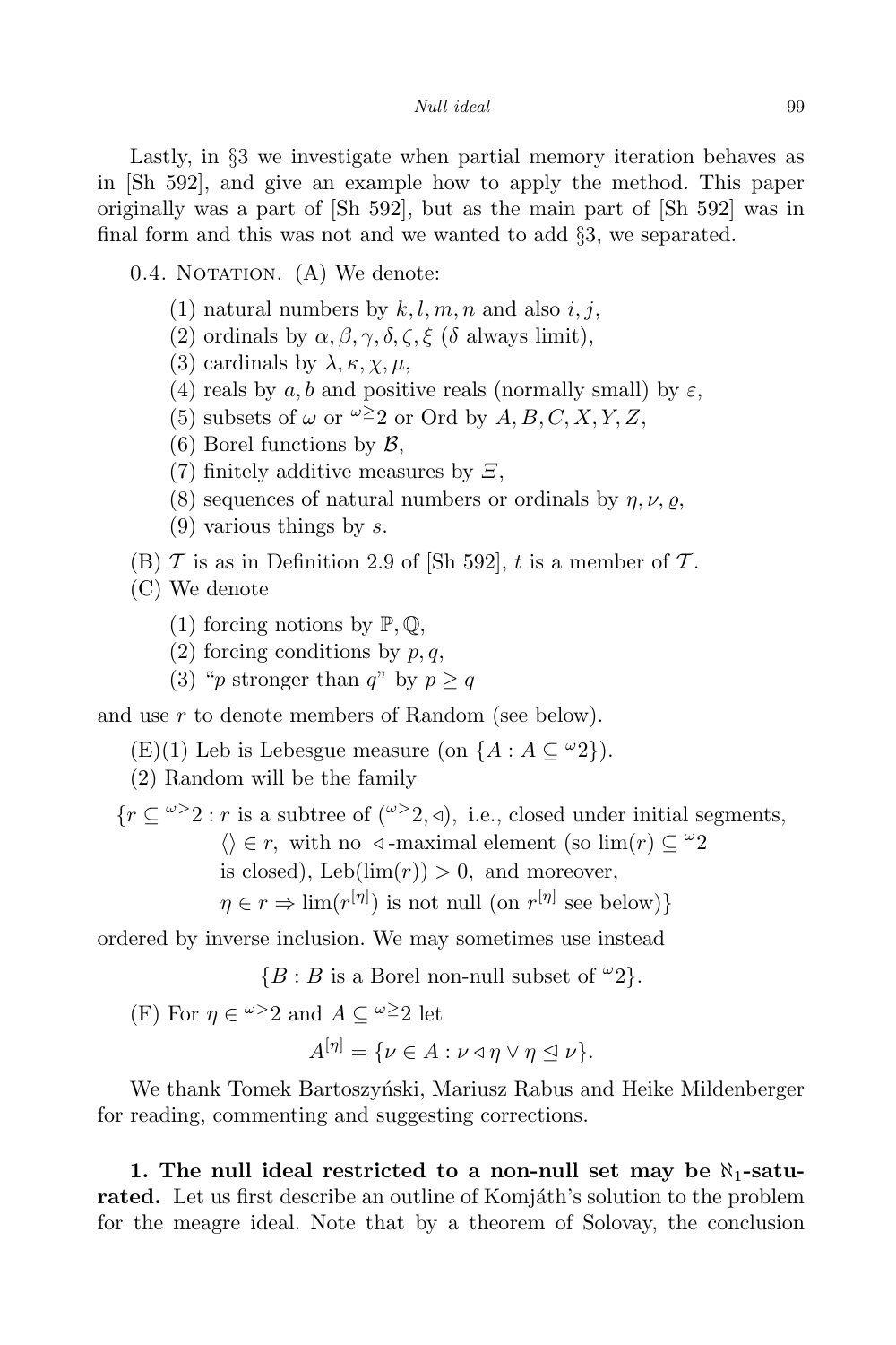Lastly, in §3 we investigate when partial memory iteration behaves as in [Sh 592], and give an example how to apply the method. This paper originally was a part of [Sh 592], but as the main part of [Sh 592] was in final form and this was not and we wanted to add §3, we separated.

0.4. Notation. (A) We denote:

(1) natural numbers by $k, l, m, n$ and also $i, j$,

(2) ordinals by $\alpha, \beta, \gamma, \delta, \zeta, \xi$ ($\delta$ always limit),

(3) cardinals by $\lambda, \kappa, \chi, \mu$,

(4) reals by $a, b$ and positive reals (normally small) by $\varepsilon$,

(5) subsets of $\omega$ or ${}^{\omega\geq}2$ or Ord by $A, B, C, X, Y, Z$,

(6) Borel functions by $\mathcal{B}$,

(7) finitely additive measures by $\Xi$,

(8) sequences of natural numbers or ordinals by $\eta, \nu, \varrho$,

(9) various things by $s$.

(B) $\mathcal{T}$ is as in Definition 2.9 of [Sh 592], $t$ is a member of $\mathcal{T}$.

(C) We denote

(1) forcing notions by $\mathbb{P}, \mathbb{Q}$,

(2) forcing conditions by $p, q$,

(3) "$p$ stronger than $q$" by $p \geq q$

and use $r$ to denote members of Random (see below).

(E)(1) Leb is Lebesgue measure (on $\{A : A \subseteq {}^{\omega}2\}$).

(2) Random will be the family

$$\{r \subseteq {}^{\omega>}2 : r \text{ is a subtree of } ({}^{\omega>}2, \triangleleft), \text{ i.e., closed under initial segments, } \langle\rangle \in r, \text{ with no } \triangleleft\text{-maximal element (so } \lim(r) \subseteq {}^{\omega}2 \text{ is closed), } \mathrm{Leb}(\lim(r)) > 0, \text{ and moreover, } \eta \in r \Rightarrow \lim(r^{[\eta]}) \text{ is not null (on } r^{[\eta]} \text{ see below)}\}$$

ordered by inverse inclusion. We may sometimes use instead

$$\{B : B \text{ is a Borel non-null subset of } {}^{\omega}2\}.$$

(F) For $\eta \in {}^{\omega>}2$ and $A \subseteq {}^{\omega\geq}2$ let

$$A^{[\eta]} = \{\nu \in A : \nu \triangleleft \eta \vee \eta \trianglelefteq \nu\}.$$

We thank Tomek Bartoszyński, Mariusz Rabus and Heike Mildenberger for reading, commenting and suggesting corrections.

**1. The null ideal restricted to a non-null set may be $\aleph_1$-saturated.** Let us first describe an outline of Komjáth's solution to the problem for the meagre ideal. Note that by a theorem of Solovay, the conclusion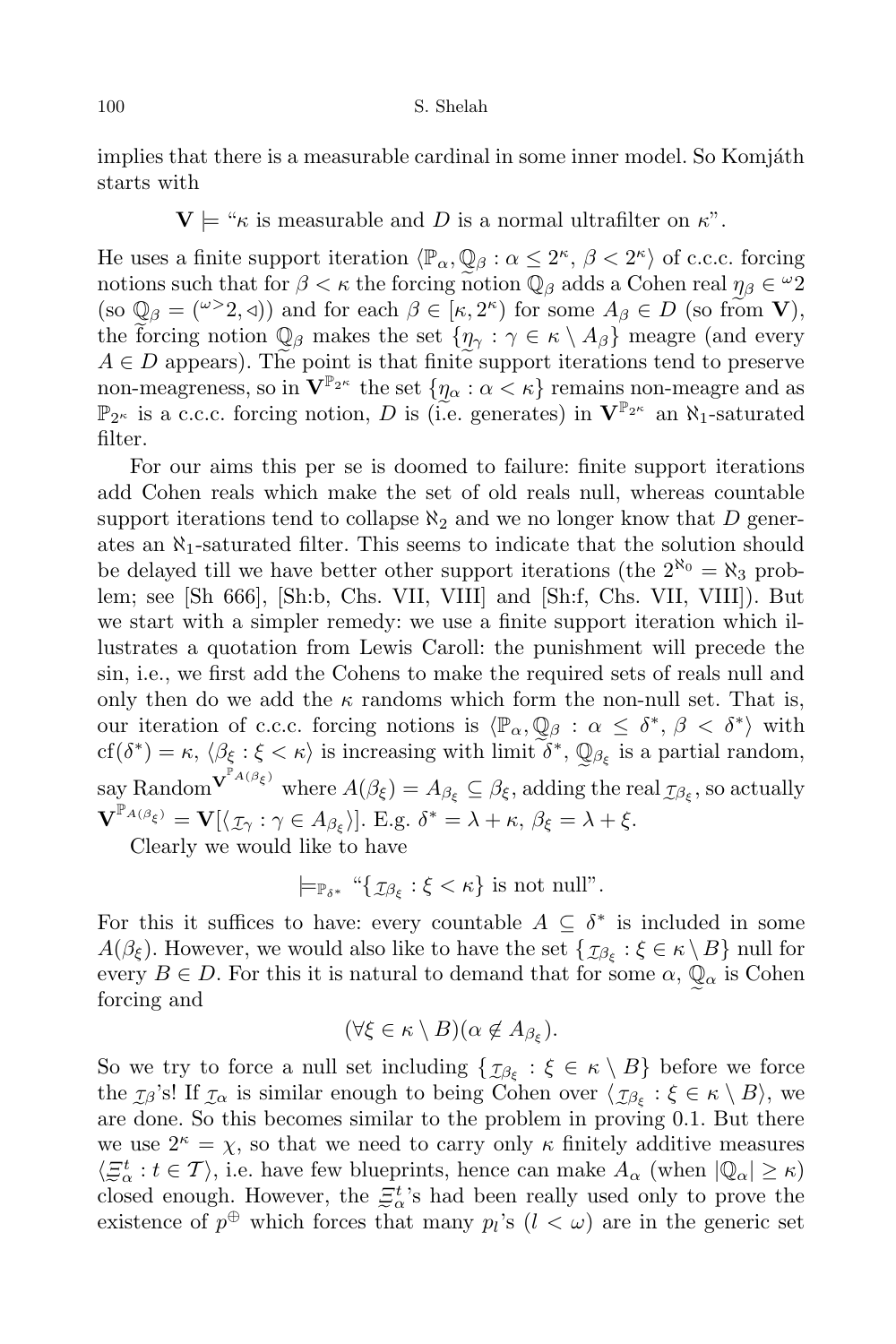implies that there is a measurable cardinal in some inner model. So Komjáth starts with

$$\mathbf{V} \models \text{“}\kappa \text{ is measurable and } D \text{ is a normal ultrafilter on } \kappa\text{”}.$$

He uses a finite support iteration $\langle \mathbb{P}_\alpha, \underset{\sim}{\mathbb{Q}}_\beta : \alpha \le 2^\kappa,\ \beta < 2^\kappa \rangle$ of c.c.c. forcing notions such that for $\beta < \kappa$ the forcing notion $\mathbb{Q}_\beta$ adds a Cohen real $\underset{\sim}{\eta}_\beta \in {}^\omega 2$ (so $\mathbb{Q}_\beta = ({}^{\omega >}2, \triangleleft)$) and for each $\beta \in [\kappa, 2^\kappa)$ for some $A_\beta \in D$ (so from $\mathbf{V}$), the forcing notion $\underset{\sim}{\mathbb{Q}}_\beta$ makes the set $\{\underset{\sim}{\eta}_\gamma : \gamma \in \kappa \setminus A_\beta\}$ meagre (and every $A \in D$ appears). The point is that finite support iterations tend to preserve non-meagreness, so in $\mathbf{V}^{\mathbb{P}_{2^\kappa}}$ the set $\{\underset{\sim}{\eta}_\alpha : \alpha < \kappa\}$ remains non-meagre and as $\mathbb{P}_{2^\kappa}$ is a c.c.c. forcing notion, $D$ is (i.e. generates) in $\mathbf{V}^{\mathbb{P}_{2^\kappa}}$ an $\aleph_1$-saturated filter.

For our aims this per se is doomed to failure: finite support iterations add Cohen reals which make the set of old reals null, whereas countable support iterations tend to collapse $\aleph_2$ and we no longer know that $D$ generates an $\aleph_1$-saturated filter. This seems to indicate that the solution should be delayed till we have better other support iterations (the $2^{\aleph_0} = \aleph_3$ problem; see [Sh 666], [Sh:b, Chs. VII, VIII] and [Sh:f, Chs. VII, VIII]). But we start with a simpler remedy: we use a finite support iteration which illustrates a quotation from Lewis Caroll: the punishment will precede the sin, i.e., we first add the Cohens to make the required sets of reals null and only then do we add the $\kappa$ randoms which form the non-null set. That is, our iteration of c.c.c. forcing notions is $\langle \mathbb{P}_\alpha, \underset{\sim}{\mathbb{Q}}_\beta : \alpha \le \delta^*,\ \beta < \delta^* \rangle$ with $\mathrm{cf}(\delta^*) = \kappa$, $\langle \beta_\xi : \xi < \kappa \rangle$ is increasing with limit $\delta^*$, $\underset{\sim}{\mathbb{Q}}_{\beta_\xi}$ is a partial random, say $\mathrm{Random}^{\mathbf{V}^{\mathbb{P}_{A(\beta_\xi)}}}$ where $A(\beta_\xi) = A_{\beta_\xi} \subseteq \beta_\xi$, adding the real $\underset{\sim}{r}_{\beta_\xi}$, so actually $\mathbf{V}^{\mathbb{P}_{A(\beta_\xi)}} = \mathbf{V}[\langle \underset{\sim}{r}_\gamma : \gamma \in A_{\beta_\xi} \rangle]$. E.g. $\delta^* = \lambda + \kappa$, $\beta_\xi = \lambda + \xi$.

Clearly we would like to have

$$\models_{\mathbb{P}_{\delta^*}} \text{“}\{\underset{\sim}{r}_{\beta_\xi} : \xi < \kappa\} \text{ is not null”}.$$

For this it suffices to have: every countable $A \subseteq \delta^*$ is included in some $A(\beta_\xi)$. However, we would also like to have the set $\{\underset{\sim}{r}_{\beta_\xi} : \xi \in \kappa \setminus B\}$ null for every $B \in D$. For this it is natural to demand that for some $\alpha$, $\underset{\sim}{\mathbb{Q}}_\alpha$ is Cohen forcing and

$$(\forall \xi \in \kappa \setminus B)(\alpha \notin A_{\beta_\xi}).$$

So we try to force a null set including $\{\underset{\sim}{r}_{\beta_\xi} : \xi \in \kappa \setminus B\}$ before we force the $\underset{\sim}{r}_\beta$'s! If $\underset{\sim}{r}_\alpha$ is similar enough to being Cohen over $\langle \underset{\sim}{r}_{\beta_\xi} : \xi \in \kappa \setminus B \rangle$, we are done. So this becomes similar to the problem in proving 0.1. But there we use $2^\kappa = \chi$, so that we need to carry only $\kappa$ finitely additive measures $\langle \underset{\sim}{\Xi}^t_\alpha : t \in \mathcal{T} \rangle$, i.e. have few blueprints, hence can make $A_\alpha$ (when $|\mathbb{Q}_\alpha| \ge \kappa$) closed enough. However, the $\underset{\sim}{\Xi}^t_\alpha$'s had been really used only to prove the existence of $p^\oplus$ which forces that many $p_l$'s ($l < \omega$) are in the generic set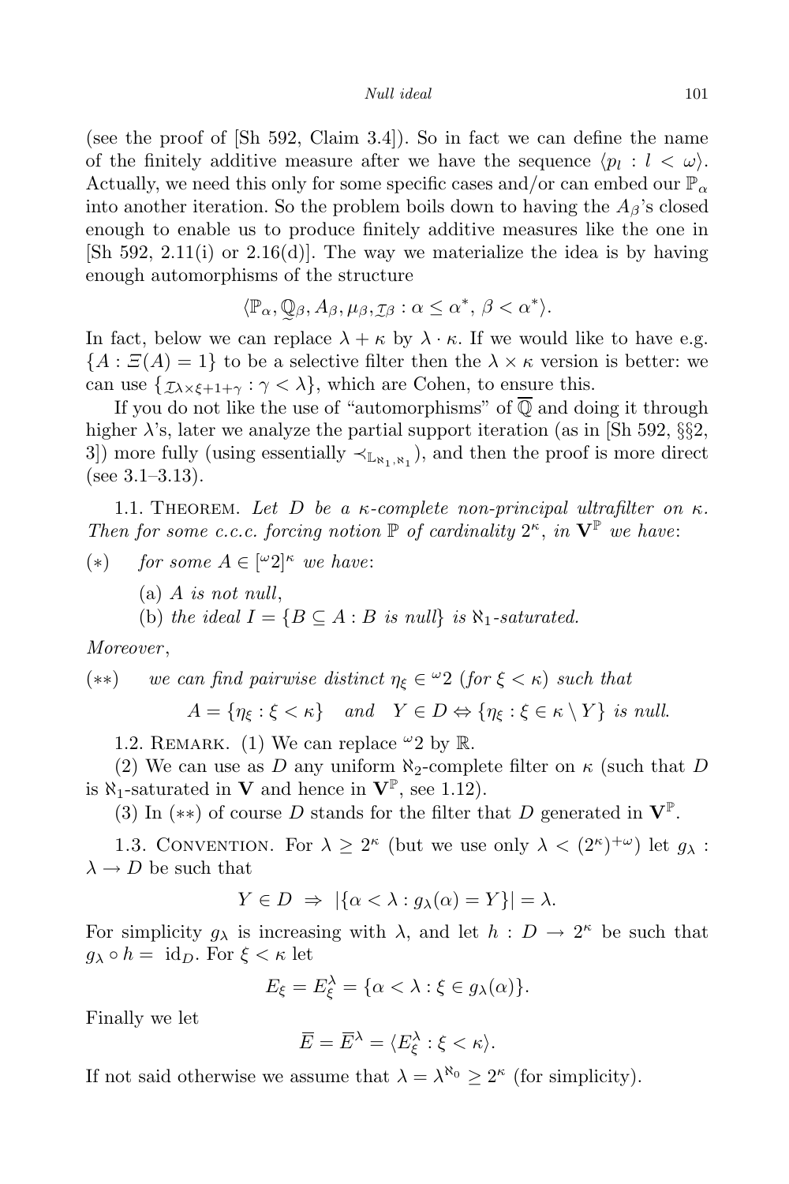(see the proof of [Sh 592, Claim 3.4]). So in fact we can define the name of the finitely additive measure after we have the sequence $\langle p_l : l < \omega\rangle$. Actually, we need this only for some specific cases and/or can embed our $\mathbb{P}_\alpha$ into another iteration. So the problem boils down to having the $A_\beta$'s closed enough to enable us to produce finitely additive measures like the one in [Sh 592, 2.11(i) or 2.16(d)]. The way we materialize the idea is by having enough automorphisms of the structure

$$\langle \mathbb{P}_\alpha, \underset{\sim}{\mathbb{Q}}_\beta, A_\beta, \mu_\beta, \underset{\sim}{\mathcal{I}}_\beta : \alpha \le \alpha^*,\ \beta < \alpha^*\rangle.$$

In fact, below we can replace $\lambda + \kappa$ by $\lambda \cdot \kappa$. If we would like to have e.g. $\{A : \Xi(A) = 1\}$ to be a selective filter then the $\lambda \times \kappa$ version is better: we can use $\{\underset{\sim}{\mathcal{I}}_{\lambda\times\xi+1+\gamma} : \gamma < \lambda\}$, which are Cohen, to ensure this.

If you do not like the use of "automorphisms" of $\overline{\mathbb{Q}}$ and doing it through higher $\lambda$'s, later we analyze the partial support iteration (as in [Sh 592, §§2, 3]) more fully (using essentially $\prec_{\mathbb{L}_{\aleph_1,\aleph_1}}$), and then the proof is more direct (see 3.1–3.13).

1.1. Theorem. *Let $D$ be a $\kappa$-complete non-principal ultrafilter on $\kappa$. Then for some c.c.c. forcing notion $\mathbb{P}$ of cardinality $2^\kappa$, in $\mathbf{V}^{\mathbb{P}}$ we have*:

(*) *for some $A \in [{}^\omega 2]^\kappa$ we have*:

(a) *$A$ is not null*,

(b) *the ideal $I = \{B \subseteq A : B \text{ is null}\}$ is $\aleph_1$-saturated.*

*Moreover*,

(**) *we can find pairwise distinct $\eta_\xi \in {}^\omega 2$ (for $\xi < \kappa$) such that*

$$A = \{\eta_\xi : \xi < \kappa\} \quad \textit{and} \quad Y \in D \Leftrightarrow \{\eta_\xi : \xi \in \kappa \setminus Y\} \textit{ is null.}$$

1.2. Remark. (1) We can replace ${}^\omega 2$ by $\mathbb{R}$.

(2) We can use as $D$ any uniform $\aleph_2$-complete filter on $\kappa$ (such that $D$ is $\aleph_1$-saturated in $\mathbf{V}$ and hence in $\mathbf{V}^{\mathbb{P}}$, see 1.12).

(3) In (**) of course $D$ stands for the filter that $D$ generated in $\mathbf{V}^{\mathbb{P}}$.

1.3. Convention. For $\lambda \ge 2^\kappa$ (but we use only $\lambda < (2^\kappa)^{+\omega}$) let $g_\lambda : \lambda \to D$ be such that

$$Y \in D \Rightarrow |\{\alpha < \lambda : g_\lambda(\alpha) = Y\}| = \lambda.$$

For simplicity $g_\lambda$ is increasing with $\lambda$, and let $h : D \to 2^\kappa$ be such that $g_\lambda \circ h = \mathrm{id}_D$. For $\xi < \kappa$ let

$$E_\xi = E_\xi^\lambda = \{\alpha < \lambda : \xi \in g_\lambda(\alpha)\}.$$

Finally we let

$$\overline{E} = \overline{E}^\lambda = \langle E_\xi^\lambda : \xi < \kappa\rangle.$$

If not said otherwise we assume that $\lambda = \lambda^{\aleph_0} \ge 2^\kappa$ (for simplicity).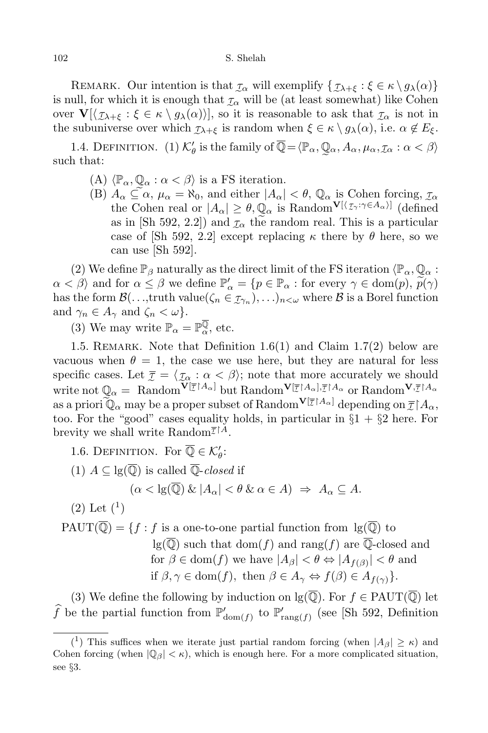REMARK. Our intention is that $\underset{\sim}{r}_\alpha$ will exemplify $\{\underset{\sim}{r}_{\lambda+\xi} : \xi \in \kappa \setminus g_\lambda(\alpha)\}$ is null, for which it is enough that $\underset{\sim}{r}_\alpha$ will be (at least somewhat) like Cohen over $\mathbf{V}[\langle \underset{\sim}{r}_{\lambda+\xi} : \xi \in \kappa \setminus g_\lambda(\alpha)\rangle]$, so it is reasonable to ask that $\underset{\sim}{r}_\alpha$ is not in the subuniverse over which $\underset{\sim}{r}_{\lambda+\xi}$ is random when $\xi \in \kappa \setminus g_\lambda(\alpha)$, i.e. $\alpha \notin E_\xi$.

1.4. DEFINITION. (1) $\mathcal{K}'_\theta$ is the family of $\overline{\mathbb{Q}} = \langle \mathbb{P}_\alpha, \underset{\sim}{\mathbb{Q}}_\alpha, A_\alpha, \mu_\alpha, \underset{\sim}{r}_\alpha : \alpha < \beta\rangle$ such that:

(A) $\langle \mathbb{P}_\alpha, \underset{\sim}{\mathbb{Q}}_\alpha : \alpha < \beta\rangle$ is a FS iteration.

(B) $A_\alpha \subseteq \alpha$, $\mu_\alpha = \aleph_0$, and either $|A_\alpha| < \theta$, $\mathbb{Q}_\alpha$ is Cohen forcing, $\underset{\sim}{r}_\alpha$ the Cohen real or $|A_\alpha| \geq \theta$, $\underset{\sim}{\mathbb{Q}}_\alpha$ is $\text{Random}^{\mathbf{V}[\langle \underset{\sim}{r}_\gamma : \gamma \in A_\alpha\rangle]}$ (defined as in [Sh 592, 2.2]) and $\underset{\sim}{r}_\alpha$ the random real. This is a particular case of [Sh 592, 2.2] except replacing $\kappa$ there by $\theta$ here, so we can use [Sh 592].

(2) We define $\mathbb{P}_\beta$ naturally as the direct limit of the FS iteration $\langle \mathbb{P}_\alpha, \mathbb{Q}_\alpha : \alpha < \beta\rangle$ and for $\alpha \leq \beta$ we define $\mathbb{P}'_\alpha = \{p \in \mathbb{P}_\alpha : \text{for every } \gamma \in \text{dom}(p),\ \underset{\sim}{p}(\gamma)$ has the form $\mathcal{B}(\ldots,\text{truth value}(\zeta_n \in \underset{\sim}{r}_{\gamma_n}),\ldots)_{n<\omega}$ where $\mathcal{B}$ is a Borel function and $\gamma_n \in A_\gamma$ and $\zeta_n < \omega\}$.

(3) We may write $\mathbb{P}_\alpha = \mathbb{P}^{\overline{\mathbb{Q}}}_\alpha$, etc.

1.5. REMARK. Note that Definition 1.6(1) and Claim 1.7(2) below are vacuous when $\theta = 1$, the case we use here, but they are natural for less specific cases. Let $\overline{\underset{\sim}{r}} = \langle \underset{\sim}{r}_\alpha : \alpha < \beta\rangle$; note that more accurately we should write not $\underset{\sim}{\mathbb{Q}}_\alpha = \text{Random}^{\mathbf{V}[\overline{\underset{\sim}{r}}\restriction A_\alpha]}$ but $\text{Random}^{\mathbf{V}[\overline{\underset{\sim}{r}}\restriction A_\alpha], \overline{\underset{\sim}{r}}\restriction A_\alpha}$ or $\text{Random}^{\mathbf{V}, \overline{\underset{\sim}{r}}\restriction A_\alpha}$ as a priori $\underset{\sim}{\mathbb{Q}}_\alpha$ may be a proper subset of $\text{Random}^{\mathbf{V}[\overline{\underset{\sim}{r}}\restriction A_\alpha]}$ depending on $\overline{\underset{\sim}{r}}\restriction A_\alpha$, too. For the "good" cases equality holds, in particular in §1 + §2 here. For brevity we shall write $\text{Random}^{\overline{\underset{\sim}{r}}\restriction A}$.

1.6. DEFINITION. For $\overline{\mathbb{Q}} \in \mathcal{K}'_\theta$:

(1) $A \subseteq \lg(\overline{\mathbb{Q}})$ is called $\overline{\mathbb{Q}}$-*closed* if

$$(\alpha < \lg(\overline{\mathbb{Q}})\ \&\ |A_\alpha| < \theta\ \&\ \alpha \in A)\ \Rightarrow\ A_\alpha \subseteq A.$$

(2) Let [1]

$$\begin{aligned} \text{PAUT}(\overline{\mathbb{Q}}) = \{f : \ & f \text{ is a one-to-one partial function from } \lg(\overline{\mathbb{Q}}) \text{ to} \\ & \lg(\overline{\mathbb{Q}}) \text{ such that dom}(f) \text{ and rang}(f) \text{ are } \overline{\mathbb{Q}}\text{-closed and} \\ & \text{for } \beta \in \text{dom}(f) \text{ we have } |A_\beta| < \theta \Leftrightarrow |A_{f(\beta)}| < \theta \text{ and} \\ & \text{if } \beta, \gamma \in \text{dom}(f), \text{ then } \beta \in A_\gamma \Leftrightarrow f(\beta) \in A_{f(\gamma)}\}. \end{aligned}$$

(3) We define the following by induction on $\lg(\overline{\mathbb{Q}})$. For $f \in \text{PAUT}(\overline{\mathbb{Q}})$ let $\widehat{f}$ be the partial function from $\mathbb{P}'_{\text{dom}(f)}$ to $\mathbb{P}'_{\text{rang}(f)}$ (see [Sh 592, Definition

---

[1] This suffices when we iterate just partial random forcing (when $|A_\beta| \geq \kappa$) and Cohen forcing (when $|\mathbb{Q}_\beta| < \kappa$), which is enough here. For a more complicated situation, see §3.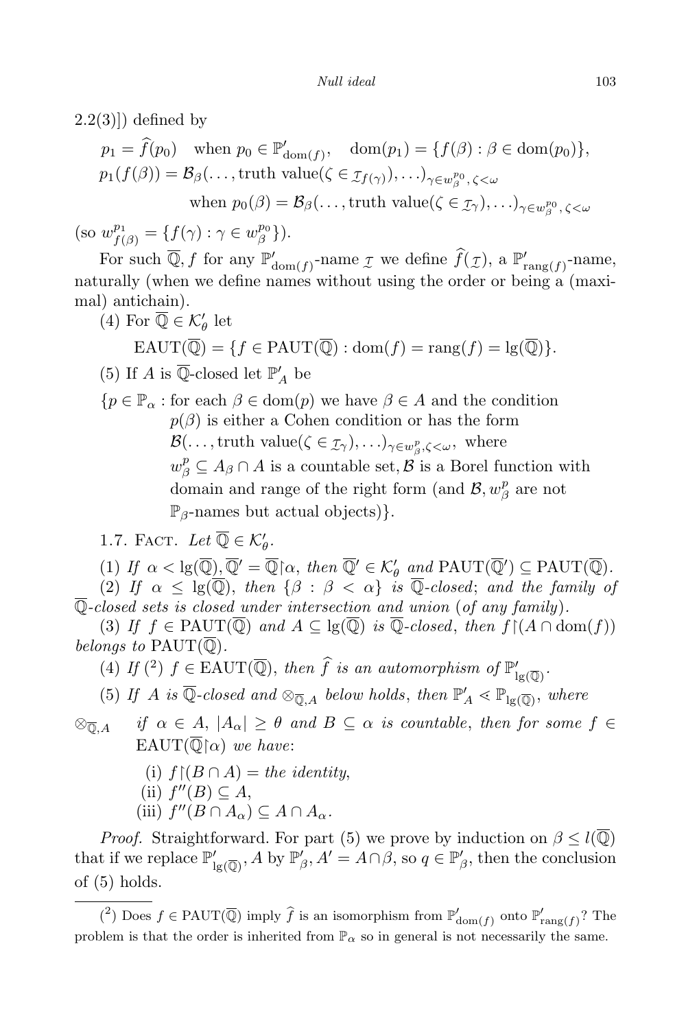2.2(3)]) defined by

$$p_1 = \widehat{f}(p_0) \quad \text{when } p_0 \in \mathbb{P}'_{\mathrm{dom}(f)}, \quad \mathrm{dom}(p_1) = \{f(\beta) : \beta \in \mathrm{dom}(p_0)\},$$
$$p_1(f(\beta)) = \mathcal{B}_\beta(\ldots, \text{truth value}(\zeta \in \underset{\sim}{\tau}_{f(\gamma)}), \ldots)_{\gamma \in w^{p_0}_\beta, \zeta < \omega}$$
$$\text{when } p_0(\beta) = \mathcal{B}_\beta(\ldots, \text{truth value}(\zeta \in \underset{\sim}{\tau}_\gamma), \ldots)_{\gamma \in w^{p_0}_\beta, \zeta < \omega}$$

(so $w^{p_1}_{f(\beta)} = \{f(\gamma) : \gamma \in w^{p_0}_\beta\}$).

For such $\overline{\mathbb{Q}}, f$ for any $\mathbb{P}'_{\mathrm{dom}(f)}$-name $\underset{\sim}{\tau}$ we define $\widehat{f}(\underset{\sim}{\tau})$, a $\mathbb{P}'_{\mathrm{rang}(f)}$-name, naturally (when we define names without using the order or being a (maximal) antichain).

(4) For $\overline{\mathbb{Q}} \in \mathcal{K}'_\theta$ let

$$\mathrm{EAUT}(\overline{\mathbb{Q}}) = \{f \in \mathrm{PAUT}(\overline{\mathbb{Q}}) : \mathrm{dom}(f) = \mathrm{rang}(f) = \lg(\overline{\mathbb{Q}})\}.$$

(5) If $A$ is $\overline{\mathbb{Q}}$-closed let $\mathbb{P}'_A$ be

$\{p \in \mathbb{P}_\alpha :$ for each $\beta \in \mathrm{dom}(p)$ we have $\beta \in A$ and the condition $p(\beta)$ is either a Cohen condition or has the form $\mathcal{B}(\ldots, \text{truth value}(\zeta \in \underset{\sim}{\tau}_\gamma), \ldots)_{\gamma \in w^p_\beta, \zeta < \omega}$, where $w^p_\beta \subseteq A_\beta \cap A$ is a countable set, $\mathcal{B}$ is a Borel function with domain and range of the right form (and $\mathcal{B}, w^p_\beta$ are not $\mathbb{P}_\beta$-names but actual objects)$\}$.

1.7. Fact. *Let $\overline{\mathbb{Q}} \in \mathcal{K}'_\theta$.*

(1) *If $\alpha < \lg(\overline{\mathbb{Q}}), \overline{\mathbb{Q}}' = \overline{\mathbb{Q}} \restriction \alpha$, then $\overline{\mathbb{Q}}' \in \mathcal{K}'_\theta$ and $\mathrm{PAUT}(\overline{\mathbb{Q}}') \subseteq \mathrm{PAUT}(\overline{\mathbb{Q}})$.*

(2) *If $\alpha \le \lg(\overline{\mathbb{Q}})$, then $\{\beta : \beta < \alpha\}$ is $\overline{\mathbb{Q}}$-closed; and the family of $\overline{\mathbb{Q}}$-closed sets is closed under intersection and union (of any family).*

(3) *If $f \in \mathrm{PAUT}(\overline{\mathbb{Q}})$ and $A \subseteq \lg(\overline{\mathbb{Q}})$ is $\overline{\mathbb{Q}}$-closed, then $f \restriction (A \cap \mathrm{dom}(f))$ belongs to $\mathrm{PAUT}(\overline{\mathbb{Q}})$.*

(4) *If* [2] *$f \in \mathrm{EAUT}(\overline{\mathbb{Q}})$, then $\widehat{f}$ is an automorphism of $\mathbb{P}'_{\lg(\overline{\mathbb{Q}})}$.*

(5) *If $A$ is $\overline{\mathbb{Q}}$-closed and $\otimes_{\overline{\mathbb{Q}},A}$ below holds, then $\mathbb{P}'_A \lessdot \mathbb{P}_{\lg(\overline{\mathbb{Q}})}$, where*

$\otimes_{\overline{\mathbb{Q}},A}$ *if $\alpha \in A$, $|A_\alpha| \ge \theta$ and $B \subseteq \alpha$ is countable, then for some $f \in \mathrm{EAUT}(\overline{\mathbb{Q}} \restriction \alpha)$ we have:*

- (i) *$f \restriction (B \cap A) =$ the identity,*
- (ii) *$f''(B) \subseteq A$,*
- (iii) *$f''(B \cap A_\alpha) \subseteq A \cap A_\alpha$.*

*Proof.* Straightforward. For part (5) we prove by induction on $\beta \le l(\overline{\mathbb{Q}})$ that if we replace $\mathbb{P}'_{\lg(\overline{\mathbb{Q}})}, A$ by $\mathbb{P}'_\beta, A' = A \cap \beta$, so $q \in \mathbb{P}'_\beta$, then the conclusion of (5) holds.

---

[2] Does $f \in \mathrm{PAUT}(\overline{\mathbb{Q}})$ imply $\widehat{f}$ is an isomorphism from $\mathbb{P}'_{\mathrm{dom}(f)}$ onto $\mathbb{P}'_{\mathrm{rang}(f)}$? The problem is that the order is inherited from $\mathbb{P}_\alpha$ so in general is not necessarily the same.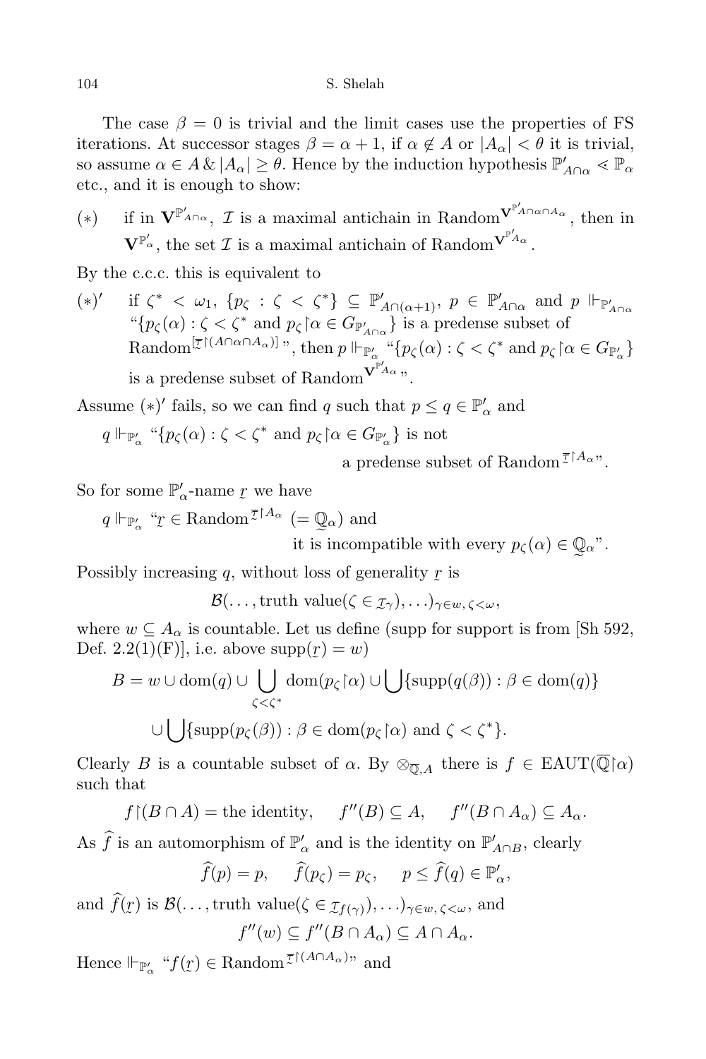The case $\beta = 0$ is trivial and the limit cases use the properties of FS iterations. At successor stages $\beta = \alpha + 1$, if $\alpha \notin A$ or $|A_\alpha| < \theta$ it is trivial, so assume $\alpha \in A \,\&\, |A_\alpha| \geq \theta$. Hence by the induction hypothesis $\mathbb{P}'_{A\cap\alpha} \lessdot \mathbb{P}_\alpha$ etc., and it is enough to show:

$(*)$ if in $\mathbf{V}^{\mathbb{P}'_{A\cap\alpha}}$, $\mathcal{I}$ is a maximal antichain in $\text{Random}^{\mathbf{V}^{\mathbb{P}'_{A\cap\alpha\cap A_\alpha}}}$, then in $\mathbf{V}^{\mathbb{P}'_\alpha}$, the set $\mathcal{I}$ is a maximal antichain of $\text{Random}^{\mathbf{V}^{\mathbb{P}'_{A_\alpha}}}$.

By the c.c.c. this is equivalent to

$(*)'$ if $\zeta^* < \omega_1$, $\{p_\zeta : \zeta < \zeta^*\} \subseteq \mathbb{P}'_{A\cap(\alpha+1)}$, $p \in \mathbb{P}'_{A\cap\alpha}$ and $p \Vdash_{\mathbb{P}'_{A\cap\alpha}}$ "$\{p_\zeta(\alpha) : \zeta < \zeta^*$ and $p_\zeta{\restriction}\alpha \in G_{\mathbb{P}'_{A\cap\alpha}}\}$ is a predense subset of $\text{Random}^{[\overline{\underset{\sim}{\tau}}{\restriction}(A\cap\alpha\cap A_\alpha)]}$", then $p \Vdash_{\mathbb{P}'_\alpha}$ "$\{p_\zeta(\alpha) : \zeta < \zeta^*$ and $p_\zeta{\restriction}\alpha \in G_{\mathbb{P}'_\alpha}\}$ is a predense subset of $\text{Random}^{\mathbf{V}^{\mathbb{P}'_{A_\alpha}}}$".

Assume $(*)'$ fails, so we can find $q$ such that $p \leq q \in \mathbb{P}'_\alpha$ and

$q \Vdash_{\mathbb{P}'_\alpha}$ "$\{p_\zeta(\alpha) : \zeta < \zeta^*$ and $p_\zeta{\restriction}\alpha \in G_{\mathbb{P}'_\alpha}\}$ is not a predense subset of $\text{Random}^{\overline{\underset{\sim}{\tau}}{\restriction}A_\alpha}$".

So for some $\mathbb{P}'_\alpha$-name $\underset{\sim}{r}$ we have

$q \Vdash_{\mathbb{P}'_\alpha}$ "$\underset{\sim}{r} \in \text{Random}^{\overline{\underset{\sim}{\tau}}{\restriction}A_\alpha}$ $(= \underset{\sim}{\mathbb{Q}}_\alpha)$ and it is incompatible with every $p_\zeta(\alpha) \in \underset{\sim}{\mathbb{Q}}_\alpha$".

Possibly increasing $q$, without loss of generality $\underset{\sim}{r}$ is

$$\mathcal{B}(\ldots, \text{truth value}(\zeta \in \underset{\sim}{\tau}_\gamma), \ldots)_{\gamma\in w,\, \zeta<\omega},$$

where $w \subseteq A_\alpha$ is countable. Let us define (supp for support is from [Sh 592, Def. 2.2(1)(F)], i.e. above $\text{supp}(\underset{\sim}{r}) = w$)

$$B = w \cup \text{dom}(q) \cup \bigcup_{\zeta<\zeta^*} \text{dom}(p_\zeta{\restriction}\alpha) \cup \bigcup\{\text{supp}(q(\beta)) : \beta \in \text{dom}(q)\}$$
$$\cup \bigcup\{\text{supp}(p_\zeta(\beta)) : \beta \in \text{dom}(p_\zeta{\restriction}\alpha) \text{ and } \zeta < \zeta^*\}.$$

Clearly $B$ is a countable subset of $\alpha$. By $\otimes_{\overline{\mathbb{Q}},A}$ there is $f \in \text{EAUT}(\overline{\mathbb{Q}}{\restriction}\alpha)$ such that

$$f{\restriction}(B\cap A) = \text{the identity}, \quad f''(B) \subseteq A, \quad f''(B\cap A_\alpha) \subseteq A_\alpha.$$

As $\widehat{f}$ is an automorphism of $\mathbb{P}'_\alpha$ and is the identity on $\mathbb{P}'_{A\cap B}$, clearly

$$\widehat{f}(p) = p, \quad \widehat{f}(p_\zeta) = p_\zeta, \quad p \leq \widehat{f}(q) \in \mathbb{P}'_\alpha,$$

and $\widehat{f}(\underset{\sim}{r})$ is $\mathcal{B}(\ldots, \text{truth value}(\zeta \in \underset{\sim}{\tau}_{f(\gamma)}), \ldots)_{\gamma\in w,\, \zeta<\omega}$, and

$$f''(w) \subseteq f''(B\cap A_\alpha) \subseteq A\cap A_\alpha.$$

Hence $\Vdash_{\mathbb{P}'_\alpha}$ "$f(\underset{\sim}{r}) \in \text{Random}^{\overline{\underset{\sim}{\tau}}{\restriction}(A\cap A_\alpha)}$" and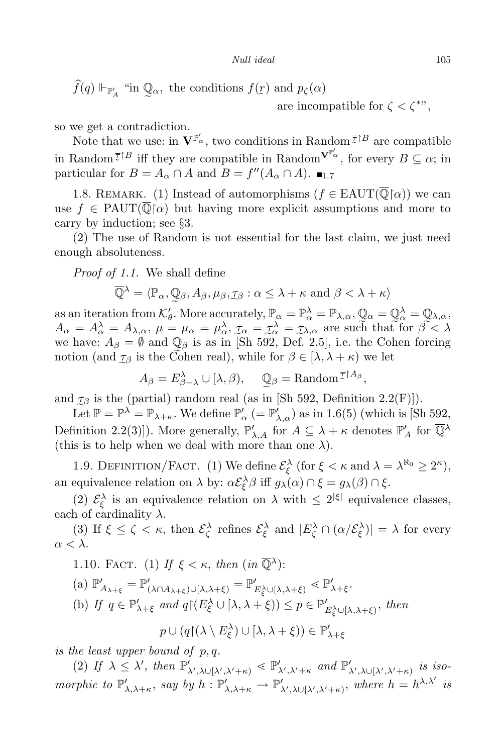$\widehat{f}(q) \Vdash_{\mathbb{P}'_A}$ "in $\underset{\sim}{\mathbb{Q}}_\alpha$, the conditions $f(\underset{\sim}{r})$ and $p_\zeta(\alpha)$ are incompatible for $\zeta < \zeta^*$",

so we get a contradiction.

Note that we use: in $\mathbf{V}^{\mathbb{P}'_\alpha}$, two conditions in $\mathrm{Random}^{\overline{\underset{\sim}{r}}\restriction B}$ are compatible in $\mathrm{Random}^{\overline{\underset{\sim}{r}}\restriction B}$ iff they are compatible in $\mathrm{Random}^{\mathbf{V}^{\mathbb{P}'_\alpha}}$, for every $B \subseteq \alpha$; in particular for $B = A_\alpha \cap A$ and $B = f''(A_\alpha \cap A)$. $\blacksquare_{1.7}$

1.8. Remark. (1) Instead of automorphisms ($f \in \mathrm{EAUT}(\overline{\mathbb{Q}}\restriction\alpha)$) we can use $f \in \mathrm{PAUT}(\overline{\mathbb{Q}}\restriction\alpha)$ but having more explicit assumptions and more to carry by induction; see §3.

(2) The use of Random is not essential for the last claim, we just need enough absoluteness.

*Proof of 1.1.* We shall define

$$\overline{\mathbb{Q}}^\lambda = \langle \mathbb{P}_\alpha, \underset{\sim}{\mathbb{Q}}_\beta, A_\beta, \mu_\beta, \underset{\sim}{r}_\beta : \alpha \le \lambda + \kappa \text{ and } \beta < \lambda + \kappa \rangle$$

as an iteration from $\mathcal{K}'_\theta$. More accurately, $\mathbb{P}_\alpha = \mathbb{P}^\lambda_\alpha = \mathbb{P}_{\lambda,\alpha}$, $\underset{\sim}{\mathbb{Q}}_\alpha = \underset{\sim}{\mathbb{Q}}^\lambda_\alpha = \underset{\sim}{\mathbb{Q}}_{\lambda,\alpha}$, $A_\alpha = A^\lambda_\alpha = A_{\lambda,\alpha}$, $\mu = \mu_\alpha = \mu^\lambda_\alpha$, $\underset{\sim}{r}_\alpha = \underset{\sim}{r}^\lambda_\alpha = \underset{\sim}{r}_{\lambda,\alpha}$ are such that for $\beta < \lambda$ we have: $A_\beta = \emptyset$ and $\underset{\sim}{\mathbb{Q}}_\beta$ is as in [Sh 592, Def. 2.5], i.e. the Cohen forcing notion (and $\underset{\sim}{r}_\beta$ is the Cohen real), while for $\beta \in [\lambda, \lambda+\kappa)$ we let

$$A_\beta = E^\lambda_{\beta-\lambda} \cup [\lambda, \beta), \qquad \underset{\sim}{\mathbb{Q}}_\beta = \mathrm{Random}^{\overline{\underset{\sim}{r}}\restriction A_\beta},$$

and $\underset{\sim}{r}_\beta$ is the (partial) random real (as in [Sh 592, Definition 2.2(F)]).

Let $\mathbb{P} = \mathbb{P}^\lambda = \mathbb{P}_{\lambda+\kappa}$. We define $\mathbb{P}'_\alpha$ ($= \mathbb{P}'_{\lambda,\alpha}$) as in 1.6(5) (which is [Sh 592, Definition 2.2(3)]). More generally, $\mathbb{P}'_{\lambda,A}$ for $A \subseteq \lambda+\kappa$ denotes $\mathbb{P}'_A$ for $\overline{\mathbb{Q}}^\lambda$ (this is to help when we deal with more than one $\lambda$).

1.9. Definition/Fact. (1) We define $\mathcal{E}^\lambda_\xi$ (for $\xi < \kappa$ and $\lambda = \lambda^{\aleph_0} \ge 2^\kappa$), an equivalence relation on $\lambda$ by: $\alpha \mathcal{E}^\lambda_\xi \beta$ iff $g_\lambda(\alpha) \cap \xi = g_\lambda(\beta) \cap \xi$.

(2) $\mathcal{E}^\lambda_\xi$ is an equivalence relation on $\lambda$ with $\le 2^{|\xi|}$ equivalence classes, each of cardinality $\lambda$.

(3) If $\xi \le \zeta < \kappa$, then $\mathcal{E}^\lambda_\zeta$ refines $\mathcal{E}^\lambda_\xi$ and $|E^\lambda_\zeta \cap (\alpha/\mathcal{E}^\lambda_\xi)| = \lambda$ for every $\alpha < \lambda$.

1.10. Fact. (1) *If $\xi < \kappa$, then (in $\overline{\mathbb{Q}}^\lambda$):*

(a) $\mathbb{P}'_{A_{\lambda+\xi}} = \mathbb{P}'_{(\lambda \cap A_{\lambda+\xi}) \cup [\lambda,\lambda+\xi)} = \mathbb{P}'_{E^\lambda_\xi \cup [\lambda,\lambda+\xi)} \lessdot \mathbb{P}'_{\lambda+\xi}$.

(b) *If $q \in \mathbb{P}'_{\lambda+\xi}$ and $q\restriction(E^\lambda_\xi \cup [\lambda,\lambda+\xi)) \le p \in \mathbb{P}'_{E^\lambda_\xi \cup [\lambda,\lambda+\xi)}$, then*

$$p \cup (q\restriction(\lambda \setminus E^\lambda_\xi) \cup [\lambda,\lambda+\xi)) \in \mathbb{P}'_{\lambda+\xi}$$

*is the least upper bound of $p, q$.*

(2) *If $\lambda \le \lambda'$, then $\mathbb{P}'_{\lambda',\lambda\cup[\lambda',\lambda'+\kappa)} \lessdot \mathbb{P}'_{\lambda',\lambda'+\kappa}$ and $\mathbb{P}'_{\lambda',\lambda\cup[\lambda',\lambda'+\kappa)}$ is isomorphic to $\mathbb{P}'_{\lambda,\lambda+\kappa}$, say by $h : \mathbb{P}'_{\lambda,\lambda+\kappa} \to \mathbb{P}'_{\lambda',\lambda\cup[\lambda',\lambda'+\kappa)}$, where $h = h^{\lambda,\lambda'}$ is*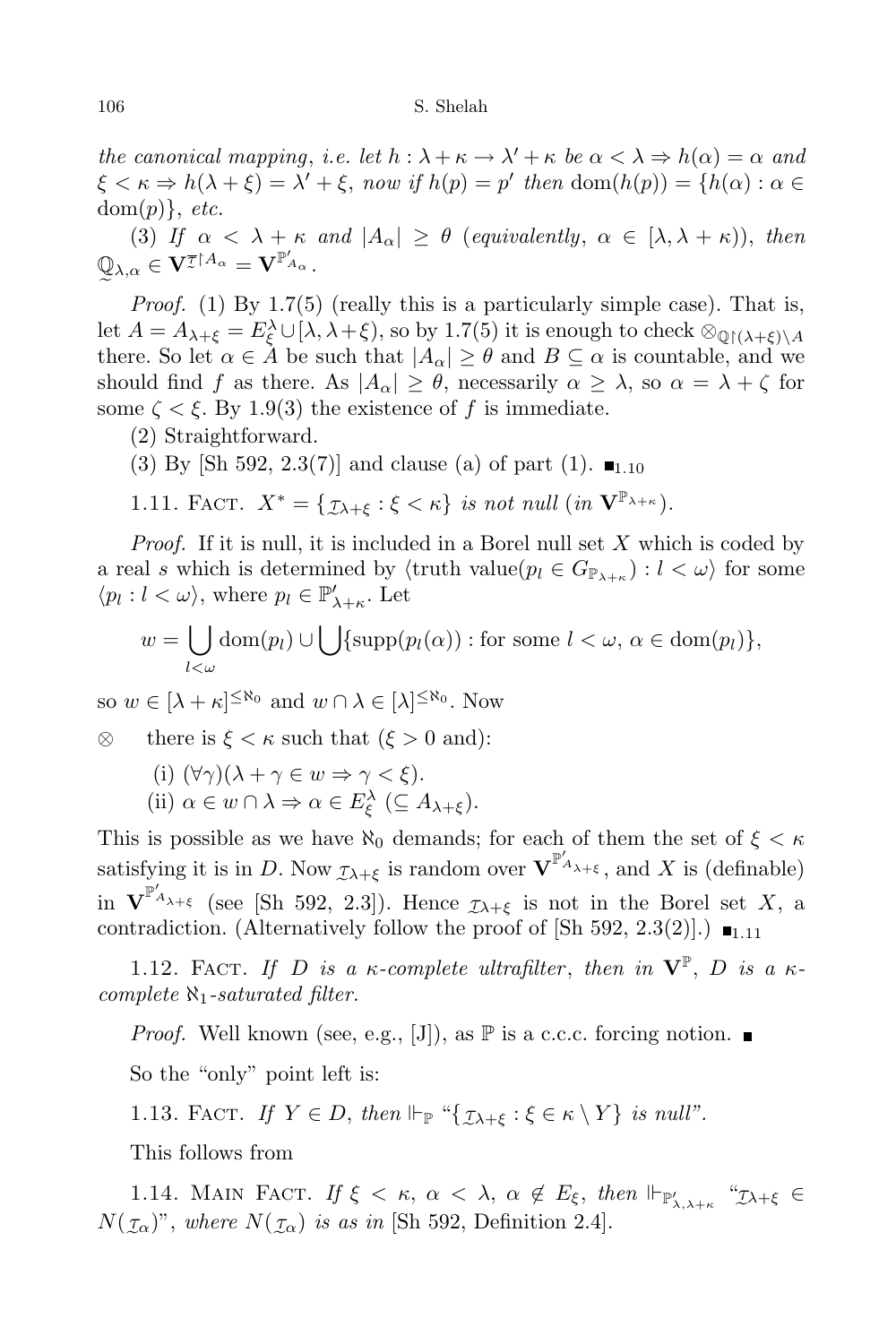*the canonical mapping, i.e. let $h : \lambda + \kappa \to \lambda' + \kappa$ be $\alpha < \lambda \Rightarrow h(\alpha) = \alpha$ and $\xi < \kappa \Rightarrow h(\lambda + \xi) = \lambda' + \xi$, now if $h(p) = p'$ then $\mathrm{dom}(h(p)) = \{h(\alpha) : \alpha \in \mathrm{dom}(p)\}$, etc.*

(3) *If $\alpha < \lambda + \kappa$ and $|A_\alpha| \geq \theta$ (equivalently, $\alpha \in [\lambda, \lambda + \kappa)$), then $\underset{\sim}{\mathbb{Q}}_{\lambda,\alpha} \in \mathbf{V}^{\underset{\sim}{\overline{r}} \restriction A_\alpha} = \mathbf{V}^{\mathbb{P}'_{A_\alpha}}$.*

*Proof.* (1) By 1.7(5) (really this is a particularly simple case). That is, let $A = A_{\lambda+\xi} = E^\lambda_\xi \cup [\lambda, \lambda+\xi)$, so by 1.7(5) it is enough to check $\otimes_{\mathbb{Q}\restriction(\lambda+\xi)\setminus A}$ there. So let $\alpha \in A$ be such that $|A_\alpha| \geq \theta$ and $B \subseteq \alpha$ is countable, and we should find $f$ as there. As $|A_\alpha| \geq \theta$, necessarily $\alpha \geq \lambda$, so $\alpha = \lambda + \zeta$ for some $\zeta < \xi$. By 1.9(3) the existence of $f$ is immediate.

(2) Straightforward.

(3) By [Sh 592, 2.3(7)] and clause (a) of part (1). $\blacksquare_{1.10}$

1.11. Fact. *$X^* = \{\underset{\sim}{r}_{\lambda+\xi} : \xi < \kappa\}$ is not null (in $\mathbf{V}^{\mathbb{P}_{\lambda+\kappa}}$).*

*Proof.* If it is null, it is included in a Borel null set $X$ which is coded by a real $s$ which is determined by $\langle \text{truth value}(p_l \in G_{\mathbb{P}_{\lambda+\kappa}}) : l < \omega\rangle$ for some $\langle p_l : l < \omega\rangle$, where $p_l \in \mathbb{P}'_{\lambda+\kappa}$. Let

$$w = \bigcup_{l<\omega} \mathrm{dom}(p_l) \cup \bigcup \{\mathrm{supp}(p_l(\alpha)) : \text{for some } l < \omega,\ \alpha \in \mathrm{dom}(p_l)\},$$

so $w \in [\lambda + \kappa]^{\leq \aleph_0}$ and $w \cap \lambda \in [\lambda]^{\leq \aleph_0}$. Now

$\otimes$ there is $\xi < \kappa$ such that ($\xi > 0$ and):

(i) $(\forall \gamma)(\lambda + \gamma \in w \Rightarrow \gamma < \xi)$.

(ii) $\alpha \in w \cap \lambda \Rightarrow \alpha \in E^\lambda_\xi$ ($\subseteq A_{\lambda+\xi}$).

This is possible as we have $\aleph_0$ demands; for each of them the set of $\xi < \kappa$ satisfying it is in $D$. Now $\underset{\sim}{r}_{\lambda+\xi}$ is random over $\mathbf{V}^{\mathbb{P}'_{A_{\lambda+\xi}}}$, and $X$ is (definable) in $\mathbf{V}^{\mathbb{P}'_{A_{\lambda+\xi}}}$ (see [Sh 592, 2.3]). Hence $\underset{\sim}{r}_{\lambda+\xi}$ is not in the Borel set $X$, a contradiction. (Alternatively follow the proof of [Sh 592, 2.3(2)].) $\blacksquare_{1.11}$

1.12. Fact. *If $D$ is a $\kappa$-complete ultrafilter, then in $\mathbf{V}^{\mathbb{P}}$, $D$ is a $\kappa$-complete $\aleph_1$-saturated filter.*

*Proof.* Well known (see, e.g., [J]), as $\mathbb{P}$ is a c.c.c. forcing notion. $\blacksquare$

So the "only" point left is:

1.13. Fact. *If $Y \in D$, then $\Vdash_{\mathbb{P}}$ "$\{\underset{\sim}{r}_{\lambda+\xi} : \xi \in \kappa \setminus Y\}$ is null".*

This follows from

1.14. Main Fact. *If $\xi < \kappa$, $\alpha < \lambda$, $\alpha \notin E_\xi$, then $\Vdash_{\mathbb{P}'_{\lambda,\lambda+\kappa}}$ "$\underset{\sim}{r}_{\lambda+\xi} \in N(\underset{\sim}{r}_\alpha)$", where $N(\underset{\sim}{r}_\alpha)$ is as in* [Sh 592, Definition 2.4].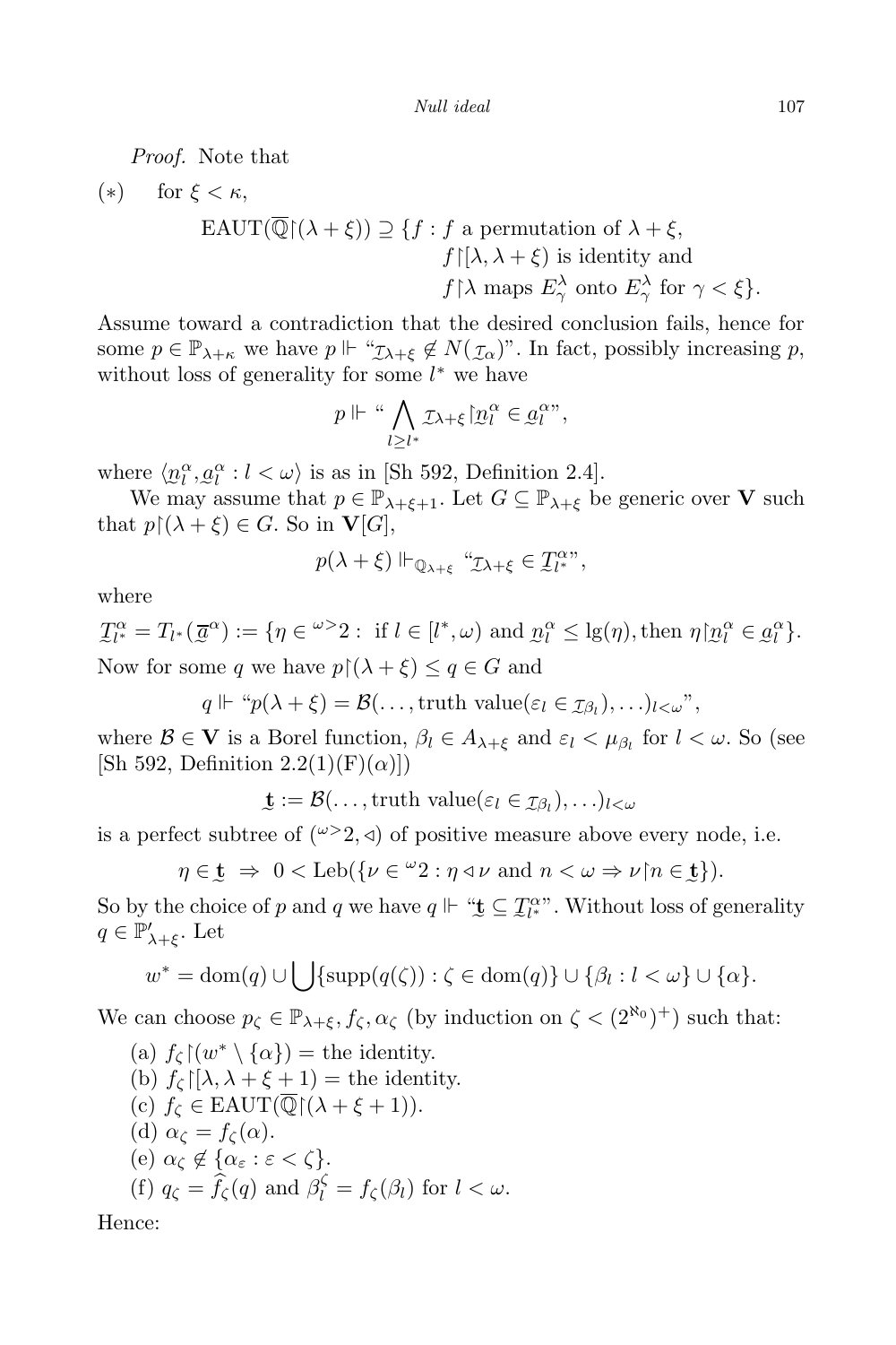*Proof.* Note that

$(*)$ for $\xi < \kappa$,

$$\mathrm{EAUT}(\overline{\mathbb{Q}}\restriction(\lambda+\xi)) \supseteq \{f : f \text{ a permutation of } \lambda+\xi,\ f\restriction[\lambda,\lambda+\xi) \text{ is identity and } f\restriction\lambda \text{ maps } E^\lambda_\gamma \text{ onto } E^\lambda_\gamma \text{ for } \gamma<\xi\}.$$

Assume toward a contradiction that the desired conclusion fails, hence for some $p \in \mathbb{P}_{\lambda+\kappa}$ we have $p \Vdash$ "$\underset{\sim}{r}_{\lambda+\xi} \notin N(\underset{\sim}{r}_\alpha)$". In fact, possibly increasing $p$, without loss of generality for some $l^*$ we have

$$p \Vdash \text{“} \bigwedge_{l \ge l^*} \underset{\sim}{r}_{\lambda+\xi}\restriction \underset{\sim}{n}^\alpha_l \in \underset{\sim}{a}^\alpha_l \text{”},$$

where $\langle \underset{\sim}{n}^\alpha_l, \underset{\sim}{a}^\alpha_l : l<\omega\rangle$ is as in [Sh 592, Definition 2.4].

We may assume that $p \in \mathbb{P}_{\lambda+\xi+1}$. Let $G \subseteq \mathbb{P}_{\lambda+\xi}$ be generic over $\mathbf{V}$ such that $p\restriction(\lambda+\xi) \in G$. So in $\mathbf{V}[G]$,

$$p(\lambda+\xi) \Vdash_{\mathbb{Q}_{\lambda+\xi}} \text{“}\underset{\sim}{r}_{\lambda+\xi} \in \underset{\sim}{T}^\alpha_{l^*}\text{”},$$

where

$$\underset{\sim}{T}^\alpha_{l^*} = T_{l^*}(\overline{\underset{\sim}{a}}^\alpha) := \{\eta \in {}^{\omega>}2 : \text{ if } l \in [l^*,\omega) \text{ and } \underset{\sim}{n}^\alpha_l \le \lg(\eta), \text{then } \eta\restriction \underset{\sim}{n}^\alpha_l \in \underset{\sim}{a}^\alpha_l\}.$$

Now for some $q$ we have $p\restriction(\lambda+\xi) \le q \in G$ and

$$q \Vdash \text{“}p(\lambda+\xi) = \mathcal{B}(\ldots, \text{truth value}(\varepsilon_l \in \underset{\sim}{r}_{\beta_l}), \ldots)_{l<\omega}\text{”},$$

where $\mathcal{B} \in \mathbf{V}$ is a Borel function, $\beta_l \in A_{\lambda+\xi}$ and $\varepsilon_l < \mu_{\beta_l}$ for $l<\omega$. So (see [Sh 592, Definition 2.2(1)(F)($\alpha$)])

$$\underset{\sim}{\mathbf{t}} := \mathcal{B}(\ldots, \text{truth value}(\varepsilon_l \in \underset{\sim}{r}_{\beta_l}), \ldots)_{l<\omega}$$

is a perfect subtree of $({}^{\omega>}2, \lhd)$ of positive measure above every node, i.e.

$$\eta \in \underset{\sim}{\mathbf{t}} \ \Rightarrow\ 0 < \mathrm{Leb}(\{\nu \in {}^\omega 2 : \eta \lhd \nu \text{ and } n<\omega \Rightarrow \nu\restriction n \in \underset{\sim}{\mathbf{t}}\}).$$

So by the choice of $p$ and $q$ we have $q \Vdash$ "$\underset{\sim}{\mathbf{t}} \subseteq \underset{\sim}{T}^\alpha_{l^*}$". Without loss of generality $q \in \mathbb{P}'_{\lambda+\xi}$. Let

$$w^* = \mathrm{dom}(q) \cup \bigcup\{\mathrm{supp}(q(\zeta)) : \zeta \in \mathrm{dom}(q)\} \cup \{\beta_l : l<\omega\} \cup \{\alpha\}.$$

We can choose $p_\zeta \in \mathbb{P}_{\lambda+\xi}, f_\zeta, \alpha_\zeta$ (by induction on $\zeta < (2^{\aleph_0})^+$) such that:

(a) $f_\zeta\restriction(w^* \setminus \{\alpha\}) =$ the identity.
(b) $f_\zeta\restriction[\lambda, \lambda+\xi+1) =$ the identity.
(c) $f_\zeta \in \mathrm{EAUT}(\overline{\mathbb{Q}}\restriction(\lambda+\xi+1))$.
(d) $\alpha_\zeta = f_\zeta(\alpha)$.
(e) $\alpha_\zeta \notin \{\alpha_\varepsilon : \varepsilon < \zeta\}$.
(f) $q_\zeta = \widehat{f}_\zeta(q)$ and $\beta^\zeta_l = f_\zeta(\beta_l)$ for $l<\omega$.

Hence: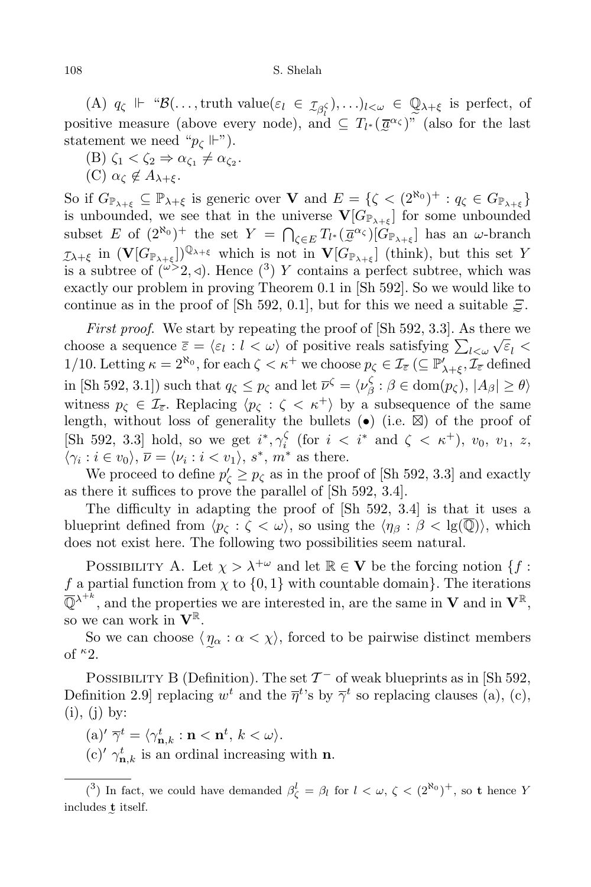(A) $q_\zeta \Vdash$ "$\mathcal{B}(\ldots, \text{truth value}(\varepsilon_l \in \underset{\sim}{\mathcal{I}}_{\beta_l^\zeta}), \ldots)_{l<\omega} \in \underset{\sim}{\mathbb{Q}}_{\lambda+\xi}$ is perfect, of positive measure (above every node), and $\subseteq T_{l^*}(\underset{\sim}{\overline{a}}^{\alpha_\zeta})$" (also for the last statement we need "$p_\zeta \Vdash$").

(B) $\zeta_1 < \zeta_2 \Rightarrow \alpha_{\zeta_1} \neq \alpha_{\zeta_2}$.

(C) $\alpha_\zeta \notin A_{\lambda+\xi}$.

So if $G_{\mathbb{P}_{\lambda+\xi}} \subseteq \mathbb{P}_{\lambda+\xi}$ is generic over $\mathbf{V}$ and $E = \{\zeta < (2^{\aleph_0})^+ : q_\zeta \in G_{\mathbb{P}_{\lambda+\xi}}\}$ is unbounded, we see that in the universe $\mathbf{V}[G_{\mathbb{P}_{\lambda+\xi}}]$ for some unbounded subset $E$ of $(2^{\aleph_0})^+$ the set $Y = \bigcap_{\zeta \in E} T_{l^*}(\underset{\sim}{\overline{a}}^{\alpha_\zeta})[G_{\mathbb{P}_{\lambda+\xi}}]$ has an $\omega$-branch $\underset{\sim}{\mathcal{I}}_{\lambda+\xi}$ in $(\mathbf{V}[G_{\mathbb{P}_{\lambda+\xi}}])^{\mathbb{Q}_{\lambda+\xi}}$ which is not in $\mathbf{V}[G_{\mathbb{P}_{\lambda+\xi}}]$ (think), but this set $Y$ is a subtree of $({}^{\omega>}2, \triangleleft)$. Hence ([3]) $Y$ contains a perfect subtree, which was exactly our problem in proving Theorem 0.1 in [Sh 592]. So we would like to continue as in the proof of [Sh 592, 0.1], but for this we need a suitable $\underset{\sim}{\Xi}$.

*First proof.* We start by repeating the proof of [Sh 592, 3.3]. As there we choose a sequence $\overline{\varepsilon} = \langle \varepsilon_l : l < \omega \rangle$ of positive reals satisfying $\sum_{l<\omega} \sqrt{\varepsilon_l} < 1/10$. Letting $\kappa = 2^{\aleph_0}$, for each $\zeta < \kappa^+$ we choose $p_\zeta \in \mathcal{I}_{\overline{\varepsilon}}$ ($\subseteq \mathbb{P}'_{\lambda+\xi}, \mathcal{I}_{\overline{\varepsilon}}$ defined in [Sh 592, 3.1]) such that $q_\zeta \leq p_\zeta$ and let $\overline{\nu}^\zeta = \langle \nu_\beta^\zeta : \beta \in \mathrm{dom}(p_\zeta),\ |A_\beta| \geq \theta \rangle$ witness $p_\zeta \in \mathcal{I}_{\overline{\varepsilon}}$. Replacing $\langle p_\zeta : \zeta < \kappa^+ \rangle$ by a subsequence of the same length, without loss of generality the bullets ($\bullet$) (i.e. $\boxtimes$) of the proof of [Sh 592, 3.3] hold, so we get $i^*, \gamma_i^\zeta$ (for $i < i^*$ and $\zeta < \kappa^+$), $v_0$, $v_1$, $z$, $\langle \gamma_i : i \in v_0 \rangle$, $\overline{\nu} = \langle \nu_i : i < v_1 \rangle$, $s^*$, $m^*$ as there.

We proceed to define $p'_\zeta \geq p_\zeta$ as in the proof of [Sh 592, 3.3] and exactly as there it suffices to prove the parallel of [Sh 592, 3.4].

The difficulty in adapting the proof of [Sh 592, 3.4] is that it uses a blueprint defined from $\langle p_\zeta : \zeta < \omega \rangle$, so using the $\langle \eta_\beta : \beta < \lg(\overline{\mathbb{Q}}) \rangle$, which does not exist here. The following two possibilities seem natural.

Possibility A. Let $\chi > \lambda^{+\omega}$ and let $\mathbb{R} \in \mathbf{V}$ be the forcing notion $\{f : f$ a partial function from $\chi$ to $\{0,1\}$ with countable domain$\}$. The iterations $\overline{\mathbb{Q}}^{\lambda^{+k}}$, and the properties we are interested in, are the same in $\mathbf{V}$ and in $\mathbf{V}^{\mathbb{R}}$, so we can work in $\mathbf{V}^{\mathbb{R}}$.

So we can choose $\langle \underset{\sim}{\eta}_\alpha : \alpha < \chi \rangle$, forced to be pairwise distinct members of ${}^\kappa 2$.

Possibility B (Definition). The set $\mathcal{T}^-$ of weak blueprints as in [Sh 592, Definition 2.9] replacing $w^t$ and the $\overline{\eta}^t$'s by $\overline{\gamma}^t$ so replacing clauses (a), (c), (i), (j) by:

(a)$'$ $\overline{\gamma}^t = \langle \gamma_{\mathbf{n},k}^t : \mathbf{n} < \mathbf{n}^t,\ k < \omega \rangle$.

(c)$'$ $\gamma_{\mathbf{n},k}^t$ is an ordinal increasing with $\mathbf{n}$.

---

([3]) In fact, we could have demanded $\beta_\zeta^l = \beta_l$ for $l < \omega$, $\zeta < (2^{\aleph_0})^+$, so $\mathbf{t}$ hence $Y$ includes $\underset{\sim}{\mathbf{t}}$ itself.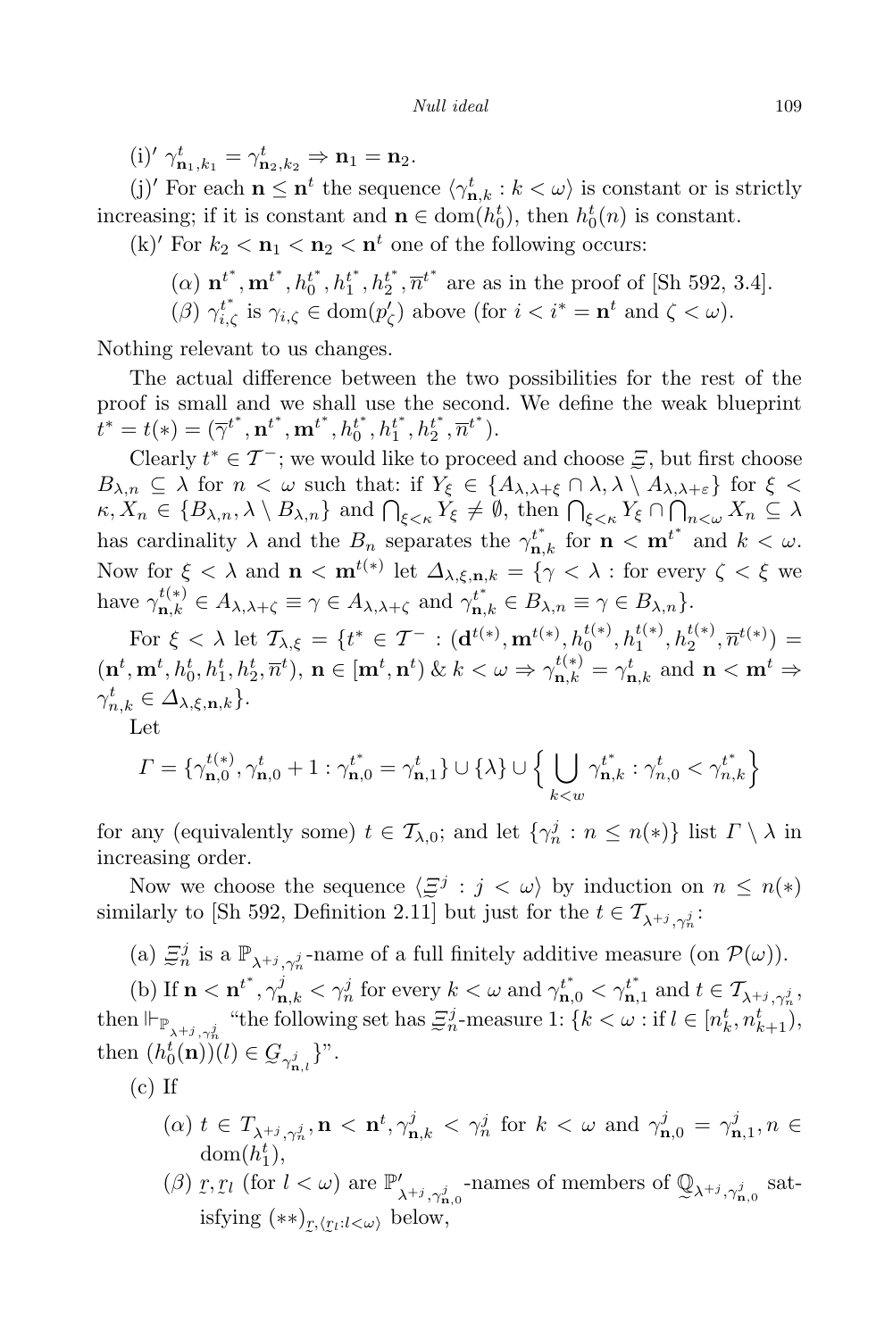(i)′ $\gamma^t_{\mathbf{n}_1,k_1} = \gamma^t_{\mathbf{n}_2,k_2} \Rightarrow \mathbf{n}_1 = \mathbf{n}_2$.

(j)′ For each $\mathbf{n} \le \mathbf{n}^t$ the sequence $\langle \gamma^t_{\mathbf{n},k} : k < \omega \rangle$ is constant or is strictly increasing; if it is constant and $\mathbf{n} \in \mathrm{dom}(h^t_0)$, then $h^t_0(n)$ is constant.

(k)′ For $k_2 < \mathbf{n}_1 < \mathbf{n}_2 < \mathbf{n}^t$ one of the following occurs:

> ($\alpha$) $\mathbf{n}^{t^*}, \mathbf{m}^{t^*}, h^{t^*}_0, h^{t^*}_1, h^{t^*}_2, \overline{n}^{t^*}$ are as in the proof of [Sh 592, 3.4].
>
> ($\beta$) $\gamma^{t^*}_{i,\zeta}$ is $\gamma_{i,\zeta} \in \mathrm{dom}(p'_\zeta)$ above (for $i < i^* = \mathbf{n}^t$ and $\zeta < \omega$).

Nothing relevant to us changes.

The actual difference between the two possibilities for the rest of the proof is small and we shall use the second. We define the weak blueprint $t^* = t(*) = (\overline{\gamma}^{t^*}, \mathbf{n}^{t^*}, \mathbf{m}^{t^*}, h^{t^*}_0, h^{t^*}_1, h^{t^*}_2, \overline{n}^{t^*})$.

Clearly $t^* \in \mathcal{T}^-$; we would like to proceed and choose $\Xi$, but first choose $B_{\lambda,n} \subseteq \lambda$ for $n < \omega$ such that: if $Y_\xi \in \{A_{\lambda,\lambda+\xi} \cap \lambda, \lambda \setminus A_{\lambda,\lambda+\varepsilon}\}$ for $\xi < \kappa, X_n \in \{B_{\lambda,n}, \lambda \setminus B_{\lambda,n}\}$ and $\bigcap_{\xi<\kappa} Y_\xi \ne \emptyset$, then $\bigcap_{\xi<\kappa} Y_\xi \cap \bigcap_{n<\omega} X_n \subseteq \lambda$ has cardinality $\lambda$ and the $B_n$ separates the $\gamma^{t^*}_{\mathbf{n},k}$ for $\mathbf{n} < \mathbf{m}^{t^*}$ and $k < \omega$. Now for $\xi < \lambda$ and $\mathbf{n} < \mathbf{m}^{t(*)}$ let $\Delta_{\lambda,\xi,\mathbf{n},k} = \{\gamma < \lambda :$ for every $\zeta < \xi$ we have $\gamma^{t(*)}_{\mathbf{n},k} \in A_{\lambda,\lambda+\zeta} \equiv \gamma \in A_{\lambda,\lambda+\zeta}$ and $\gamma^{t^*}_{\mathbf{n},k} \in B_{\lambda,n} \equiv \gamma \in B_{\lambda,n}\}$.

For $\xi < \lambda$ let $\mathcal{T}_{\lambda,\xi} = \{t^* \in \mathcal{T}^- : (\mathbf{d}^{t(*)}, \mathbf{m}^{t(*)}, h^{t(*)}_0, h^{t(*)}_1, h^{t(*)}_2, \overline{n}^{t(*)}) = (\mathbf{n}^t, \mathbf{m}^t, h^t_0, h^t_1, h^t_2, \overline{n}^t)$, $\mathbf{n} \in [\mathbf{m}^t, \mathbf{n}^t)$ & $k < \omega \Rightarrow \gamma^{t(*)}_{\mathbf{n},k} = \gamma^t_{\mathbf{n},k}$ and $\mathbf{n} < \mathbf{m}^t \Rightarrow \gamma^t_{n,k} \in \Delta_{\lambda,\xi,\mathbf{n},k}\}$.

Let

$$\Gamma = \{\gamma^{t(*)}_{\mathbf{n},0}, \gamma^t_{\mathbf{n},0} + 1 : \gamma^{t^*}_{\mathbf{n},0} = \gamma^t_{\mathbf{n},1}\} \cup \{\lambda\} \cup \Big\{ \bigcup_{k<w} \gamma^{t^*}_{\mathbf{n},k} : \gamma^t_{n,0} < \gamma^{t^*}_{n,k} \Big\}$$

for any (equivalently some) $t \in \mathcal{T}_{\lambda,0}$; and let $\{\gamma^j_n : n \le n(*)\}$ list $\Gamma \setminus \lambda$ in increasing order.

Now we choose the sequence $\langle \Xi^j : j < \omega \rangle$ by induction on $n \le n(*)$ similarly to [Sh 592, Definition 2.11] but just for the $t \in \mathcal{T}_{\lambda+j,\gamma^j_n}$:

(a) $\Xi^j_n$ is a $\mathbb{P}_{\lambda+j,\gamma^j_n}$-name of a full finitely additive measure (on $\mathcal{P}(\omega)$).

(b) If $\mathbf{n} < \mathbf{n}^{t^*}, \gamma^j_{\mathbf{n},k} < \gamma^j_n$ for every $k < \omega$ and $\gamma^{t^*}_{\mathbf{n},0} < \gamma^{t^*}_{\mathbf{n},1}$ and $t \in \mathcal{T}_{\lambda+j,\gamma^j_n}$, then $\Vdash_{\mathbb{P}_{\lambda+j,\gamma^j_n}}$ "the following set has $\Xi^j_n$-measure 1: $\{k < \omega :$ if $l \in [n^t_k, n^t_{k+1})$, then $(h^t_0(\mathbf{n}))(l) \in G_{\gamma^j_{\mathbf{n},l}}\}$".

(c) If

> ($\alpha$) $t \in T_{\lambda+j,\gamma^j_n}, \mathbf{n} < \mathbf{n}^t, \gamma^j_{\mathbf{n},k} < \gamma^j_n$ for $k < \omega$ and $\gamma^j_{\mathbf{n},0} = \gamma^j_{\mathbf{n},1}, n \in \mathrm{dom}(h^t_1)$,
>
> ($\beta$) $r, r_l$ (for $l < \omega$) are $\mathbb{P}'_{\lambda+j,\gamma^j_{\mathbf{n},0}}$-names of members of $\mathbb{Q}_{\lambda+j,\gamma^j_{\mathbf{n},0}}$ satisfying $(**)_{r,\langle r_l : l<\omega \rangle}$ below,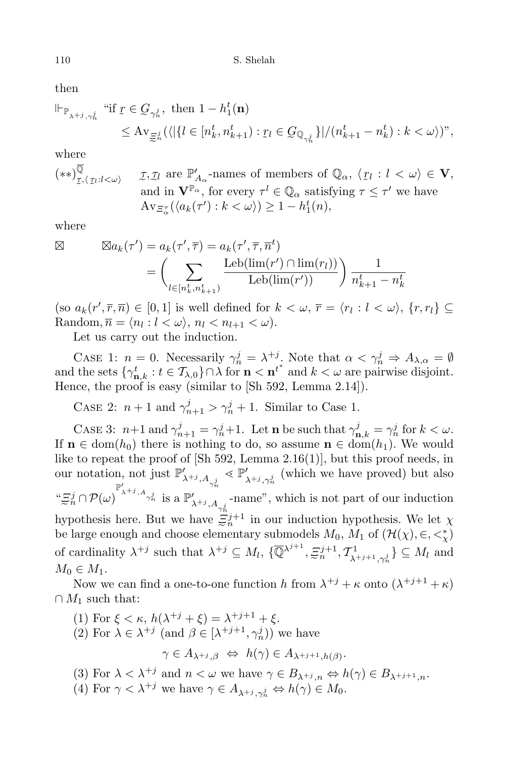then

$$\Vdash_{\mathbb{P}_{\lambda^{+j},\gamma^j_n}} \text{"if } \underset{\sim}{r} \in \underset{\sim}{G}_{\gamma^j_n}, \text{ then } 1 - h^t_1(\mathbf{n})$$
$$\leq \mathrm{Av}_{\underset{\sim}{\Xi}^j_n}(\langle |\{l \in [n^t_k, n^t_{k+1}) : \underset{\sim}{r}_l \in \underset{\sim}{G}_{\mathbb{Q}_{\gamma^j_n}}\}|/(n^t_{k+1} - n^t_k) : k < \omega\rangle)\text{"},$$

where

$(**)^{\overline{\mathbb{Q}}}_{\underset{\sim}{\tau},\langle \underset{\sim}{\tau}_l : l<\omega\rangle}$ $\quad \underset{\sim}{\tau}, \underset{\sim}{\tau}_l$ are $\mathbb{P}'_{A_\alpha}$-names of members of $\mathbb{Q}_\alpha$, $\langle \underset{\sim}{r}_l : l < \omega\rangle \in \mathbf{V}$, and in $\mathbf{V}^{\mathbb{P}_\alpha}$, for every $\tau^l \in \mathbb{Q}_\alpha$ satisfying $\tau \leq \tau'$ we have $\mathrm{Av}_{\Xi^\tau_\alpha}(\langle a_k(\tau') : k < \omega\rangle) \geq 1 - h^t_1(n)$,

where

$$\boxtimes \qquad \boxtimes a_k(\tau') = a_k(\tau', \overline{\tau}) = a_k(\tau', \overline{\tau}, \overline{n}^t)$$
$$= \Bigg(\sum_{l \in [n^t_k, n^t_{k+1})} \frac{\mathrm{Leb}(\lim(r') \cap \lim(r_l))}{\mathrm{Leb}(\lim(r'))}\Bigg) \frac{1}{n^t_{k+1} - n^t_k}$$

(so $a_k(r', \overline{r}, \overline{n}) \in [0,1]$ is well defined for $k < \omega$, $\overline{r} = \langle r_l : l < \omega\rangle$, $\{r, r_l\} \subseteq$ Random, $\overline{n} = \langle n_l : l < \omega\rangle$, $n_l < n_{l+1} < \omega$).

Let us carry out the induction.

Case 1: $n = 0$. Necessarily $\gamma^j_n = \lambda^{+j}$. Note that $\alpha < \gamma^j_n \Rightarrow A_{\lambda,\alpha} = \emptyset$ and the sets $\{\gamma^t_{\mathbf{n},k} : t \in \mathcal{T}_{\lambda,0}\} \cap \lambda$ for $\mathbf{n} < \mathbf{n}^{t^*}$ and $k < \omega$ are pairwise disjoint. Hence, the proof is easy (similar to [Sh 592, Lemma 2.14]).

Case 2: $n+1$ and $\gamma^j_{n+1} > \gamma^j_n + 1$. Similar to Case 1.

Case 3: $n+1$ and $\gamma^j_{n+1} = \gamma^j_n + 1$. Let $\mathbf{n}$ be such that $\gamma^j_{\mathbf{n},k} = \gamma^j_n$ for $k < \omega$. If $\mathbf{n} \in \mathrm{dom}(h_0)$ there is nothing to do, so assume $\mathbf{n} \in \mathrm{dom}(h_1)$. We would like to repeat the proof of [Sh 592, Lemma 2.16(1)], but this proof needs, in our notation, not just $\mathbb{P}'_{\lambda^{+j},A_{\gamma^j_n}} \lessdot \mathbb{P}'_{\lambda^{+j},\gamma^j_n}$ (which we have proved) but also "$\underset{\sim}{\Xi}^j_n \cap \mathcal{P}(\omega)^{\mathbb{P}'_{\lambda^{+j},A_{\gamma^j_n}}}$ is a $\mathbb{P}'_{\lambda^{+j},A_{\gamma^j_n}}$-name", which is not part of our induction hypothesis here. But we have $\underset{\sim}{\Xi}^{j+1}_n$ in our induction hypothesis. We let $\chi$ be large enough and choose elementary submodels $M_0$, $M_1$ of $(\mathcal{H}(\chi), \in, <^*_\chi)$ of cardinality $\lambda^{+j}$ such that $\lambda^{+j} \subseteq M_l$, $\{\overline{\mathbb{Q}}^{\lambda^{j+1}}, \underset{\sim}{\Xi}^{j+1}_n, \mathcal{T}^1_{\lambda^{+j+1},\gamma^j_n}\} \subseteq M_l$ and $M_0 \in M_1$.

Now we can find a one-to-one function $h$ from $\lambda^{+j} + \kappa$ onto $(\lambda^{+j+1} + \kappa) \cap M_1$ such that:

(1) For $\xi < \kappa$, $h(\lambda^{+j} + \xi) = \lambda^{+j+1} + \xi$.

(2) For $\lambda \in \lambda^{+j}$ (and $\beta \in [\lambda^{+j+1}, \gamma^j_n)$) we have
$$\gamma \in A_{\lambda^{+j},\beta} \;\Leftrightarrow\; h(\gamma) \in A_{\lambda^{+j+1},h(\beta)}.$$

(3) For $\lambda < \lambda^{+j}$ and $n < \omega$ we have $\gamma \in B_{\lambda^{+j},n} \Leftrightarrow h(\gamma) \in B_{\lambda^{+j+1},n}$.

(4) For $\gamma < \lambda^{+j}$ we have $\gamma \in A_{\lambda^{+j},\gamma^j_n} \Leftrightarrow h(\gamma) \in M_0$.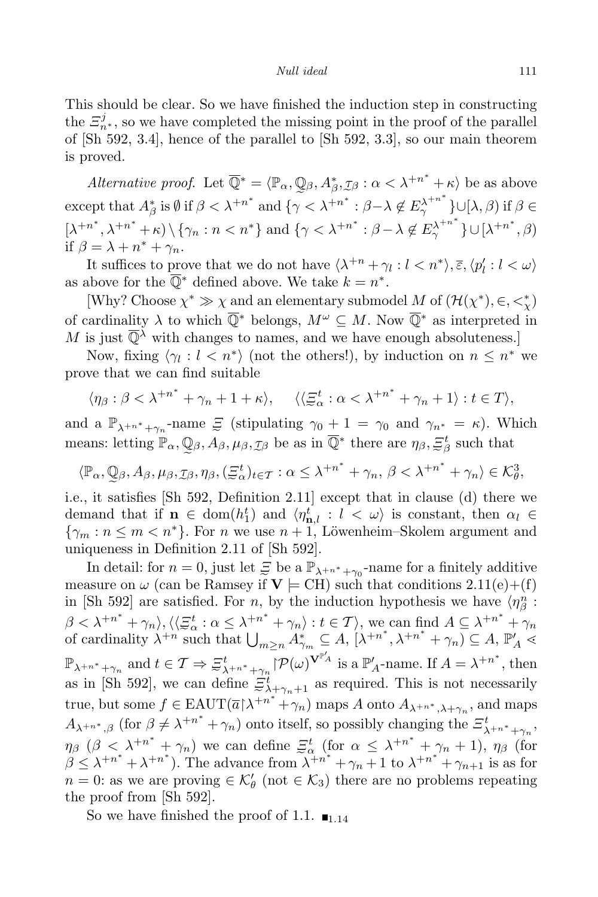This should be clear. So we have finished the induction step in constructing the $\Xi^j_{n^*}$, so we have completed the missing point in the proof of the parallel of [Sh 592, 3.4], hence of the parallel to [Sh 592, 3.3], so our main theorem is proved.

*Alternative proof.* Let $\overline{\mathbb{Q}}^* = \langle \mathbb{P}_\alpha, \underset{\sim}{\mathbb{Q}}_\beta, A^*_\beta, \mathcal{I}_\beta : \alpha < \lambda^{+n^*} + \kappa\rangle$ be as above except that $A^*_\beta$ is $\emptyset$ if $\beta < \lambda^{+n^*}$ and $\{\gamma < \lambda^{+n^*} : \beta - \lambda \notin E^{\lambda^{+n^*}}_\gamma\} \cup [\lambda, \beta)$ if $\beta \in [\lambda^{+n^*}, \lambda^{+n^*} + \kappa) \setminus \{\gamma_n : n < n^*\}$ and $\{\gamma < \lambda^{+n^*} : \beta - \lambda \notin E^{\lambda^{+n^*}}_\gamma\} \cup [\lambda^{+n^*}, \beta)$ if $\beta = \lambda + n^* + \gamma_n$.

It suffices to prove that we do not have $\langle \lambda^{+n} + \gamma_l : l < n^*\rangle, \overline{\varepsilon}, \langle p'_l : l < \omega\rangle$ as above for the $\overline{\mathbb{Q}}^*$ defined above. We take $k = n^*$.

[Why? Choose $\chi^* \gg \chi$ and an elementary submodel $M$ of $(\mathcal{H}(\chi^*), \in, <^*_\chi)$ of cardinality $\lambda$ to which $\overline{\mathbb{Q}}^*$ belongs, $M^\omega \subseteq M$. Now $\overline{\mathbb{Q}}^*$ as interpreted in $M$ is just $\overline{\mathbb{Q}}^\lambda$ with changes to names, and we have enough absoluteness.]

Now, fixing $\langle \gamma_l : l < n^*\rangle$ (not the others!), by induction on $n \le n^*$ we prove that we can find suitable

$$\langle \eta_\beta : \beta < \lambda^{+n^*} + \gamma_n + 1 + \kappa\rangle, \quad \langle\langle \Xi^t_\alpha : \alpha < \lambda^{+n^*} + \gamma_n + 1\rangle : t \in T\rangle,$$

and a $\mathbb{P}_{\lambda^{+n^*}+\gamma_n}$-name $\underset{\sim}{\Xi}$ (stipulating $\gamma_0 + 1 = \gamma_0$ and $\gamma_{n^*} = \kappa$). Which means: letting $\mathbb{P}_\alpha, \underset{\sim}{\mathbb{Q}}_\beta, A_\beta, \mu_\beta, \mathcal{I}_\beta$ be as in $\overline{\mathbb{Q}}^*$ there are $\eta_\beta, \Xi^t_\beta$ such that

$$\langle \mathbb{P}_\alpha, \underset{\sim}{\mathbb{Q}}_\beta, A_\beta, \mu_\beta, \mathcal{I}_\beta, \eta_\beta, (\Xi^t_\alpha)_{t\in\mathcal{T}} : \alpha \le \lambda^{+n^*} + \gamma_n,\ \beta < \lambda^{+n^*} + \gamma_n\rangle \in \mathcal{K}^3_\theta,$$

i.e., it satisfies [Sh 592, Definition 2.11] except that in clause (d) there we demand that if $\mathbf{n} \in \mathrm{dom}(h^t_1)$ and $\langle \eta^t_{\mathbf{n},l} : l < \omega\rangle$ is constant, then $\alpha_l \in \{\gamma_m : n \le m < n^*\}$. For $n$ we use $n+1$, Löwenheim–Skolem argument and uniqueness in Definition 2.11 of [Sh 592].

In detail: for $n = 0$, just let $\underset{\sim}{\Xi}$ be a $\mathbb{P}_{\lambda^{+n^*}+\gamma_0}$-name for a finitely additive measure on $\omega$ (can be Ramsey if $\mathbf{V} \models \mathrm{CH}$) such that conditions 2.11(e)+(f) in [Sh 592] are satisfied. For $n$, by the induction hypothesis we have $\langle \eta^n_\beta : \beta < \lambda^{+n^*} + \gamma_n\rangle, \langle\langle \Xi^t_\alpha : \alpha \le \lambda^{+n^*} + \gamma_n\rangle : t \in \mathcal{T}\rangle$, we can find $A \subseteq \lambda^{+n^*} + \gamma_n$ of cardinality $\lambda^{+n}$ such that $\bigcup_{m\ge n} A^*_{\gamma_m} \subseteq A$, $[\lambda^{+n^*}, \lambda^{+n^*} + \gamma_n) \subseteq A$, $\mathbb{P}'_A \lessdot \mathbb{P}_{\lambda^{+n^*}+\gamma_n}$ and $t \in \mathcal{T} \Rightarrow \Xi^t_{\lambda^{+n^*}+\gamma_n} {\restriction} \mathcal{P}(\omega)^{\mathbf{V}^{\mathbb{P}'_A}}$ is a $\mathbb{P}'_A$-name. If $A = \lambda^{+n^*}$, then as in [Sh 592], we can define $\underset{\sim}{\Xi}^t_{\lambda+\gamma_n+1}$ as required. This is not necessarily true, but some $f \in \mathrm{EAUT}(\overline{a}{\restriction}\lambda^{+n^*} + \gamma_n)$ maps $A$ onto $A_{\lambda^{+n^*},\lambda+\gamma_n}$, and maps $A_{\lambda^{+n^*},\beta}$ (for $\beta \ne \lambda^{+n^*} + \gamma_n$) onto itself, so possibly changing the $\Xi^t_{\lambda^{+n^*}+\gamma_n}$, $\eta_\beta$ ($\beta < \lambda^{+n^*} + \gamma_n$) we can define $\underset{\sim}{\Xi}^t_\alpha$ (for $\alpha \le \lambda^{+n^*} + \gamma_n + 1$), $\eta_\beta$ (for $\beta \le \lambda^{+n^*} + \lambda^{+n^*}$). The advance from $\lambda^{+n^*} + \gamma_n + 1$ to $\lambda^{+n^*} + \gamma_{n+1}$ is as for $n = 0$: as we are proving $\in \mathcal{K}'_\theta$ (not $\in \mathcal{K}_3$) there are no problems repeating the proof from [Sh 592].

So we have finished the proof of 1.1. $\blacksquare_{1.14}$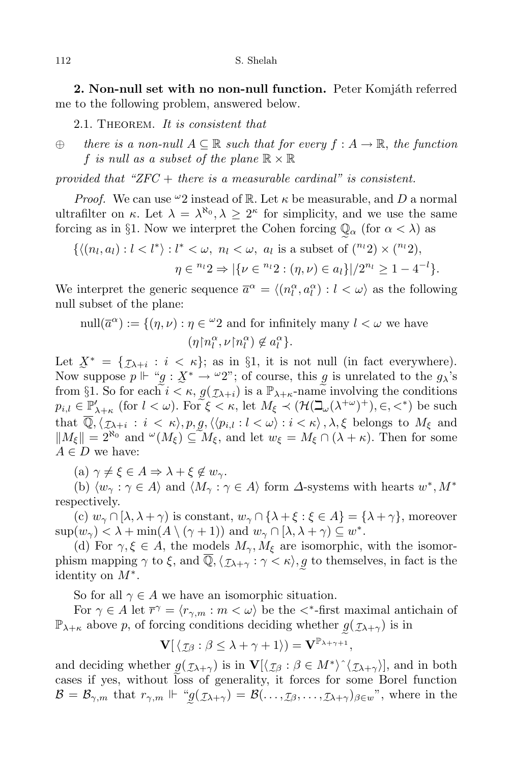**2. Non-null set with no non-null function.** Peter Komjáth referred me to the following problem, answered below.

2.1. Theorem. *It is consistent that*

$\oplus$ *there is a non-null $A \subseteq \mathbb{R}$ such that for every $f : A \to \mathbb{R}$, the function $f$ is null as a subset of the plane $\mathbb{R} \times \mathbb{R}$*

*provided that "ZFC + there is a measurable cardinal" is consistent.*

*Proof.* We can use ${}^{\omega}2$ instead of $\mathbb{R}$. Let $\kappa$ be measurable, and $D$ a normal ultrafilter on $\kappa$. Let $\lambda = \lambda^{\aleph_0}, \lambda \geq 2^{\kappa}$ for simplicity, and we use the same forcing as in §1. Now we interpret the Cohen forcing $\underset{\sim}{\mathbb{Q}}_{\alpha}$ (for $\alpha < \lambda$) as

$$\{\langle (n_l, a_l) : l < l^* \rangle : l^* < \omega,\ n_l < \omega,\ a_l \text{ is a subset of } ({}^{n_l}2) \times ({}^{n_l}2),$$
$$\eta \in {}^{n_l}2 \Rightarrow |\{\nu \in {}^{n_l}2 : (\eta, \nu) \in a_l\}|/2^{n_l} \geq 1 - 4^{-l}\}.$$

We interpret the generic sequence $\overline{a}^{\alpha} = \langle (n^{\alpha}_l, a^{\alpha}_l) : l < \omega \rangle$ as the following null subset of the plane:

$$\text{null}(\overline{a}^{\alpha}) := \{(\eta, \nu) : \eta \in {}^{\omega}2 \text{ and for infinitely many } l < \omega \text{ we have } (\eta{\restriction}n^{\alpha}_l, \nu{\restriction}n^{\alpha}_l) \notin a^{\alpha}_l\}.$$

Let $\underset{\sim}{X}^* = \{\underset{\sim}{r}_{\lambda+i} : i < \kappa\}$; as in §1, it is not null (in fact everywhere). Now suppose $p \Vdash$ "$\underset{\sim}{g} : \underset{\sim}{X}^* \to {}^{\omega}2$"; of course, this $\underset{\sim}{g}$ is unrelated to the $g_{\lambda}$'s from §1. So for each $i < \kappa$, $\underset{\sim}{g}(\underset{\sim}{r}_{\lambda+i})$ is a $\mathbb{P}_{\lambda+\kappa}$-name involving the conditions $p_{i,l} \in \mathbb{P}'_{\lambda+\kappa}$ (for $l < \omega$). For $\xi < \kappa$, let $M_{\xi} \prec (\mathcal{H}(\beth_{\omega}(\lambda^{+\omega})^+), \in, <^*)$ be such that $\overline{\mathbb{Q}}, \langle \underset{\sim}{r}_{\lambda+i} : i < \kappa \rangle, p, \underset{\sim}{g}, \langle \langle p_{i,l} : l < \omega \rangle : i < \kappa \rangle, \lambda, \xi$ belongs to $M_{\xi}$ and $\|M_{\xi}\| = 2^{\aleph_0}$ and ${}^{\omega}(M_{\xi}) \subseteq M_{\xi}$, and let $w_{\xi} = M_{\xi} \cap (\lambda + \kappa)$. Then for some $A \in D$ we have:

(a) $\gamma \neq \xi \in A \Rightarrow \lambda + \xi \notin w_{\gamma}$.

(b) $\langle w_{\gamma} : \gamma \in A \rangle$ and $\langle M_{\gamma} : \gamma \in A \rangle$ form $\Delta$-systems with hearts $w^*, M^*$ respectively.

(c) $w_{\gamma} \cap [\lambda, \lambda + \gamma)$ is constant, $w_{\gamma} \cap \{\lambda + \xi : \xi \in A\} = \{\lambda + \gamma\}$, moreover $\sup(w_{\gamma}) < \lambda + \min(A \setminus (\gamma + 1))$ and $w_{\gamma} \cap [\lambda, \lambda + \gamma) \subseteq w^*$.

(d) For $\gamma, \xi \in A$, the models $M_{\gamma}, M_{\xi}$ are isomorphic, with the isomorphism mapping $\gamma$ to $\xi$, and $\overline{\mathbb{Q}}, \langle \underset{\sim}{r}_{\lambda+\gamma} : \gamma < \kappa \rangle, \underset{\sim}{g}$ to themselves, in fact is the identity on $M^*$.

So for all $\gamma \in A$ we have an isomorphic situation.

For $\gamma \in A$ let $\overline{r}^{\gamma} = \langle r_{\gamma,m} : m < \omega \rangle$ be the $<^*$-first maximal antichain of $\mathbb{P}_{\lambda+\kappa}$ above $p$, of forcing conditions deciding whether $\underset{\sim}{g}(\underset{\sim}{r}_{\lambda+\gamma})$ is in

$$\mathbf{V}[\langle \underset{\sim}{r}_{\beta} : \beta \leq \lambda + \gamma + 1 \rangle) = \mathbf{V}^{\mathbb{P}_{\lambda+\gamma+1}},$$

and deciding whether $\underset{\sim}{g}(\underset{\sim}{r}_{\lambda+\gamma})$ is in $\mathbf{V}[\langle \underset{\sim}{r}_{\beta} : \beta \in M^* \rangle \hat{\ } \langle \underset{\sim}{r}_{\lambda+\gamma} \rangle]$, and in both cases if yes, without loss of generality, it forces for some Borel function $\mathcal{B} = \mathcal{B}_{\gamma,m}$ that $r_{\gamma,m} \Vdash$ "$\underset{\sim}{g}(\underset{\sim}{r}_{\lambda+\gamma}) = \mathcal{B}(\ldots, \underset{\sim}{r}_{\beta}, \ldots, \underset{\sim}{r}_{\lambda+\gamma})_{\beta \in w}$", where in the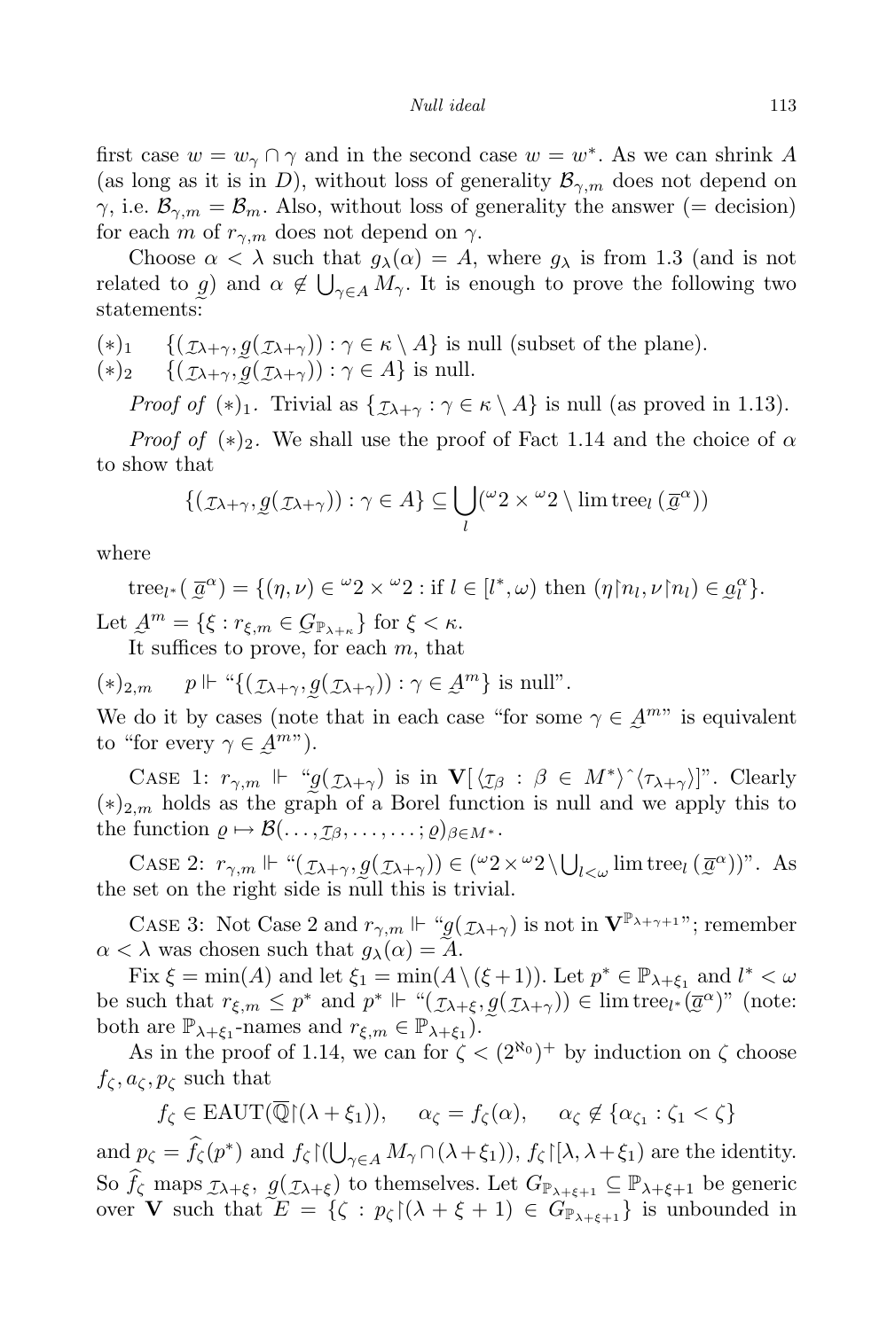first case $w = w_\gamma \cap \gamma$ and in the second case $w = w^*$. As we can shrink $A$ (as long as it is in $D$), without loss of generality $\mathcal{B}_{\gamma,m}$ does not depend on $\gamma$, i.e. $\mathcal{B}_{\gamma,m} = \mathcal{B}_m$. Also, without loss of generality the answer (= decision) for each $m$ of $r_{\gamma,m}$ does not depend on $\gamma$.

Choose $\alpha < \lambda$ such that $g_\lambda(\alpha) = A$, where $g_\lambda$ is from 1.3 (and is not related to $\underset{\sim}{g}$) and $\alpha \notin \bigcup_{\gamma \in A} M_\gamma$. It is enough to prove the following two statements:

$(*)_1$ $\quad \{(\underset{\sim}{\tau}_{\lambda+\gamma}, \underset{\sim}{g}(\underset{\sim}{\tau}_{\lambda+\gamma})) : \gamma \in \kappa \setminus A\}$ is null (subset of the plane).

$(*)_2$ $\quad \{(\underset{\sim}{\tau}_{\lambda+\gamma}, \underset{\sim}{g}(\underset{\sim}{\tau}_{\lambda+\gamma})) : \gamma \in A\}$ is null.

*Proof of* $(*)_1$. Trivial as $\{\underset{\sim}{\tau}_{\lambda+\gamma} : \gamma \in \kappa \setminus A\}$ is null (as proved in 1.13).

*Proof of* $(*)_2$. We shall use the proof of Fact 1.14 and the choice of $\alpha$ to show that

$$\{(\underset{\sim}{\tau}_{\lambda+\gamma}, \underset{\sim}{g}(\underset{\sim}{\tau}_{\lambda+\gamma})) : \gamma \in A\} \subseteq \bigcup_l ({}^\omega 2 \times {}^\omega 2 \setminus \lim \operatorname{tree}_l(\underset{\sim}{\overline{a}}^\alpha))$$

where

$$\operatorname{tree}_{l^*}(\underset{\sim}{\overline{a}}^\alpha) = \{(\eta,\nu) \in {}^\omega 2 \times {}^\omega 2 : \text{if } l \in [l^*, \omega) \text{ then } (\eta{\restriction}n_l, \nu{\restriction}n_l) \in \underset{\sim}{a}_l^\alpha\}.$$

Let $\underset{\sim}{A}^m = \{\xi : r_{\xi,m} \in \underset{\sim}{G}_{\mathbb{P}_{\lambda+\kappa}}\}$ for $\xi < \kappa$.

It suffices to prove, for each $m$, that

$(*)_{2,m}$ $\quad p \Vdash$ "$\{(\underset{\sim}{\tau}_{\lambda+\gamma}, \underset{\sim}{g}(\underset{\sim}{\tau}_{\lambda+\gamma})) : \gamma \in \underset{\sim}{A}^m\}$ is null".

We do it by cases (note that in each case "for some $\gamma \in \underset{\sim}{A}^m$" is equivalent to "for every $\gamma \in \underset{\sim}{A}^m$").

Case 1: $r_{\gamma,m} \Vdash$ "$\underset{\sim}{g}(\underset{\sim}{\tau}_{\lambda+\gamma})$ is in $\mathbf{V}[\langle \underset{\sim}{\tau}_\beta : \beta \in M^* \rangle^\frown \langle \tau_{\lambda+\gamma} \rangle]$". Clearly $(*)_{2,m}$ holds as the graph of a Borel function is null and we apply this to the function $\varrho \mapsto \mathcal{B}(\ldots, \underset{\sim}{\tau}_\beta, \ldots, \ldots; \varrho)_{\beta \in M^*}$.

Case 2: $r_{\gamma,m} \Vdash$ "$(\underset{\sim}{\tau}_{\lambda+\gamma}, \underset{\sim}{g}(\underset{\sim}{\tau}_{\lambda+\gamma})) \in ({}^\omega 2 \times {}^\omega 2 \setminus \bigcup_{l<\omega} \lim \operatorname{tree}_l(\underset{\sim}{\overline{a}}^\alpha))$". As the set on the right side is null this is trivial.

Case 3: Not Case 2 and $r_{\gamma,m} \Vdash$ "$\underset{\sim}{g}(\underset{\sim}{\tau}_{\lambda+\gamma})$ is not in $\mathbf{V}^{\mathbb{P}_{\lambda+\gamma+1}}$"; remember $\alpha < \lambda$ was chosen such that $g_\lambda(\alpha) = A$.

Fix $\xi = \min(A)$ and let $\xi_1 = \min(A \setminus (\xi+1))$. Let $p^* \in \mathbb{P}_{\lambda+\xi_1}$ and $l^* < \omega$ be such that $r_{\xi,m} \le p^*$ and $p^* \Vdash$ "$(\underset{\sim}{\tau}_{\lambda+\xi}, \underset{\sim}{g}(\underset{\sim}{\tau}_{\lambda+\gamma})) \in \lim \operatorname{tree}_{l^*}(\underset{\sim}{\overline{a}}^\alpha)$" (note: both are $\mathbb{P}_{\lambda+\xi_1}$-names and $r_{\xi,m} \in \mathbb{P}_{\lambda+\xi_1}$).

As in the proof of 1.14, we can for $\zeta < (2^{\aleph_0})^+$ by induction on $\zeta$ choose $f_\zeta, a_\zeta, p_\zeta$ such that

$$f_\zeta \in \operatorname{EAUT}(\overline{\mathbb{Q}}{\restriction}(\lambda+\xi_1)), \quad \alpha_\zeta = f_\zeta(\alpha), \quad \alpha_\zeta \notin \{\alpha_{\zeta_1} : \zeta_1 < \zeta\}$$

and $p_\zeta = \widehat{f}_\zeta(p^*)$ and $f_\zeta{\restriction}(\bigcup_{\gamma \in A} M_\gamma \cap (\lambda+\xi_1))$, $f_\zeta{\restriction}[\lambda, \lambda+\xi_1)$ are the identity. So $\widehat{f}_\zeta$ maps $\underset{\sim}{\tau}_{\lambda+\xi}$, $\underset{\sim}{g}(\underset{\sim}{\tau}_{\lambda+\xi})$ to themselves. Let $G_{\mathbb{P}_{\lambda+\xi+1}} \subseteq \mathbb{P}_{\lambda+\xi+1}$ be generic over $\mathbf{V}$ such that $E = \{\zeta : p_\zeta{\restriction}(\lambda+\xi+1) \in G_{\mathbb{P}_{\lambda+\xi+1}}\}$ is unbounded in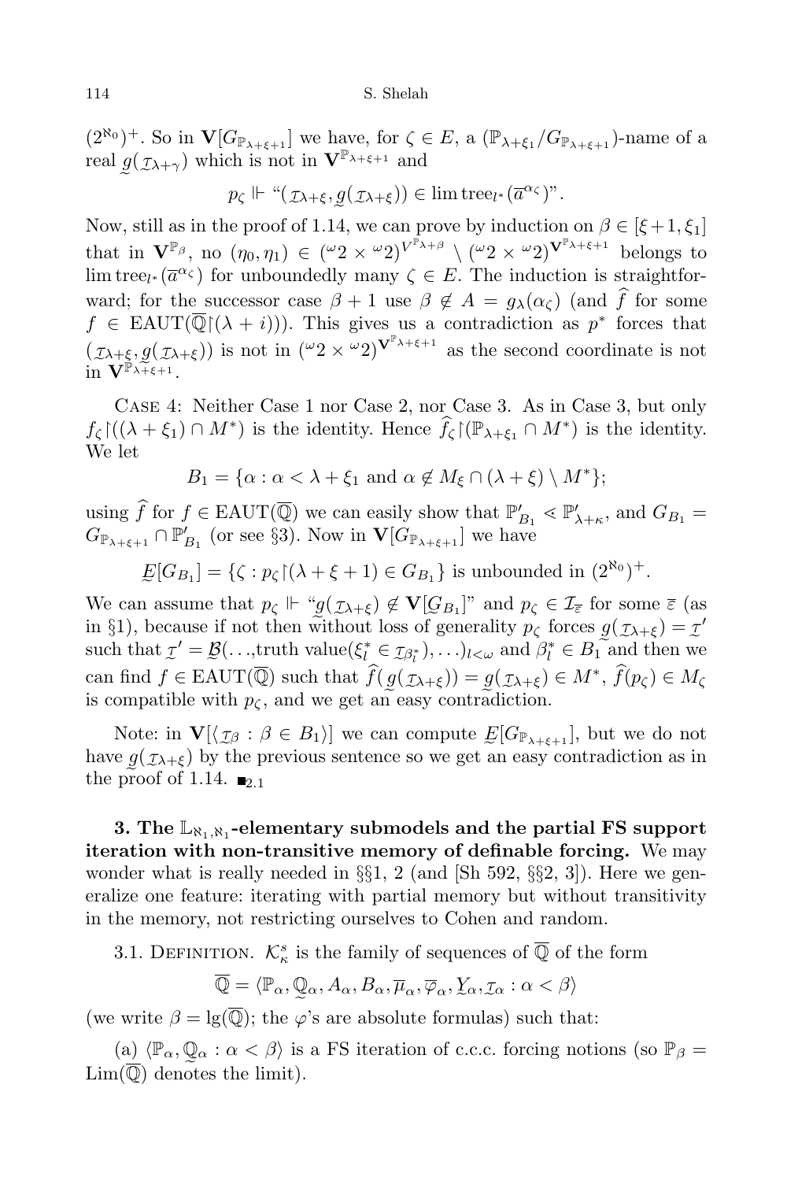$(2^{\aleph_0})^+$. So in $\mathbf{V}[G_{\mathbb{P}_{\lambda+\xi+1}}]$ we have, for $\zeta \in E$, a $(\mathbb{P}_{\lambda+\xi_1}/G_{\mathbb{P}_{\lambda+\xi+1}})$-name of a real $\underset{\sim}{g}(\underset{\sim}{r}_{\lambda+\gamma})$ which is not in $\mathbf{V}^{\mathbb{P}_{\lambda+\xi+1}}$ and

$$p_\zeta \Vdash \text{“}(\underset{\sim}{r}_{\lambda+\xi}, \underset{\sim}{g}(\underset{\sim}{r}_{\lambda+\xi})) \in \lim \operatorname{tree}_{l^*}(\overline{a}^{\alpha_\zeta})\text{”}.$$

Now, still as in the proof of 1.14, we can prove by induction on $\beta \in [\xi+1, \xi_1]$ that in $\mathbf{V}^{\mathbb{P}_\beta}$, no $(\eta_0, \eta_1) \in ({}^\omega 2 \times {}^\omega 2)^{V^{\mathbb{P}_{\lambda+\beta}}} \setminus ({}^\omega 2 \times {}^\omega 2)^{\mathbf{V}^{\mathbb{P}_{\lambda+\xi+1}}}$ belongs to $\lim \operatorname{tree}_{l^*}(\overline{a}^{\alpha_\zeta})$ for unboundedly many $\zeta \in E$. The induction is straightforward; for the successor case $\beta+1$ use $\beta \notin A = g_\lambda(\alpha_\zeta)$ (and $\widehat{f}$ for some $f \in \operatorname{EAUT}(\overline{\mathbb{Q}}\restriction(\lambda+i))$). This gives us a contradiction as $p^*$ forces that $(\underset{\sim}{r}_{\lambda+\xi}, \underset{\sim}{g}(\underset{\sim}{r}_{\lambda+\xi}))$ is not in $({}^\omega 2 \times {}^\omega 2)^{\mathbf{V}^{\mathbb{P}_{\lambda+\xi+1}}}$ as the second coordinate is not in $\mathbf{V}^{\mathbb{P}_{\lambda+\xi+1}}$.

Case 4: Neither Case 1 nor Case 2, nor Case 3. As in Case 3, but only $f_\zeta\restriction((\lambda+\xi_1)\cap M^*)$ is the identity. Hence $\widehat{f}_\zeta\restriction(\mathbb{P}_{\lambda+\xi_1}\cap M^*)$ is the identity. We let

$$B_1 = \{\alpha : \alpha < \lambda+\xi_1 \text{ and } \alpha \notin M_\xi \cap (\lambda+\xi)\setminus M^*\};$$

using $\widehat{f}$ for $f \in \operatorname{EAUT}(\overline{\mathbb{Q}})$ we can easily show that $\mathbb{P}'_{B_1} \lessdot \mathbb{P}'_{\lambda+\kappa}$, and $G_{B_1} = G_{\mathbb{P}_{\lambda+\xi+1}} \cap \mathbb{P}'_{B_1}$ (or see §3). Now in $\mathbf{V}[G_{\mathbb{P}_{\lambda+\xi+1}}]$ we have

$$\underset{\sim}{E}[G_{B_1}] = \{\zeta : p_\zeta\restriction(\lambda+\xi+1) \in G_{B_1}\} \text{ is unbounded in } (2^{\aleph_0})^+.$$

We can assume that $p_\zeta \Vdash$ “$\underset{\sim}{g}(\underset{\sim}{r}_{\lambda+\xi}) \notin \mathbf{V}[\underset{\sim}{G}_{B_1}]$” and $p_\zeta \in \mathcal{I}_{\overline{\varepsilon}}$ for some $\overline{\varepsilon}$ (as in §1), because if not then without loss of generality $p_\zeta$ forces $\underset{\sim}{g}(\underset{\sim}{r}_{\lambda+\xi}) = \underset{\sim}{r}'$ such that $\underset{\sim}{r}' = \underset{\sim}{\mathcal{B}}(\ldots,\text{truth value}(\xi^*_l \in \underset{\sim}{r}_{\beta^*_l}),\ldots)_{l<\omega}$ and $\beta^*_l \in B_1$ and then we can find $f \in \operatorname{EAUT}(\overline{\mathbb{Q}})$ such that $\widehat{f}(\underset{\sim}{g}(\underset{\sim}{r}_{\lambda+\xi})) = \underset{\sim}{g}(\underset{\sim}{r}_{\lambda+\xi}) \in M^*$, $\widehat{f}(p_\zeta) \in M_\zeta$ is compatible with $p_\zeta$, and we get an easy contradiction.

Note: in $\mathbf{V}[\langle \underset{\sim}{r}_\beta : \beta \in B_1\rangle]$ we can compute $\underset{\sim}{E}[G_{\mathbb{P}_{\lambda+\xi+1}}]$, but we do not have $\underset{\sim}{g}(\underset{\sim}{r}_{\lambda+\xi})$ by the previous sentence so we get an easy contradiction as in the proof of 1.14. $\blacksquare_{2.1}$

**3. The $\mathbb{L}_{\aleph_1,\aleph_1}$-elementary submodels and the partial FS support iteration with non-transitive memory of definable forcing.** We may wonder what is really needed in §§1, 2 (and [Sh 592, §§2, 3]). Here we generalize one feature: iterating with partial memory but without transitivity in the memory, not restricting ourselves to Cohen and random.

3.1. Definition. $\mathcal{K}^s_\kappa$ is the family of sequences of $\overline{\mathbb{Q}}$ of the form

$$\overline{\mathbb{Q}} = \langle \mathbb{P}_\alpha, \underset{\sim}{\mathbb{Q}}_\alpha, A_\alpha, B_\alpha, \overline{\mu}_\alpha, \overline{\varphi}_\alpha, \underset{\sim}{Y}_\alpha, \underset{\sim}{r}_\alpha : \alpha < \beta\rangle$$

(we write $\beta = \lg(\overline{\mathbb{Q}})$; the $\varphi$'s are absolute formulas) such that:

(a) $\langle \mathbb{P}_\alpha, \underset{\sim}{\mathbb{Q}}_\alpha : \alpha < \beta\rangle$ is a FS iteration of c.c.c. forcing notions (so $\mathbb{P}_\beta = \operatorname{Lim}(\overline{\mathbb{Q}})$ denotes the limit).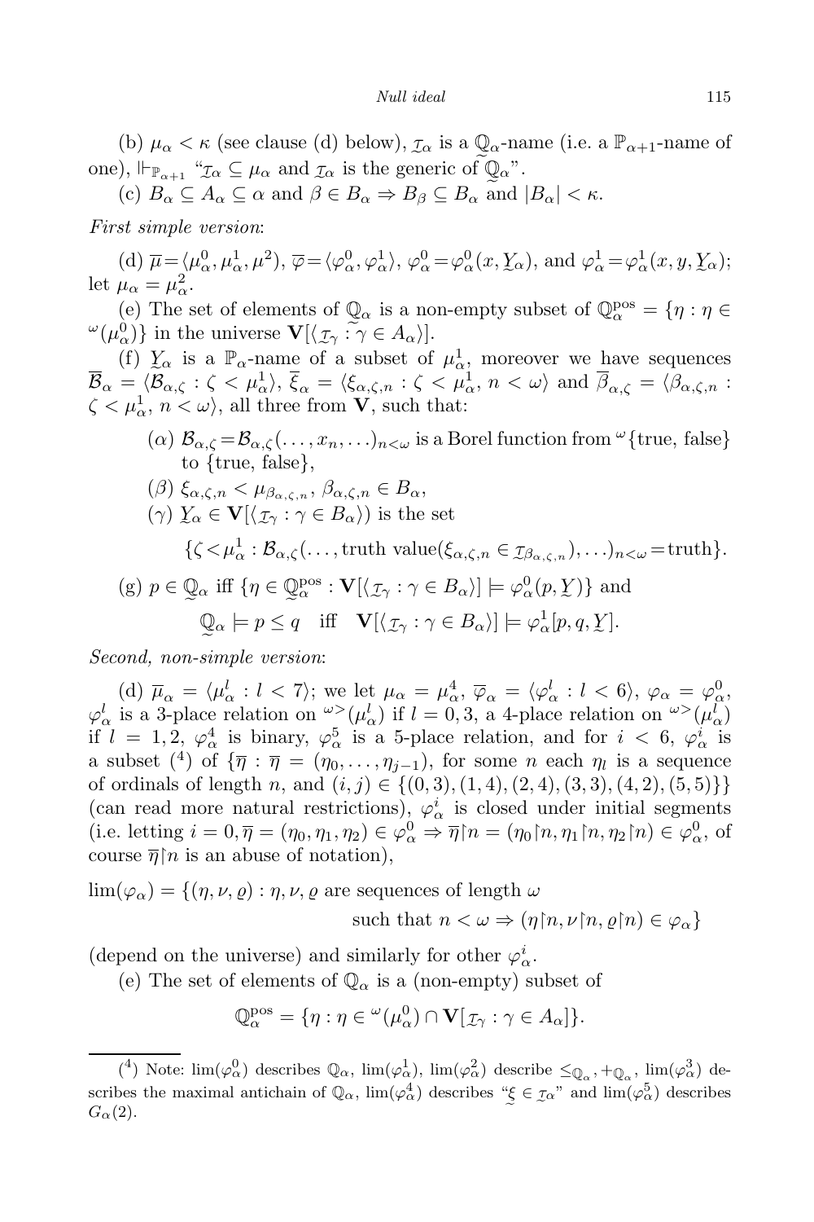(b) $\mu_\alpha < \kappa$ (see clause (d) below), $\underset{\sim}{\tau}_\alpha$ is a $\underset{\sim}{\mathbb{Q}}_\alpha$-name (i.e. a $\mathbb{P}_{\alpha+1}$-name of one), $\Vdash_{\mathbb{P}_{\alpha+1}}$ "$\underset{\sim}{\tau}_\alpha \subseteq \mu_\alpha$ and $\underset{\sim}{\tau}_\alpha$ is the generic of $\underset{\sim}{\mathbb{Q}}_\alpha$".

(c) $B_\alpha \subseteq A_\alpha \subseteq \alpha$ and $\beta \in B_\alpha \Rightarrow B_\beta \subseteq B_\alpha$ and $|B_\alpha| < \kappa$.

*First simple version*:

(d) $\overline{\mu} = \langle \mu^0_\alpha, \mu^1_\alpha, \mu^2 \rangle$, $\overline{\varphi} = \langle \varphi^0_\alpha, \varphi^1_\alpha \rangle$, $\varphi^0 = \varphi^0_\alpha(x, \underset{\sim}{Y}_\alpha)$, and $\varphi^1_\alpha = \varphi^1_\alpha(x, y, \underset{\sim}{Y}_\alpha)$; let $\mu_\alpha = \mu^2_\alpha$.

(e) The set of elements of $\underset{\sim}{\mathbb{Q}}_\alpha$ is a non-empty subset of $\mathbb{Q}^{\mathrm{pos}}_\alpha = \{\eta : \eta \in {}^\omega(\mu^0_\alpha)\}$ in the universe $\mathbf{V}[\langle \underset{\sim}{\tau}_\gamma : \gamma \in A_\alpha \rangle]$.

(f) $\underset{\sim}{Y}_\alpha$ is a $\mathbb{P}_\alpha$-name of a subset of $\mu^1_\alpha$, moreover we have sequences $\overline{\mathcal{B}}_\alpha = \langle \mathcal{B}_{\alpha,\zeta} : \zeta < \mu^1_\alpha \rangle$, $\overline{\xi}_\alpha = \langle \xi_{\alpha,\zeta,n} : \zeta < \mu^1_\alpha,\ n < \omega \rangle$ and $\overline{\beta}_{\alpha,\zeta} = \langle \beta_{\alpha,\zeta,n} : \zeta < \mu^1_\alpha,\ n < \omega \rangle$, all three from $\mathbf{V}$, such that:

> ($\alpha$) $\mathcal{B}_{\alpha,\zeta} = \mathcal{B}_{\alpha,\zeta}(\ldots, x_n, \ldots)_{n<\omega}$ is a Borel function from ${}^\omega\{\text{true, false}\}$ to $\{\text{true, false}\}$,
>
> ($\beta$) $\xi_{\alpha,\zeta,n} < \mu_{\beta_{\alpha,\zeta,n}}$, $\beta_{\alpha,\zeta,n} \in B_\alpha$,
>
> ($\gamma$) $\underset{\sim}{Y}_\alpha \in \mathbf{V}[\langle \underset{\sim}{\tau}_\gamma : \gamma \in B_\alpha \rangle)$ is the set
>
> $$\{\zeta < \mu^1_\alpha : \mathcal{B}_{\alpha,\zeta}(\ldots, \text{truth value}(\xi_{\alpha,\zeta,n} \in \underset{\sim}{\tau}_{\beta_{\alpha,\zeta,n}}), \ldots)_{n<\omega} = \text{truth}\}.$$

(g) $p \in \underset{\sim}{\mathbb{Q}}_\alpha$ iff $\{\eta \in \underset{\sim}{\mathbb{Q}}^{\mathrm{pos}}_\alpha : \mathbf{V}[\langle \underset{\sim}{\tau}_\gamma : \gamma \in B_\alpha \rangle] \models \varphi^0_\alpha(p, \underset{\sim}{Y})\}$ and

$$\underset{\sim}{\mathbb{Q}}_\alpha \models p \le q \quad \text{iff} \quad \mathbf{V}[\langle \underset{\sim}{\tau}_\gamma : \gamma \in B_\alpha \rangle] \models \varphi^1_\alpha[p, q, \underset{\sim}{Y}].$$

*Second, non-simple version*:

(d) $\overline{\mu}_\alpha = \langle \mu^l_\alpha : l < 7 \rangle$; we let $\mu_\alpha = \mu^4_\alpha$, $\overline{\varphi}_\alpha = \langle \varphi^l_\alpha : l < 6 \rangle$, $\varphi_\alpha = \varphi^0_\alpha$, $\varphi^l_\alpha$ is a 3-place relation on ${}^{\omega>}(\mu^l_\alpha)$ if $l = 0, 3$, a 4-place relation on ${}^{\omega>}(\mu^l_\alpha)$ if $l = 1, 2$, $\varphi^4_\alpha$ is binary, $\varphi^5_\alpha$ is a 5-place relation, and for $i < 6$, $\varphi^i_\alpha$ is a subset ([4]) of $\{\overline{\eta} : \overline{\eta} = (\eta_0, \ldots, \eta_{j-1})$, for some $n$ each $\eta_l$ is a sequence of ordinals of length $n$, and $(i,j) \in \{(0,3), (1,4), (2,4), (3,3), (4,2), (5,5)\}\}$ (can read more natural restrictions), $\varphi^i_\alpha$ is closed under initial segments (i.e. letting $i = 0, \overline{\eta} = (\eta_0, \eta_1, \eta_2) \in \varphi^0_\alpha \Rightarrow \overline{\eta}{\restriction}n = (\eta_0{\restriction}n, \eta_1{\restriction}n, \eta_2{\restriction}n) \in \varphi^0_\alpha$, of course $\overline{\eta}{\restriction}n$ is an abuse of notation),

$$\lim(\varphi_\alpha) = \{(\eta, \nu, \varrho) : \eta, \nu, \varrho \text{ are sequences of length } \omega \text{ such that } n < \omega \Rightarrow (\eta{\restriction}n, \nu{\restriction}n, \varrho{\restriction}n) \in \varphi_\alpha\}$$

(depend on the universe) and similarly for other $\varphi^i_\alpha$.

(e) The set of elements of $\mathbb{Q}_\alpha$ is a (non-empty) subset of

$$\mathbb{Q}^{\mathrm{pos}}_\alpha = \{\eta : \eta \in {}^\omega(\mu^0_\alpha) \cap \mathbf{V}[\underset{\sim}{\tau}_\gamma : \gamma \in A_\alpha]\}.$$

---

[4] Note: $\lim(\varphi^0_\alpha)$ describes $\mathbb{Q}_\alpha$, $\lim(\varphi^1_\alpha)$, $\lim(\varphi^2_\alpha)$ describe $\le_{\mathbb{Q}_\alpha}, +_{\mathbb{Q}_\alpha}$, $\lim(\varphi^3_\alpha)$ describes the maximal antichain of $\mathbb{Q}_\alpha$, $\lim(\varphi^4_\alpha)$ describes "$\underset{\sim}{\xi} \in \underset{\sim}{\tau}_\alpha$" and $\lim(\varphi^5_\alpha)$ describes $G_\alpha(2)$.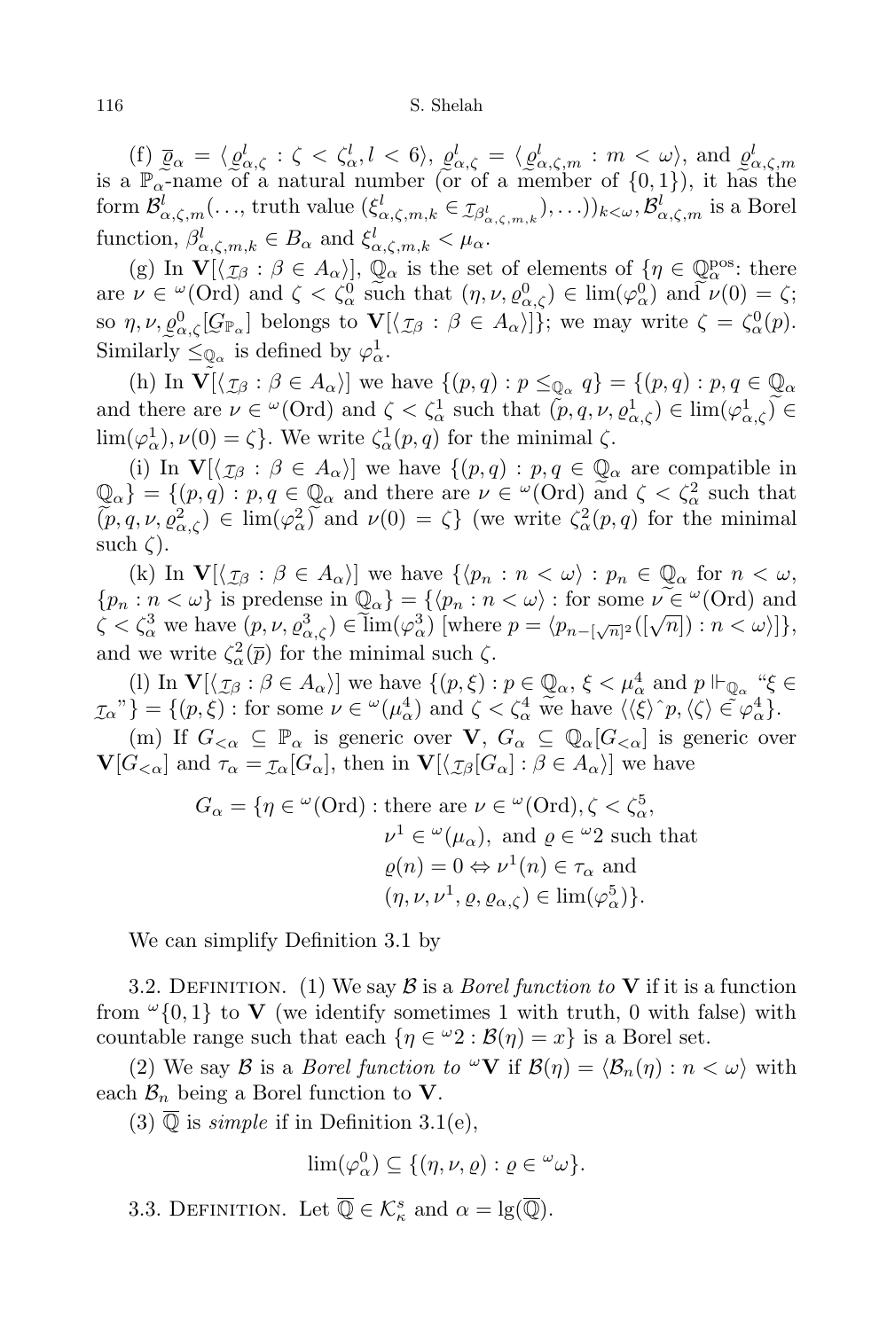(f) $\overline{\varrho}_\alpha = \langle \underset{\sim}{\varrho}^l_{\alpha,\zeta} : \zeta < \zeta^l_\alpha, l < 6\rangle$, $\underset{\sim}{\varrho}^l_{\alpha,\zeta} = \langle \underset{\sim}{\varrho}^l_{\alpha,\zeta,m} : m < \omega\rangle$, and $\underset{\sim}{\varrho}^l_{\alpha,\zeta,m}$ is a $\mathbb{P}_\alpha$-name of a natural number (or of a member of $\{0,1\}$), it has the form $\mathcal{B}^l_{\alpha,\zeta,m}(\ldots, \text{truth value } (\xi^l_{\alpha,\zeta,m,k} \in \underset{\sim}{\mathcal{I}}_{\beta^l_{\alpha,\zeta,m,k}}), \ldots))_{k<\omega}, \mathcal{B}^l_{\alpha,\zeta,m}$ is a Borel function, $\beta^l_{\alpha,\zeta,m,k} \in B_\alpha$ and $\xi^l_{\alpha,\zeta,m,k} < \mu_\alpha$.

(g) In $\mathbf{V}[\langle \underset{\sim}{\mathcal{I}}_\beta : \beta \in A_\alpha\rangle]$, $\underset{\sim}{\mathbb{Q}}_\alpha$ is the set of elements of $\{\eta \in \mathbb{Q}^{\text{pos}}_\alpha$: there are $\nu \in {}^\omega(\text{Ord})$ and $\zeta < \zeta^0_\alpha$ such that $(\eta, \nu, \underset{\sim}{\varrho}^0_{\alpha,\zeta}) \in \lim(\varphi^0_\alpha)$ and $\nu(0) = \zeta$; so $\eta, \nu, \underset{\sim}{\varrho}^0_{\alpha,\zeta}[\underset{\sim}{G}_{\mathbb{P}_\alpha}]$ belongs to $\mathbf{V}[\langle \underset{\sim}{\mathcal{I}}_\beta : \beta \in A_\alpha\rangle]\}$; we may write $\zeta = \zeta^0_\alpha(p)$. Similarly $\leq_{\underset{\sim}{\mathbb{Q}}_\alpha}$ is defined by $\varphi^1_\alpha$.

(h) In $\mathbf{V}[\langle \underset{\sim}{\mathcal{I}}_\beta : \beta \in A_\alpha\rangle]$ we have $\{(p,q) : p \leq_{\mathbb{Q}_\alpha} q\} = \{(p,q) : p, q \in \mathbb{Q}_\alpha$ and there are $\nu \in {}^\omega(\text{Ord})$ and $\zeta < \zeta^1_\alpha$ such that $(p, q, \nu, \underset{\sim}{\varrho}^1_{\alpha,\zeta}) \in \lim(\varphi^1_{\alpha,\zeta}) \in \lim(\varphi^1_\alpha), \nu(0) = \zeta\}$. We write $\zeta^1_\alpha(p,q)$ for the minimal $\zeta$.

(i) In $\mathbf{V}[\langle \underset{\sim}{\mathcal{I}}_\beta : \beta \in A_\alpha\rangle]$ we have $\{(p,q) : p, q \in \mathbb{Q}_\alpha$ are compatible in $\mathbb{Q}_\alpha\} = \{(p,q) : p, q \in \mathbb{Q}_\alpha$ and there are $\nu \in {}^\omega(\text{Ord})$ and $\zeta < \zeta^2_\alpha$ such that $(p, q, \nu, \underset{\sim}{\varrho}^2_{\alpha,\zeta}) \in \lim(\varphi^2_\alpha)$ and $\nu(0) = \zeta\}$ (we write $\zeta^2_\alpha(p,q)$ for the minimal such $\zeta$).

(k) In $\mathbf{V}[\langle \underset{\sim}{\mathcal{I}}_\beta : \beta \in A_\alpha\rangle]$ we have $\{\langle p_n : n < \omega\rangle : p_n \in \mathbb{Q}_\alpha$ for $n < \omega$, $\{p_n : n < \omega\}$ is predense in $\mathbb{Q}_\alpha\} = \{\langle p_n : n < \omega\rangle :$ for some $\nu \in {}^\omega(\text{Ord})$ and $\zeta < \zeta^3_\alpha$ we have $(p, \nu, \underset{\sim}{\varrho}^3_{\alpha,\zeta}) \in \lim(\varphi^3_\alpha)$ [where $p = \langle p_{n-[\sqrt{n}]^2}([\sqrt{n}]) : n < \omega\rangle$]$\}$, and we write $\zeta^2_\alpha(\overline{p})$ for the minimal such $\zeta$.

(l) In $\mathbf{V}[\langle \underset{\sim}{\mathcal{I}}_\beta : \beta \in A_\alpha\rangle]$ we have $\{(p,\xi) : p \in \mathbb{Q}_\alpha, \xi < \mu^4_\alpha$ and $p \Vdash_{\mathbb{Q}_\alpha}$ "$\xi \in \underset{\sim}{\mathcal{I}}_\alpha$"$\} = \{(p,\xi) :$ for some $\nu \in {}^\omega(\mu^4_\alpha)$ and $\zeta < \zeta^4_\alpha$ we have $\langle\langle\xi\rangle\hat{\ }p, \langle\zeta\rangle \in \varphi^4_\alpha\}$.

(m) If $G_{<\alpha} \subseteq \mathbb{P}_\alpha$ is generic over $\mathbf{V}$, $G_\alpha \subseteq \mathbb{Q}_\alpha[G_{<\alpha}]$ is generic over $\mathbf{V}[G_{<\alpha}]$ and $\tau_\alpha = \underset{\sim}{\mathcal{I}}_\alpha[G_\alpha]$, then in $\mathbf{V}[\langle \underset{\sim}{\mathcal{I}}_\beta[G_\alpha] : \beta \in A_\alpha\rangle]$ we have

$$\begin{aligned} G_\alpha = \{\eta \in {}^\omega(\text{Ord}) : &\text{ there are } \nu \in {}^\omega(\text{Ord}), \zeta < \zeta^5_\alpha, \\ &\nu^1 \in {}^\omega(\mu_\alpha), \text{ and } \varrho \in {}^\omega 2 \text{ such that} \\ &\varrho(n) = 0 \Leftrightarrow \nu^1(n) \in \tau_\alpha \text{ and} \\ &(\eta, \nu, \nu^1, \varrho, \varrho_{\alpha,\zeta}) \in \lim(\varphi^5_\alpha)\}. \end{aligned}$$

We can simplify Definition 3.1 by

3.2. Definition. (1) We say $\mathcal{B}$ is a *Borel function to* $\mathbf{V}$ if it is a function from ${}^\omega\{0,1\}$ to $\mathbf{V}$ (we identify sometimes 1 with truth, 0 with false) with countable range such that each $\{\eta \in {}^\omega 2 : \mathcal{B}(\eta) = x\}$ is a Borel set.

(2) We say $\mathcal{B}$ is a *Borel function to* ${}^\omega\mathbf{V}$ if $\mathcal{B}(\eta) = \langle \mathcal{B}_n(\eta) : n < \omega\rangle$ with each $\mathcal{B}_n$ being a Borel function to $\mathbf{V}$.

(3) $\overline{\mathbb{Q}}$ is *simple* if in Definition 3.1(e),

$$\lim(\varphi^0_\alpha) \subseteq \{(\eta, \nu, \varrho) : \varrho \in {}^\omega\omega\}.$$

3.3. Definition. Let $\overline{\mathbb{Q}} \in \mathcal{K}^s_\kappa$ and $\alpha = \lg(\overline{\mathbb{Q}})$.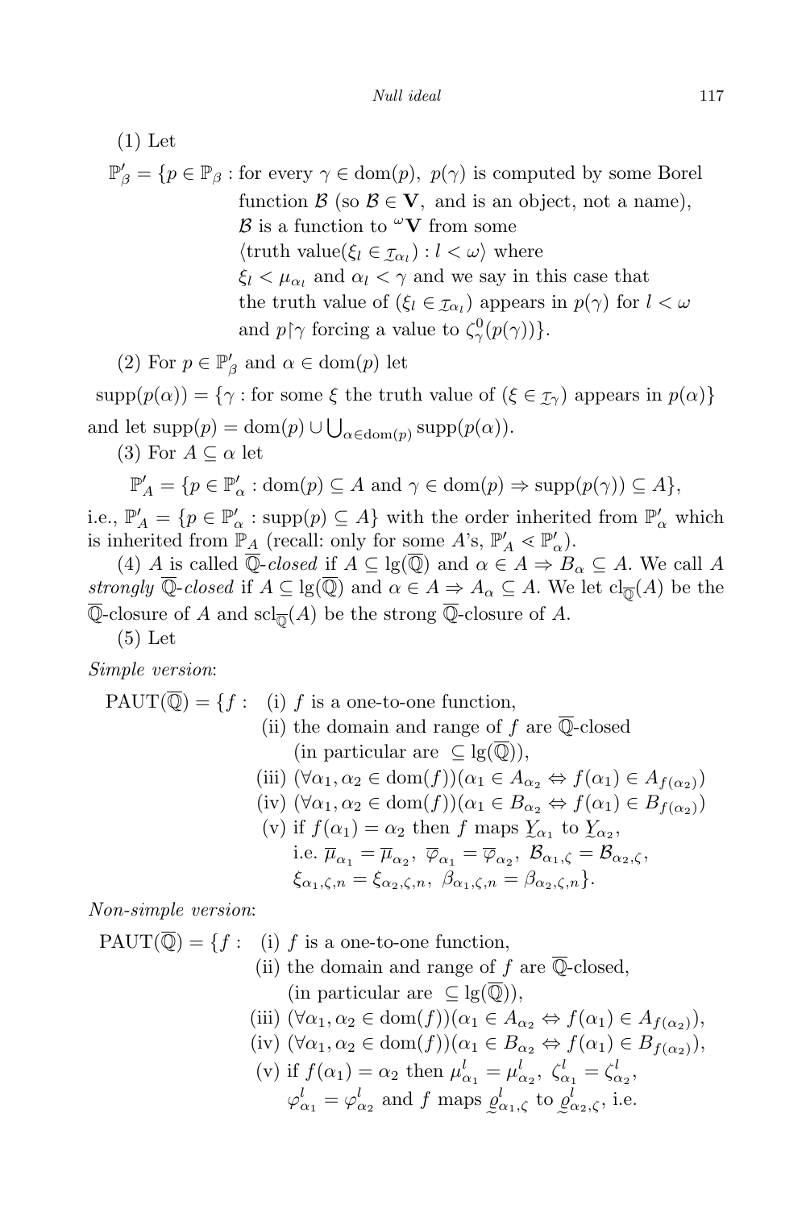(1) Let

$$\mathbb{P}'_\beta = \{p \in \mathbb{P}_\beta : \text{for every } \gamma \in \mathrm{dom}(p),\ p(\gamma) \text{ is computed by some Borel function } \mathcal{B} \text{ (so } \mathcal{B} \in \mathbf{V}, \text{ and is an object, not a name), } \mathcal{B} \text{ is a function to } {}^\omega\mathbf{V} \text{ from some } \langle \text{truth value}(\xi_l \in \underset{\sim}{\mathcal{I}}_{\alpha_l}) : l < \omega\rangle \text{ where } \xi_l < \mu_{\alpha_l} \text{ and } \alpha_l < \gamma \text{ and we say in this case that the truth value of } (\xi_l \in \underset{\sim}{\mathcal{I}}_{\alpha_l}) \text{ appears in } p(\gamma) \text{ for } l < \omega \text{ and } p{\restriction}\gamma \text{ forcing a value to } \zeta^0_\gamma(p(\gamma))\}.$$

(2) For $p \in \mathbb{P}'_\beta$ and $\alpha \in \mathrm{dom}(p)$ let

$$\mathrm{supp}(p(\alpha)) = \{\gamma : \text{for some } \xi \text{ the truth value of } (\xi \in \underset{\sim}{\mathcal{I}}_\gamma) \text{ appears in } p(\alpha)\}$$

and let $\mathrm{supp}(p) = \mathrm{dom}(p) \cup \bigcup_{\alpha\in\mathrm{dom}(p)} \mathrm{supp}(p(\alpha))$.

(3) For $A \subseteq \alpha$ let

$$\mathbb{P}'_A = \{p \in \mathbb{P}'_\alpha : \mathrm{dom}(p) \subseteq A \text{ and } \gamma \in \mathrm{dom}(p) \Rightarrow \mathrm{supp}(p(\gamma)) \subseteq A\},$$

i.e., $\mathbb{P}'_A = \{p \in \mathbb{P}'_\alpha : \mathrm{supp}(p) \subseteq A\}$ with the order inherited from $\mathbb{P}'_\alpha$ which is inherited from $\mathbb{P}_A$ (recall: only for some $A$'s, $\mathbb{P}'_A \lessdot \mathbb{P}'_\alpha$).

(4) $A$ is called *$\overline{\mathbb{Q}}$-closed* if $A \subseteq \lg(\overline{\mathbb{Q}})$ and $\alpha \in A \Rightarrow B_\alpha \subseteq A$. We call $A$ *strongly $\overline{\mathbb{Q}}$-closed* if $A \subseteq \lg(\overline{\mathbb{Q}})$ and $\alpha \in A \Rightarrow A_\alpha \subseteq A$. We let $\mathrm{cl}_{\overline{\mathbb{Q}}}(A)$ be the $\overline{\mathbb{Q}}$-closure of $A$ and $\mathrm{scl}_{\overline{\mathbb{Q}}}(A)$ be the strong $\overline{\mathbb{Q}}$-closure of $A$.

(5) Let

*Simple version*:

$\mathrm{PAUT}(\overline{\mathbb{Q}}) = \{f :$
(i) $f$ is a one-to-one function,
(ii) the domain and range of $f$ are $\overline{\mathbb{Q}}$-closed (in particular are $\subseteq \lg(\overline{\mathbb{Q}})$),
(iii) $(\forall \alpha_1, \alpha_2 \in \mathrm{dom}(f))(\alpha_1 \in A_{\alpha_2} \Leftrightarrow f(\alpha_1) \in A_{f(\alpha_2)})$
(iv) $(\forall \alpha_1, \alpha_2 \in \mathrm{dom}(f))(\alpha_1 \in B_{\alpha_2} \Leftrightarrow f(\alpha_1) \in B_{f(\alpha_2)})$
(v) if $f(\alpha_1) = \alpha_2$ then $f$ maps $\underset{\sim}{Y}_{\alpha_1}$ to $\underset{\sim}{Y}_{\alpha_2}$, i.e. $\overline{\mu}_{\alpha_1} = \overline{\mu}_{\alpha_2}$, $\overline{\varphi}_{\alpha_1} = \overline{\varphi}_{\alpha_2}$, $\mathcal{B}_{\alpha_1,\zeta} = \mathcal{B}_{\alpha_2,\zeta}$, $\xi_{\alpha_1,\zeta,n} = \xi_{\alpha_2,\zeta,n}$, $\beta_{\alpha_1,\zeta,n} = \beta_{\alpha_2,\zeta,n}\}$.

*Non-simple version*:

$\mathrm{PAUT}(\overline{\mathbb{Q}}) = \{f :$
(i) $f$ is a one-to-one function,
(ii) the domain and range of $f$ are $\overline{\mathbb{Q}}$-closed, (in particular are $\subseteq \lg(\overline{\mathbb{Q}})$),
(iii) $(\forall \alpha_1, \alpha_2 \in \mathrm{dom}(f))(\alpha_1 \in A_{\alpha_2} \Leftrightarrow f(\alpha_1) \in A_{f(\alpha_2)})$,
(iv) $(\forall \alpha_1, \alpha_2 \in \mathrm{dom}(f))(\alpha_1 \in B_{\alpha_2} \Leftrightarrow f(\alpha_1) \in B_{f(\alpha_2)})$,
(v) if $f(\alpha_1) = \alpha_2$ then $\mu^l_{\alpha_1} = \mu^l_{\alpha_2}$, $\zeta^l_{\alpha_1} = \zeta^l_{\alpha_2}$, $\varphi^l_{\alpha_1} = \varphi^l_{\alpha_2}$ and $f$ maps $\underset{\sim}{\varrho}^l_{\alpha_1,\zeta}$ to $\underset{\sim}{\varrho}^l_{\alpha_2,\zeta}$, i.e.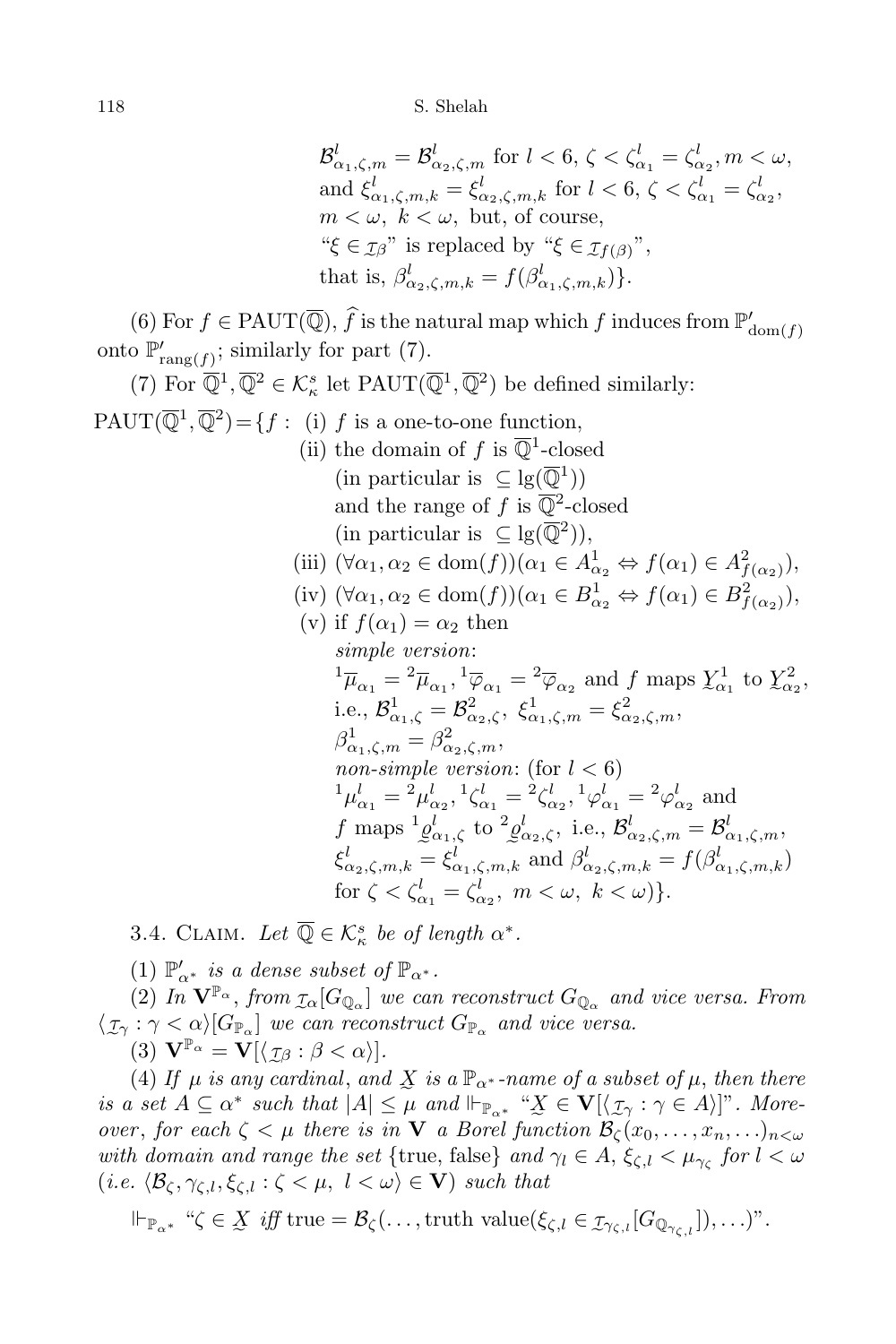$\mathcal{B}^l_{\alpha_1,\zeta,m} = \mathcal{B}^l_{\alpha_2,\zeta,m}$ for $l < 6$, $\zeta < \zeta^l_{\alpha_1} = \zeta^l_{\alpha_2}, m < \omega$,
and $\xi^l_{\alpha_1,\zeta,m,k} = \xi^l_{\alpha_2,\zeta,m,k}$ for $l < 6$, $\zeta < \zeta^l_{\alpha_1} = \zeta^l_{\alpha_2}$,
$m < \omega$, $k < \omega$, but, of course,
"$\xi \in \underset{\sim}{\mathcal{I}}_\beta$" is replaced by "$\xi \in \underset{\sim}{\mathcal{I}}_{f(\beta)}$",
that is, $\beta^l_{\alpha_2,\zeta,m,k} = f(\beta^l_{\alpha_1,\zeta,m,k})\}$.

(6) For $f \in \mathrm{PAUT}(\overline{\mathbb{Q}})$, $\widehat{f}$ is the natural map which $f$ induces from $\mathbb{P}'_{\mathrm{dom}(f)}$ onto $\mathbb{P}'_{\mathrm{rang}(f)}$; similarly for part (7).

(7) For $\overline{\mathbb{Q}}^1, \overline{\mathbb{Q}}^2 \in \mathcal{K}^s_\kappa$ let $\mathrm{PAUT}(\overline{\mathbb{Q}}^1, \overline{\mathbb{Q}}^2)$ be defined similarly:

$\mathrm{PAUT}(\overline{\mathbb{Q}}^1, \overline{\mathbb{Q}}^2) = \{f :$ (i) $f$ is a one-to-one function,

(ii) the domain of $f$ is $\overline{\mathbb{Q}}^1$-closed
(in particular is $\subseteq \lg(\overline{\mathbb{Q}}^1)$)
and the range of $f$ is $\overline{\mathbb{Q}}^2$-closed
(in particular is $\subseteq \lg(\overline{\mathbb{Q}}^2)$),

(iii) $(\forall \alpha_1, \alpha_2 \in \mathrm{dom}(f))(\alpha_1 \in A^1_{\alpha_2} \Leftrightarrow f(\alpha_1) \in A^2_{f(\alpha_2)})$,

(iv) $(\forall \alpha_1, \alpha_2 \in \mathrm{dom}(f))(\alpha_1 \in B^1_{\alpha_2} \Leftrightarrow f(\alpha_1) \in B^2_{f(\alpha_2)})$,

(v) if $f(\alpha_1) = \alpha_2$ then
*simple version*:
${}^1\overline{\mu}_{\alpha_1} = {}^2\overline{\mu}_{\alpha_1}$, ${}^1\overline{\varphi}_{\alpha_1} = {}^2\overline{\varphi}_{\alpha_2}$ and $f$ maps $\underset{\sim}{Y}^1_{\alpha_1}$ to $\underset{\sim}{Y}^2_{\alpha_2}$,
i.e., $\mathcal{B}^1_{\alpha_1,\zeta} = \mathcal{B}^2_{\alpha_2,\zeta}$, $\xi^1_{\alpha_1,\zeta,m} = \xi^2_{\alpha_2,\zeta,m}$,
$\beta^1_{\alpha_1,\zeta,m} = \beta^2_{\alpha_2,\zeta,m}$,
*non-simple version*: (for $l < 6$)
${}^1\mu^l_{\alpha_1} = {}^2\mu^l_{\alpha_2}$, ${}^1\zeta^l_{\alpha_1} = {}^2\zeta^l_{\alpha_2}$, ${}^1\varphi^l_{\alpha_1} = {}^2\varphi^l_{\alpha_2}$ and
$f$ maps ${}^1\underset{\sim}{\varrho}^l_{\alpha_1,\zeta}$ to ${}^2\underset{\sim}{\varrho}^l_{\alpha_2,\zeta}$, i.e., $\mathcal{B}^l_{\alpha_2,\zeta,m} = \mathcal{B}^l_{\alpha_1,\zeta,m}$,
$\xi^l_{\alpha_2,\zeta,m,k} = \xi^l_{\alpha_1,\zeta,m,k}$ and $\beta^l_{\alpha_2,\zeta,m,k} = f(\beta^l_{\alpha_1,\zeta,m,k})$
for $\zeta < \zeta^l_{\alpha_1} = \zeta^l_{\alpha_2}$, $m < \omega$, $k < \omega)\}$.

3.4. Claim. *Let $\overline{\mathbb{Q}} \in \mathcal{K}^s_\kappa$ be of length $\alpha^*$.*

(1) *$\mathbb{P}'_{\alpha^*}$ is a dense subset of $\mathbb{P}_{\alpha^*}$.*

(2) *In $\mathbf{V}^{\mathbb{P}_\alpha}$, from $\underset{\sim}{\mathcal{I}}_\alpha[G_{\mathbb{Q}_\alpha}]$ we can reconstruct $G_{\mathbb{Q}_\alpha}$ and vice versa. From $\langle \underset{\sim}{\mathcal{I}}_\gamma : \gamma < \alpha \rangle [G_{\mathbb{P}_\alpha}]$ we can reconstruct $G_{\mathbb{P}_\alpha}$ and vice versa.*

(3) *$\mathbf{V}^{\mathbb{P}_\alpha} = \mathbf{V}[\langle \underset{\sim}{\mathcal{I}}_\beta : \beta < \alpha \rangle]$.*

(4) *If $\mu$ is any cardinal, and $\underset{\sim}{X}$ is a $\mathbb{P}_{\alpha^*}$-name of a subset of $\mu$, then there is a set $A \subseteq \alpha^*$ such that $|A| \le \mu$ and $\Vdash_{\mathbb{P}_{\alpha^*}}$ "$\underset{\sim}{X} \in \mathbf{V}[\langle \underset{\sim}{\mathcal{I}}_\gamma : \gamma \in A \rangle]$". Moreover, for each $\zeta < \mu$ there is in $\mathbf{V}$ a Borel function $\mathcal{B}_\zeta(x_0, \ldots, x_n, \ldots)_{n<\omega}$ with domain and range the set* {true, false} *and $\gamma_l \in A$, $\xi_{\zeta,l} < \mu_{\gamma_\zeta}$ for $l < \omega$ (i.e. $\langle \mathcal{B}_\zeta, \gamma_{\zeta,l}, \xi_{\zeta,l} : \zeta < \mu, \ l < \omega \rangle \in \mathbf{V}$) such that*

$$\Vdash_{\mathbb{P}_{\alpha^*}} \text{"}\zeta \in \underset{\sim}{X} \textit{ iff } \mathrm{true} = \mathcal{B}_\zeta(\ldots, \text{truth value}(\xi_{\zeta,l} \in \underset{\sim}{\mathcal{I}}_{\gamma_{\zeta,l}}[G_{\mathbb{Q}_{\gamma_{\zeta,l}}}]), \ldots)\text{"}.$$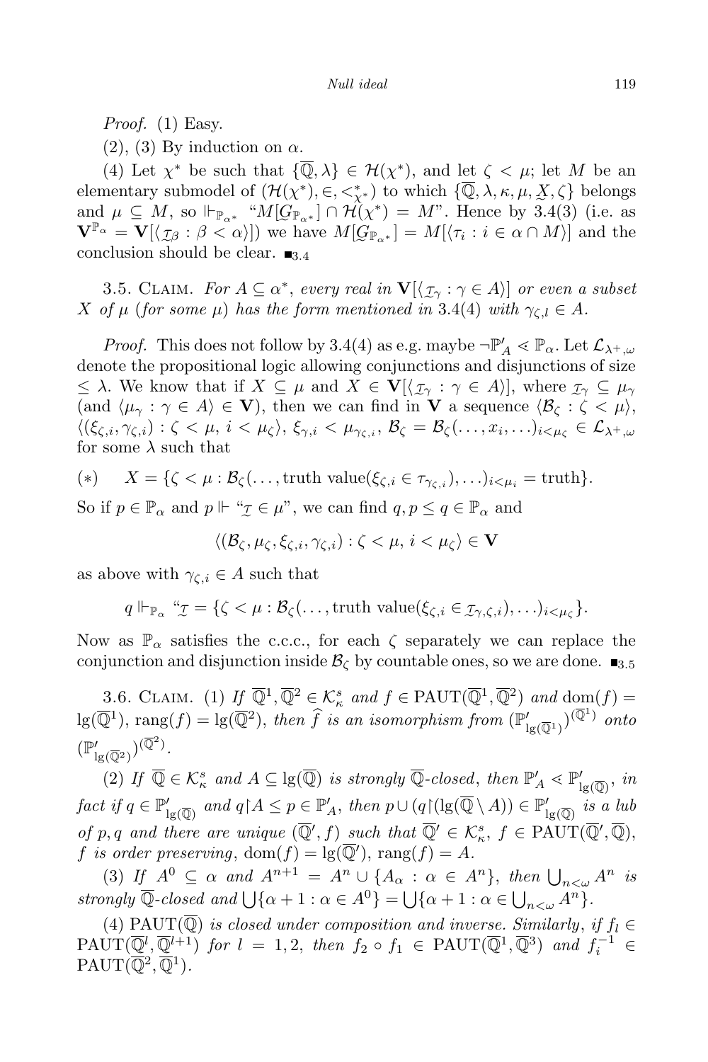*Proof.* (1) Easy.

(2), (3) By induction on $\alpha$.

(4) Let $\chi^*$ be such that $\{\overline{\mathbb{Q}}, \lambda\} \in \mathcal{H}(\chi^*)$, and let $\zeta < \mu$; let $M$ be an elementary submodel of $(\mathcal{H}(\chi^*), \in, <^*_{\chi^*})$ to which $\{\overline{\mathbb{Q}}, \lambda, \kappa, \mu, \underset{\sim}{X}, \zeta\}$ belongs and $\mu \subseteq M$, so $\Vdash_{\mathbb{P}_{\alpha^*}}$ "$M[\underset{\sim}{G}_{\mathbb{P}_{\alpha^*}}] \cap \mathcal{H}(\chi^*) = M$". Hence by 3.4(3) (i.e. as $\mathbf{V}^{\mathbb{P}_\alpha} = \mathbf{V}[\langle \underset{\sim}{\tau}_\beta : \beta < \alpha\rangle]$) we have $M[\underset{\sim}{G}_{\mathbb{P}_{\alpha^*}}] = M[\langle \tau_i : i \in \alpha \cap M\rangle]$ and the conclusion should be clear. $\blacksquare_{3.4}$

3.5. Claim. *For $A \subseteq \alpha^*$, every real in $\mathbf{V}[\langle \underset{\sim}{\tau}_\gamma : \gamma \in A\rangle]$ or even a subset $X$ of $\mu$ (for some $\mu$) has the form mentioned in* 3.4(4) *with $\gamma_{\zeta,l} \in A$.*

*Proof.* This does not follow by 3.4(4) as e.g. maybe $\neg \mathbb{P}'_A \lessdot \mathbb{P}_\alpha$. Let $\mathcal{L}_{\lambda^+,\omega}$ denote the propositional logic allowing conjunctions and disjunctions of size $\leq \lambda$. We know that if $X \subseteq \mu$ and $X \in \mathbf{V}[\langle \underset{\sim}{\tau}_\gamma : \gamma \in A\rangle]$, where $\underset{\sim}{\tau}_\gamma \subseteq \mu_\gamma$ (and $\langle \mu_\gamma : \gamma \in A\rangle \in \mathbf{V}$), then we can find in $\mathbf{V}$ a sequence $\langle \mathcal{B}_\zeta : \zeta < \mu\rangle$, $\langle(\xi_{\zeta,i}, \gamma_{\zeta,i}) : \zeta < \mu,\ i < \mu_\zeta\rangle$, $\xi_{\gamma,i} < \mu_{\gamma_{\zeta,i}}$, $\mathcal{B}_\zeta = \mathcal{B}_\zeta(\ldots, x_i, \ldots)_{i<\mu_\zeta} \in \mathcal{L}_{\lambda^+,\omega}$ for some $\lambda$ such that

$$(*) \qquad X = \{\zeta < \mu : \mathcal{B}_\zeta(\ldots, \text{truth value}(\xi_{\zeta,i} \in \tau_{\gamma_{\zeta,i}}), \ldots)_{i<\mu_i} = \text{truth}\}.$$

So if $p \in \mathbb{P}_\alpha$ and $p \Vdash$ "$\underset{\sim}{\tau} \in \mu$", we can find $q, p \leq q \in \mathbb{P}_\alpha$ and

$$\langle(\mathcal{B}_\zeta, \mu_\zeta, \xi_{\zeta,i}, \gamma_{\zeta,i}) : \zeta < \mu,\ i < \mu_\zeta\rangle \in \mathbf{V}$$

as above with $\gamma_{\zeta,i} \in A$ such that

$$q \Vdash_{\mathbb{P}_\alpha} \text{"}\underset{\sim}{\tau} = \{\zeta < \mu : \mathcal{B}_\zeta(\ldots, \text{truth value}(\xi_{\zeta,i} \in \underset{\sim}{\tau}_{\gamma,\zeta,i}), \ldots)_{i<\mu_\zeta}\}.$$

Now as $\mathbb{P}_\alpha$ satisfies the c.c.c., for each $\zeta$ separately we can replace the conjunction and disjunction inside $\mathcal{B}_\zeta$ by countable ones, so we are done. $\blacksquare_{3.5}$

3.6. Claim. (1) *If $\overline{\mathbb{Q}}^1, \overline{\mathbb{Q}}^2 \in \mathcal{K}^s_\kappa$ and $f \in \mathrm{PAUT}(\overline{\mathbb{Q}}^1, \overline{\mathbb{Q}}^2)$ and $\mathrm{dom}(f) = \mathrm{lg}(\overline{\mathbb{Q}}^1)$, $\mathrm{rang}(f) = \mathrm{lg}(\overline{\mathbb{Q}}^2)$, then $\widehat{f}$ is an isomorphism from $(\mathbb{P}'_{\mathrm{lg}(\overline{\mathbb{Q}}^1)})^{(\overline{\mathbb{Q}}^1)}$ onto $(\mathbb{P}'_{\mathrm{lg}(\overline{\mathbb{Q}}^2)})^{(\overline{\mathbb{Q}}^2)}$.*

(2) *If $\overline{\mathbb{Q}} \in \mathcal{K}^s_\kappa$ and $A \subseteq \mathrm{lg}(\overline{\mathbb{Q}})$ is strongly $\overline{\mathbb{Q}}$-closed, then $\mathbb{P}'_A \lessdot \mathbb{P}'_{\mathrm{lg}(\overline{\mathbb{Q}})}$, in fact if $q \in \mathbb{P}'_{\mathrm{lg}(\overline{\mathbb{Q}})}$ and $q{\restriction}A \leq p \in \mathbb{P}'_A$, then $p \cup (q{\restriction}(\mathrm{lg}(\overline{\mathbb{Q}} \setminus A)) \in \mathbb{P}'_{\mathrm{lg}(\overline{\mathbb{Q}})}$ is a lub of $p, q$ and there are unique $(\overline{\mathbb{Q}}', f)$ such that $\overline{\mathbb{Q}}' \in \mathcal{K}^s_\kappa$, $f \in \mathrm{PAUT}(\overline{\mathbb{Q}}', \overline{\mathbb{Q}})$, $f$ is order preserving, $\mathrm{dom}(f) = \mathrm{lg}(\overline{\mathbb{Q}}')$, $\mathrm{rang}(f) = A$.*

(3) *If $A^0 \subseteq \alpha$ and $A^{n+1} = A^n \cup \{A_\alpha : \alpha \in A^n\}$, then $\bigcup_{n<\omega} A^n$ is strongly $\overline{\mathbb{Q}}$-closed and $\bigcup\{\alpha + 1 : \alpha \in A^0\} = \bigcup\{\alpha + 1 : \alpha \in \bigcup_{n<\omega} A^n\}$.*

(4) *$\mathrm{PAUT}(\overline{\mathbb{Q}})$ is closed under composition and inverse. Similarly, if $f_l \in \mathrm{PAUT}(\overline{\mathbb{Q}}^l, \overline{\mathbb{Q}}^{l+1})$ for $l = 1, 2$, then $f_2 \circ f_1 \in \mathrm{PAUT}(\overline{\mathbb{Q}}^1, \overline{\mathbb{Q}}^3)$ and $f_i^{-1} \in \mathrm{PAUT}(\overline{\mathbb{Q}}^2, \overline{\mathbb{Q}}^1)$.*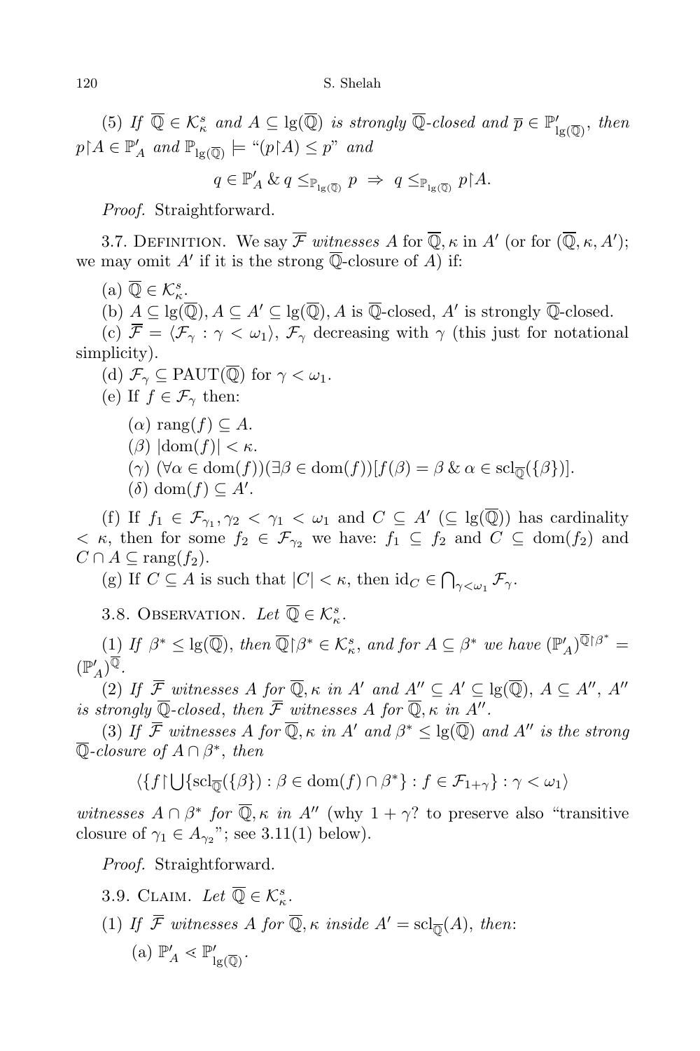(5) *If* $\overline{\mathbb{Q}} \in \mathcal{K}^s_\kappa$ *and* $A \subseteq \lg(\overline{\mathbb{Q}})$ *is strongly* $\overline{\mathbb{Q}}$*-closed and* $\overline{p} \in \mathbb{P}'_{\lg(\overline{\mathbb{Q}})}$, *then* $p{\restriction}A \in \mathbb{P}'_A$ *and* $\mathbb{P}_{\lg(\overline{\mathbb{Q}})} \models$ "$(p{\restriction}A) \leq p$" *and*

$$q \in \mathbb{P}'_A \;\&\; q \leq_{\mathbb{P}_{\lg(\overline{\mathbb{Q}})}} p \;\Rightarrow\; q \leq_{\mathbb{P}_{\lg(\overline{\mathbb{Q}})}} p{\restriction}A.$$

*Proof.* Straightforward.

3.7. Definition. We say $\overline{\mathcal{F}}$ *witnesses* $A$ for $\overline{\mathbb{Q}}, \kappa$ in $A'$ (or for $(\overline{\mathbb{Q}}, \kappa, A')$; we may omit $A'$ if it is the strong $\overline{\mathbb{Q}}$-closure of $A$) if:

(a) $\overline{\mathbb{Q}} \in \mathcal{K}^s_\kappa$.

(b) $A \subseteq \lg(\overline{\mathbb{Q}}), A \subseteq A' \subseteq \lg(\overline{\mathbb{Q}})$, $A$ is $\overline{\mathbb{Q}}$-closed, $A'$ is strongly $\overline{\mathbb{Q}}$-closed.

(c) $\overline{\mathcal{F}} = \langle \mathcal{F}_\gamma : \gamma < \omega_1 \rangle$, $\mathcal{F}_\gamma$ decreasing with $\gamma$ (this just for notational simplicity).

(d) $\mathcal{F}_\gamma \subseteq \mathrm{PAUT}(\overline{\mathbb{Q}})$ for $\gamma < \omega_1$.

(e) If $f \in \mathcal{F}_\gamma$ then:

($\alpha$) $\mathrm{rang}(f) \subseteq A$.

($\beta$) $|\mathrm{dom}(f)| < \kappa$.

($\gamma$) $(\forall \alpha \in \mathrm{dom}(f))(\exists \beta \in \mathrm{dom}(f))[f(\beta) = \beta \;\&\; \alpha \in \mathrm{scl}_{\overline{\mathbb{Q}}}(\{\beta\})]$.

($\delta$) $\mathrm{dom}(f) \subseteq A'$.

(f) If $f_1 \in \mathcal{F}_{\gamma_1}, \gamma_2 < \gamma_1 < \omega_1$ and $C \subseteq A'$ ($\subseteq \lg(\overline{\mathbb{Q}})$) has cardinality $< \kappa$, then for some $f_2 \in \mathcal{F}_{\gamma_2}$ we have: $f_1 \subseteq f_2$ and $C \subseteq \mathrm{dom}(f_2)$ and $C \cap A \subseteq \mathrm{rang}(f_2)$.

(g) If $C \subseteq A$ is such that $|C| < \kappa$, then $\mathrm{id}_C \in \bigcap_{\gamma < \omega_1} \mathcal{F}_\gamma$.

3.8. Observation. *Let* $\overline{\mathbb{Q}} \in \mathcal{K}^s_\kappa$.

(1) *If* $\beta^* \leq \lg(\overline{\mathbb{Q}})$, *then* $\overline{\mathbb{Q}}{\restriction}\beta^* \in \mathcal{K}^s_\kappa$, *and for* $A \subseteq \beta^*$ *we have* $(\mathbb{P}'_A)^{\overline{\mathbb{Q}}{\restriction}\beta^*} = (\mathbb{P}'_A)^{\overline{\mathbb{Q}}}$.

(2) *If* $\overline{\mathcal{F}}$ *witnesses* $A$ *for* $\overline{\mathbb{Q}}, \kappa$ *in* $A'$ *and* $A'' \subseteq A' \subseteq \lg(\overline{\mathbb{Q}})$, $A \subseteq A''$, $A''$ *is strongly* $\overline{\mathbb{Q}}$*-closed*, *then* $\overline{\mathcal{F}}$ *witnesses* $A$ *for* $\overline{\mathbb{Q}}, \kappa$ *in* $A''$.

(3) *If* $\overline{\mathcal{F}}$ *witnesses* $A$ *for* $\overline{\mathbb{Q}}, \kappa$ *in* $A'$ *and* $\beta^* \leq \lg(\overline{\mathbb{Q}})$ *and* $A''$ *is the strong* $\overline{\mathbb{Q}}$*-closure of* $A \cap \beta^*$, *then*

$$\langle \{ f{\restriction}\textstyle\bigcup\{\mathrm{scl}_{\overline{\mathbb{Q}}}(\{\beta\}) : \beta \in \mathrm{dom}(f) \cap \beta^*\} : f \in \mathcal{F}_{1+\gamma}\} : \gamma < \omega_1 \rangle$$

*witnesses* $A \cap \beta^*$ *for* $\overline{\mathbb{Q}}, \kappa$ *in* $A''$ (why $1 + \gamma$? to preserve also "transitive closure of $\gamma_1 \in A_{\gamma_2}$"; see 3.11(1) below).

*Proof.* Straightforward.

3.9. Claim. *Let* $\overline{\mathbb{Q}} \in \mathcal{K}^s_\kappa$.

(1) *If* $\overline{\mathcal{F}}$ *witnesses* $A$ *for* $\overline{\mathbb{Q}}, \kappa$ *inside* $A' = \mathrm{scl}_{\overline{\mathbb{Q}}}(A)$, *then*:

(a) $\mathbb{P}'_A \lessdot \mathbb{P}'_{\lg(\overline{\mathbb{Q}})}$.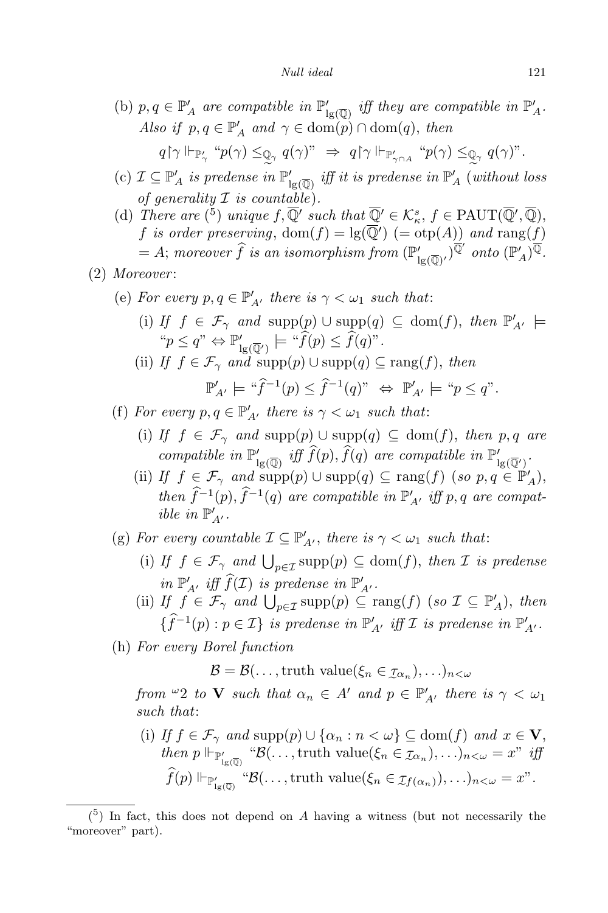(b) $p, q \in \mathbb{P}'_A$ *are compatible in* $\mathbb{P}'_{\lg(\overline{\mathbb{Q}})}$ *iff they are compatible in* $\mathbb{P}'_A$. *Also if* $p, q \in \mathbb{P}'_A$ *and* $\gamma \in \mathrm{dom}(p) \cap \mathrm{dom}(q)$, *then*

$$q{\restriction}\gamma \Vdash_{\mathbb{P}'_\gamma} \text{“}p(\gamma) \leq_{\underset{\sim}{\mathbb{Q}}_\gamma} q(\gamma)\text{”} \;\Rightarrow\; q{\restriction}\gamma \Vdash_{\mathbb{P}'_{\gamma\cap A}} \text{“}p(\gamma) \leq_{\underset{\sim}{\mathbb{Q}}_\gamma} q(\gamma)\text{”}.$$

(c) $\mathcal{I} \subseteq \mathbb{P}'_A$ *is predense in* $\mathbb{P}'_{\lg(\overline{\mathbb{Q}})}$ *iff it is predense in* $\mathbb{P}'_A$ (*without loss of generality* $\mathcal{I}$ *is countable*).

(d) *There are* ([5]) *unique* $f, \overline{\mathbb{Q}}'$ *such that* $\overline{\mathbb{Q}}' \in \mathcal{K}^s_\kappa$, $f \in \mathrm{PAUT}(\overline{\mathbb{Q}}', \overline{\mathbb{Q}})$, *$f$ is order preserving*, $\mathrm{dom}(f) = \lg(\overline{\mathbb{Q}}')$ $(= \mathrm{otp}(A))$ *and* $\mathrm{rang}(f) = A$; *moreover* $\widehat{f}$ *is an isomorphism from* $(\mathbb{P}'_{\lg(\overline{\mathbb{Q}})'})^{\overline{\mathbb{Q}}'}$ *onto* $(\mathbb{P}'_A)^{\overline{\mathbb{Q}}}$.

(2) *Moreover*:

(e) *For every* $p, q \in \mathbb{P}'_{A'}$ *there is* $\gamma < \omega_1$ *such that*:

(i) *If* $f \in \mathcal{F}_\gamma$ *and* $\mathrm{supp}(p) \cup \mathrm{supp}(q) \subseteq \mathrm{dom}(f)$, *then* $\mathbb{P}'_{A'} \models$ “$p \leq q$” $\Leftrightarrow \mathbb{P}'_{\lg(\overline{\mathbb{Q}}')} \models$ “$\widehat{f}(p) \leq \widehat{f}(q)$”.

(ii) *If* $f \in \mathcal{F}_\gamma$ *and* $\mathrm{supp}(p) \cup \mathrm{supp}(q) \subseteq \mathrm{rang}(f)$, *then*

$$\mathbb{P}'_{A'} \models \text{“}\widehat{f}^{-1}(p) \leq \widehat{f}^{-1}(q)\text{”} \;\Leftrightarrow\; \mathbb{P}'_{A'} \models \text{“}p \leq q\text{”}.$$

(f) *For every* $p, q \in \mathbb{P}'_{A'}$ *there is* $\gamma < \omega_1$ *such that*:

(i) *If* $f \in \mathcal{F}_\gamma$ *and* $\mathrm{supp}(p) \cup \mathrm{supp}(q) \subseteq \mathrm{dom}(f)$, *then* $p, q$ *are compatible in* $\mathbb{P}'_{\lg(\overline{\mathbb{Q}})}$ *iff* $\widehat{f}(p), \widehat{f}(q)$ *are compatible in* $\mathbb{P}'_{\lg(\overline{\mathbb{Q}}')}$.

(ii) *If* $f \in \mathcal{F}_\gamma$ *and* $\mathrm{supp}(p) \cup \mathrm{supp}(q) \subseteq \mathrm{rang}(f)$ (*so* $p, q \in \mathbb{P}'_A$), *then* $\widehat{f}^{-1}(p), \widehat{f}^{-1}(q)$ *are compatible in* $\mathbb{P}'_{A'}$ *iff* $p, q$ *are compatible in* $\mathbb{P}'_{A'}$.

(g) *For every countable* $\mathcal{I} \subseteq \mathbb{P}'_{A'}$, *there is* $\gamma < \omega_1$ *such that*:

(i) *If* $f \in \mathcal{F}_\gamma$ *and* $\bigcup_{p\in\mathcal{I}} \mathrm{supp}(p) \subseteq \mathrm{dom}(f)$, *then* $\mathcal{I}$ *is predense in* $\mathbb{P}'_{A'}$ *iff* $\widehat{f}(\mathcal{I})$ *is predense in* $\mathbb{P}'_{A'}$.

(ii) *If* $f \in \mathcal{F}_\gamma$ *and* $\bigcup_{p\in\mathcal{I}} \mathrm{supp}(p) \subseteq \mathrm{rang}(f)$ (*so* $\mathcal{I} \subseteq \mathbb{P}'_A$), *then* $\{\widehat{f}^{-1}(p) : p \in \mathcal{I}\}$ *is predense in* $\mathbb{P}'_{A'}$ *iff* $\mathcal{I}$ *is predense in* $\mathbb{P}'_{A'}$.

(h) *For every Borel function*

$$\mathcal{B} = \mathcal{B}(\ldots, \text{truth value}(\xi_n \in \underset{\sim}{\mathcal{I}}_{\alpha_n}), \ldots)_{n<\omega}$$

*from* ${}^\omega 2$ *to* $\mathbf{V}$ *such that* $\alpha_n \in A'$ *and* $p \in \mathbb{P}'_{A'}$ *there is* $\gamma < \omega_1$ *such that*:

(i) *If* $f \in \mathcal{F}_\gamma$ *and* $\mathrm{supp}(p) \cup \{\alpha_n : n < \omega\} \subseteq \mathrm{dom}(f)$ *and* $x \in \mathbf{V}$, *then* $p \Vdash_{\mathbb{P}'_{\lg(\overline{\mathbb{Q}})}}$ “$\mathcal{B}(\ldots, \text{truth value}(\xi_n \in \underset{\sim}{\mathcal{I}}_{\alpha_n}), \ldots)_{n<\omega} = x$” *iff* $\widehat{f}(p) \Vdash_{\mathbb{P}'_{\lg(\overline{\mathbb{Q}})}}$ “$\mathcal{B}(\ldots, \text{truth value}(\xi_n \in \underset{\sim}{\mathcal{I}}_{f(\alpha_n)}), \ldots)_{n<\omega} = x$”.

---

([5]) In fact, this does not depend on $A$ having a witness (but not necessarily the “moreover” part).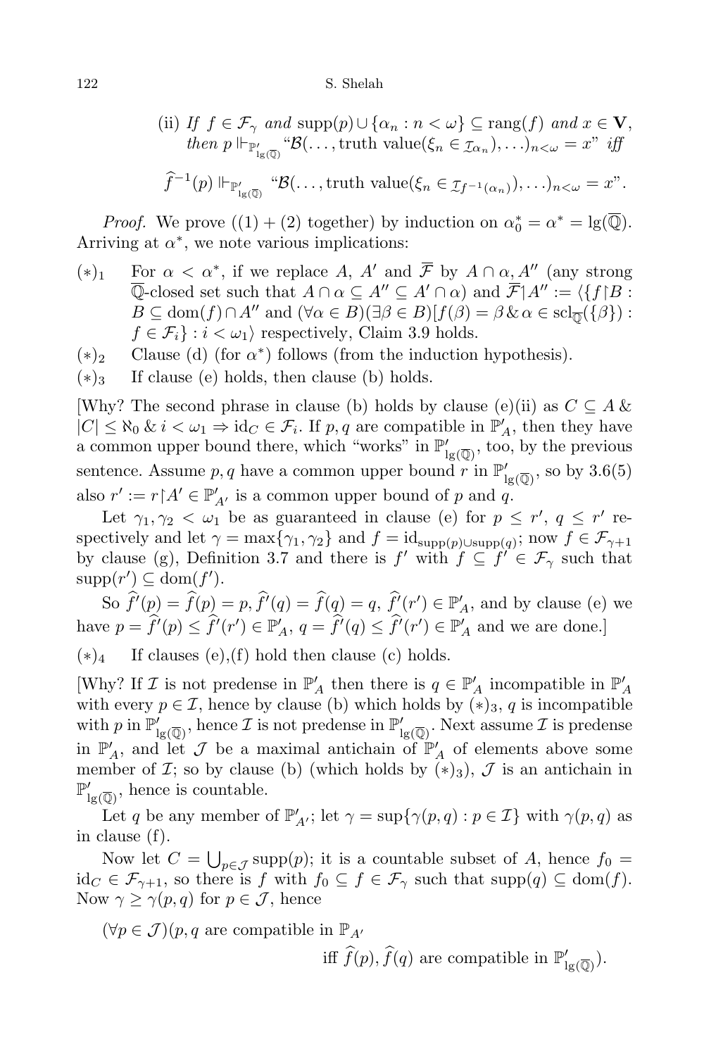(ii) *If* $f \in \mathcal{F}_\gamma$ *and* $\mathrm{supp}(p) \cup \{\alpha_n : n < \omega\} \subseteq \mathrm{rang}(f)$ *and* $x \in \mathbf{V}$, *then* $p \Vdash_{\mathbb{P}'_{\lg(\overline{\mathbb{Q}})}}$ "$\mathcal{B}(\ldots, \text{truth value}(\xi_n \in \mathcal{I}_{\alpha_n}), \ldots)_{n<\omega} = x$" *iff*

$$\widehat{f}^{-1}(p) \Vdash_{\mathbb{P}'_{\lg(\overline{\mathbb{Q}})}} \text{"}\mathcal{B}(\ldots, \text{truth value}(\xi_n \in \mathcal{I}_{f^{-1}(\alpha_n)}), \ldots)_{n<\omega} = x\text{"}.$$

*Proof.* We prove ((1) + (2) together) by induction on $\alpha_0^* = \alpha^* = \lg(\overline{\mathbb{Q}})$. Arriving at $\alpha^*$, we note various implications:

$(*)_1$ For $\alpha < \alpha^*$, if we replace $A$, $A'$ and $\overline{\mathcal{F}}$ by $A \cap \alpha, A''$ (any strong $\overline{\mathbb{Q}}$-closed set such that $A \cap \alpha \subseteq A'' \subseteq A' \cap \alpha$) and $\overline{\mathcal{F}}{\restriction}A'' := \langle \{f{\restriction}B : B \subseteq \mathrm{dom}(f) \cap A''$ and $(\forall \alpha \in B)(\exists \beta \in B)[f(\beta) = \beta \,\&\, \alpha \in \mathrm{scl}_{\overline{\mathbb{Q}}}(\{\beta\}) : f \in \mathcal{F}_i\} : i < \omega_1\rangle$ respectively, Claim 3.9 holds.

$(*)_2$ Clause (d) (for $\alpha^*$) follows (from the induction hypothesis).

$(*)_3$ If clause (e) holds, then clause (b) holds.

[Why? The second phrase in clause (b) holds by clause (e)(ii) as $C \subseteq A \,\&\, |C| \le \aleph_0 \,\&\, i < \omega_1 \Rightarrow \mathrm{id}_C \in \mathcal{F}_i$. If $p, q$ are compatible in $\mathbb{P}'_A$, then they have a common upper bound there, which "works" in $\mathbb{P}'_{\lg(\overline{\mathbb{Q}})}$, too, by the previous sentence. Assume $p, q$ have a common upper bound $r$ in $\mathbb{P}'_{\lg(\overline{\mathbb{Q}})}$, so by 3.6(5) also $r' := r{\restriction}A' \in \mathbb{P}'_{A'}$ is a common upper bound of $p$ and $q$.

Let $\gamma_1, \gamma_2 < \omega_1$ be as guaranteed in clause (e) for $p \le r'$, $q \le r'$ respectively and let $\gamma = \max\{\gamma_1, \gamma_2\}$ and $f = \mathrm{id}_{\mathrm{supp}(p) \cup \mathrm{supp}(q)}$; now $f \in \mathcal{F}_{\gamma+1}$ by clause (g), Definition 3.7 and there is $f'$ with $f \subseteq f' \in \mathcal{F}_\gamma$ such that $\mathrm{supp}(r') \subseteq \mathrm{dom}(f')$.

So $\widehat{f}'(p) = \widehat{f}(p) = p$, $\widehat{f}'(q) = \widehat{f}(q) = q$, $\widehat{f}'(r') \in \mathbb{P}'_A$, and by clause (e) we have $p = \widehat{f}'(p) \le \widehat{f}'(r') \in \mathbb{P}'_A$, $q = \widehat{f}'(q) \le \widehat{f}'(r') \in \mathbb{P}'_A$ and we are done.]

$(*)_4$ If clauses (e),(f) hold then clause (c) holds.

[Why? If $\mathcal{I}$ is not predense in $\mathbb{P}'_A$ then there is $q \in \mathbb{P}'_A$ incompatible in $\mathbb{P}'_A$ with every $p \in \mathcal{I}$, hence by clause (b) which holds by $(*)_3$, $q$ is incompatible with $p$ in $\mathbb{P}'_{\lg(\overline{\mathbb{Q}})}$, hence $\mathcal{I}$ is not predense in $\mathbb{P}'_{\lg(\overline{\mathbb{Q}})}$. Next assume $\mathcal{I}$ is predense in $\mathbb{P}'_A$, and let $\mathcal{J}$ be a maximal antichain of $\mathbb{P}'_A$ of elements above some member of $\mathcal{I}$; so by clause (b) (which holds by $(*)_3$), $\mathcal{J}$ is an antichain in $\mathbb{P}'_{\lg(\overline{\mathbb{Q}})}$, hence is countable.

Let $q$ be any member of $\mathbb{P}'_{A'}$; let $\gamma = \sup\{\gamma(p, q) : p \in \mathcal{I}\}$ with $\gamma(p, q)$ as in clause (f).

Now let $C = \bigcup_{p \in \mathcal{J}} \mathrm{supp}(p)$; it is a countable subset of $A$, hence $f_0 = \mathrm{id}_C \in \mathcal{F}_{\gamma+1}$, so there is $f$ with $f_0 \subseteq f \in \mathcal{F}_\gamma$ such that $\mathrm{supp}(q) \subseteq \mathrm{dom}(f)$. Now $\gamma \ge \gamma(p, q)$ for $p \in \mathcal{J}$, hence

$$(\forall p \in \mathcal{J})(p, q \text{ are compatible in } \mathbb{P}_{A'} \quad \text{iff } \widehat{f}(p), \widehat{f}(q) \text{ are compatible in } \mathbb{P}'_{\lg(\overline{\mathbb{Q}})}).$$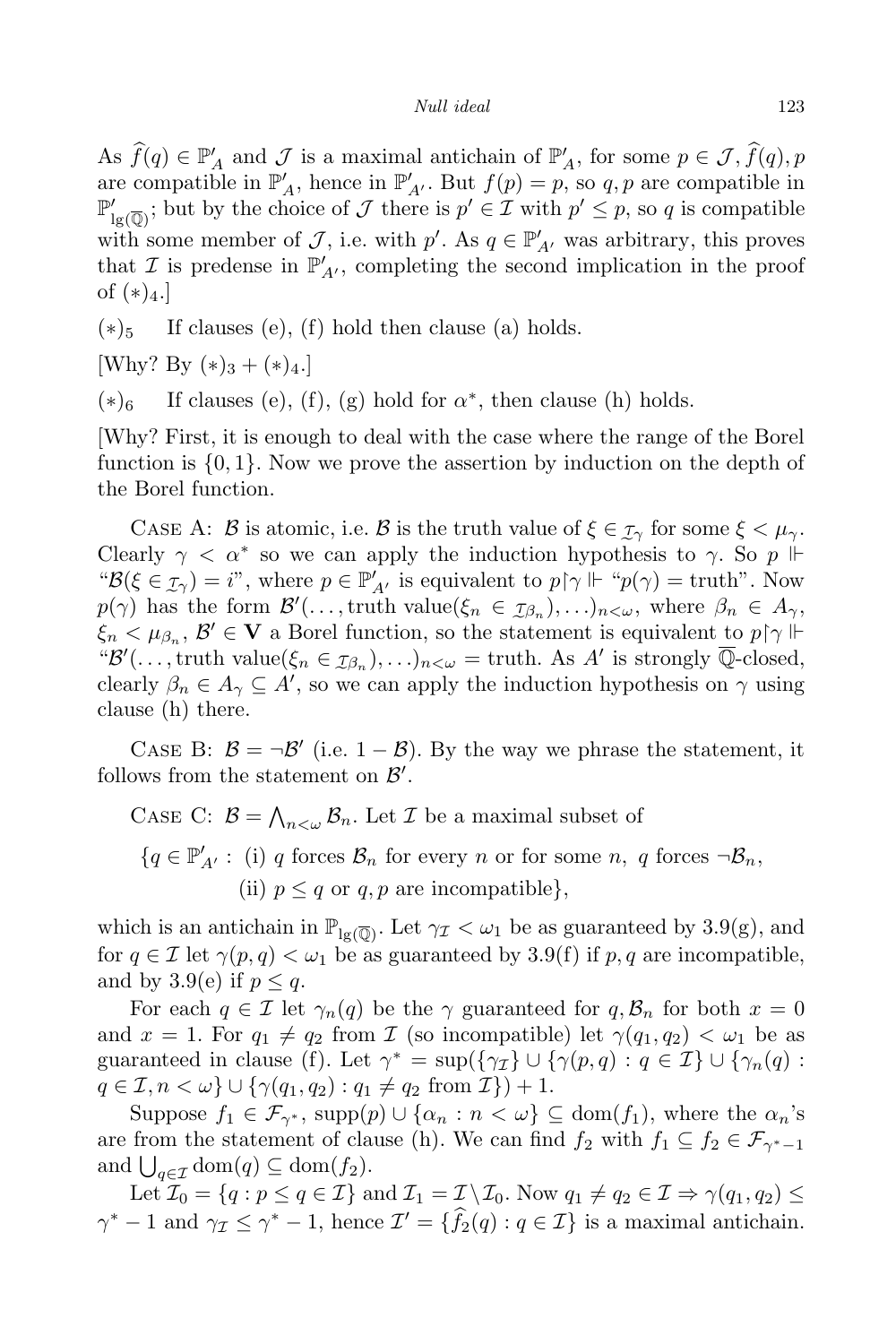As $\widehat{f}(q) \in \mathbb{P}'_A$ and $\mathcal{J}$ is a maximal antichain of $\mathbb{P}'_A$, for some $p \in \mathcal{J}$, $\widehat{f}(q), p$ are compatible in $\mathbb{P}'_A$, hence in $\mathbb{P}'_{A'}$. But $f(p) = p$, so $q, p$ are compatible in $\mathbb{P}'_{\lg(\overline{\mathbb{Q}})}$; but by the choice of $\mathcal{J}$ there is $p' \in \mathcal{I}$ with $p' \le p$, so $q$ is compatible with some member of $\mathcal{J}$, i.e. with $p'$. As $q \in \mathbb{P}'_{A'}$ was arbitrary, this proves that $\mathcal{I}$ is predense in $\mathbb{P}'_{A'}$, completing the second implication in the proof of $(*)_4$.]

$(*)_5$ If clauses (e), (f) hold then clause (a) holds.

[Why? By $(*)_3 + (*)_4$.]

$(*)_6$ If clauses (e), (f), (g) hold for $\alpha^*$, then clause (h) holds.

[Why? First, it is enough to deal with the case where the range of the Borel function is $\{0, 1\}$. Now we prove the assertion by induction on the depth of the Borel function.

Case A: $\mathcal{B}$ is atomic, i.e. $\mathcal{B}$ is the truth value of $\xi \in \underset{\sim}{\mathcal{I}}_\gamma$ for some $\xi < \mu_\gamma$. Clearly $\gamma < \alpha^*$ so we can apply the induction hypothesis to $\gamma$. So $p \Vdash$ "$\mathcal{B}(\xi \in \underset{\sim}{\mathcal{I}}_\gamma) = i$", where $p \in \mathbb{P}'_{A'}$ is equivalent to $p{\restriction}\gamma \Vdash$ "$p(\gamma) = \text{truth}$". Now $p(\gamma)$ has the form $\mathcal{B}'(\ldots, \text{truth value}(\xi_n \in \underset{\sim}{\mathcal{I}}_{\beta_n}), \ldots)_{n<\omega}$, where $\beta_n \in A_\gamma$, $\xi_n < \mu_{\beta_n}$, $\mathcal{B}' \in \mathbf{V}$ a Borel function, so the statement is equivalent to $p{\restriction}\gamma \Vdash$ "$\mathcal{B}'(\ldots, \text{truth value}(\xi_n \in \underset{\sim}{\mathcal{I}}_{\beta_n}), \ldots)_{n<\omega} = \text{truth}$. As $A'$ is strongly $\overline{\mathbb{Q}}$-closed, clearly $\beta_n \in A_\gamma \subseteq A'$, so we can apply the induction hypothesis on $\gamma$ using clause (h) there.

Case B: $\mathcal{B} = \neg\mathcal{B}'$ (i.e. $1 - \mathcal{B}$). By the way we phrase the statement, it follows from the statement on $\mathcal{B}'$.

Case C: $\mathcal{B} = \bigwedge_{n<\omega} \mathcal{B}_n$. Let $\mathcal{I}$ be a maximal subset of

$$\{q \in \mathbb{P}'_{A'} : \text{(i) } q \text{ forces } \mathcal{B}_n \text{ for every } n \text{ or for some } n,\ q \text{ forces } \neg\mathcal{B}_n,$$
$$\text{(ii) } p \le q \text{ or } q, p \text{ are incompatible}\},$$

which is an antichain in $\mathbb{P}_{\lg(\overline{\mathbb{Q}})}$. Let $\gamma_{\mathcal{I}} < \omega_1$ be as guaranteed by 3.9(g), and for $q \in \mathcal{I}$ let $\gamma(p, q) < \omega_1$ be as guaranteed by 3.9(f) if $p, q$ are incompatible, and by 3.9(e) if $p \le q$.

For each $q \in \mathcal{I}$ let $\gamma_n(q)$ be the $\gamma$ guaranteed for $q, \mathcal{B}_n$ for both $x = 0$ and $x = 1$. For $q_1 \ne q_2$ from $\mathcal{I}$ (so incompatible) let $\gamma(q_1, q_2) < \omega_1$ be as guaranteed in clause (f). Let $\gamma^* = \sup(\{\gamma_{\mathcal{I}}\} \cup \{\gamma(p, q) : q \in \mathcal{I}\} \cup \{\gamma_n(q) : q \in \mathcal{I}, n < \omega\} \cup \{\gamma(q_1, q_2) : q_1 \ne q_2 \text{ from } \mathcal{I}\}) + 1$.

Suppose $f_1 \in \mathcal{F}_{\gamma^*}$, $\operatorname{supp}(p) \cup \{\alpha_n : n < \omega\} \subseteq \operatorname{dom}(f_1)$, where the $\alpha_n$'s are from the statement of clause (h). We can find $f_2$ with $f_1 \subseteq f_2 \in \mathcal{F}_{\gamma^*-1}$ and $\bigcup_{q \in \mathcal{I}} \operatorname{dom}(q) \subseteq \operatorname{dom}(f_2)$.

Let $\mathcal{I}_0 = \{q : p \le q \in \mathcal{I}\}$ and $\mathcal{I}_1 = \mathcal{I} \setminus \mathcal{I}_0$. Now $q_1 \ne q_2 \in \mathcal{I} \Rightarrow \gamma(q_1, q_2) \le \gamma^* - 1$ and $\gamma_{\mathcal{I}} \le \gamma^* - 1$, hence $\mathcal{I}' = \{\widehat{f}_2(q) : q \in \mathcal{I}\}$ is a maximal antichain.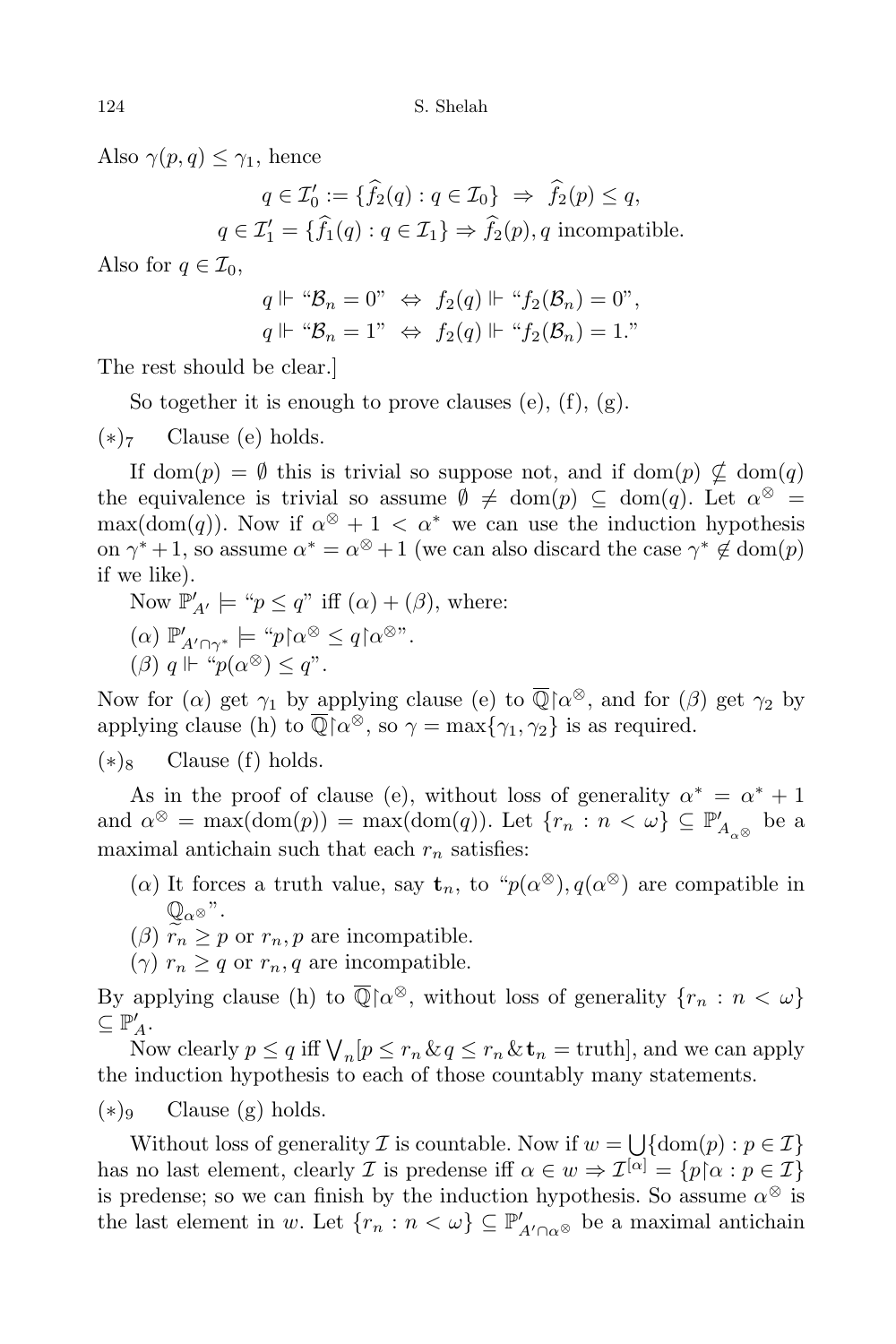Also $\gamma(p,q) \le \gamma_1$, hence

$$q \in \mathcal{I}'_0 := \{\widehat{f}_2(q) : q \in \mathcal{I}_0\} \ \Rightarrow\ \widehat{f}_2(p) \le q,$$
$$q \in \mathcal{I}'_1 = \{\widehat{f}_1(q) : q \in \mathcal{I}_1\} \Rightarrow \widehat{f}_2(p), q \text{ incompatible.}$$

Also for $q \in \mathcal{I}_0$,

$$q \Vdash \text{“}\mathcal{B}_n = 0\text{”} \ \Leftrightarrow\ f_2(q) \Vdash \text{“}f_2(\mathcal{B}_n) = 0\text{”},$$
$$q \Vdash \text{“}\mathcal{B}_n = 1\text{”} \ \Leftrightarrow\ f_2(q) \Vdash \text{“}f_2(\mathcal{B}_n) = 1.\text{”}$$

The rest should be clear.]

So together it is enough to prove clauses (e), (f), (g).

$(*)_7$ Clause (e) holds.

If $\mathrm{dom}(p) = \emptyset$ this is trivial so suppose not, and if $\mathrm{dom}(p) \not\subseteq \mathrm{dom}(q)$ the equivalence is trivial so assume $\emptyset \ne \mathrm{dom}(p) \subseteq \mathrm{dom}(q)$. Let $\alpha^\otimes = \max(\mathrm{dom}(q))$. Now if $\alpha^\otimes + 1 < \alpha^*$ we can use the induction hypothesis on $\gamma^* + 1$, so assume $\alpha^* = \alpha^\otimes + 1$ (we can also discard the case $\gamma^* \notin \mathrm{dom}(p)$ if we like).

Now $\mathbb{P}'_{A'} \models$ “$p \le q$” iff $(\alpha) + (\beta)$, where:

$(\alpha)$ $\mathbb{P}'_{A' \cap \gamma^*} \models$ “$p{\restriction}\alpha^\otimes \le q{\restriction}\alpha^\otimes$”.

$(\beta)$ $q \Vdash$ “$p(\alpha^\otimes) \le q$”.

Now for $(\alpha)$ get $\gamma_1$ by applying clause (e) to $\overline{\mathbb{Q}}{\restriction}\alpha^\otimes$, and for $(\beta)$ get $\gamma_2$ by applying clause (h) to $\overline{\mathbb{Q}}{\restriction}\alpha^\otimes$, so $\gamma = \max\{\gamma_1, \gamma_2\}$ is as required.

$(*)_8$ Clause (f) holds.

As in the proof of clause (e), without loss of generality $\alpha^* = \alpha^* + 1$ and $\alpha^\otimes = \max(\mathrm{dom}(p)) = \max(\mathrm{dom}(q))$. Let $\{r_n : n < \omega\} \subseteq \mathbb{P}'_{A_{\alpha^\otimes}}$ be a maximal antichain such that each $r_n$ satisfies:

$(\alpha)$ It forces a truth value, say $\mathbf{t}_n$, to “$p(\alpha^\otimes), q(\alpha^\otimes)$ are compatible in $\underset{\sim}{\mathbb{Q}}_{\alpha^\otimes}$”.

$(\beta)$ $r_n \ge p$ or $r_n, p$ are incompatible.

$(\gamma)$ $r_n \ge q$ or $r_n, q$ are incompatible.

By applying clause (h) to $\overline{\mathbb{Q}}{\restriction}\alpha^\otimes$, without loss of generality $\{r_n : n < \omega\} \subseteq \mathbb{P}'_A$.

Now clearly $p \le q$ iff $\bigvee_n [p \le r_n \,\&\, q \le r_n \,\&\, \mathbf{t}_n = \text{truth}]$, and we can apply the induction hypothesis to each of those countably many statements.

$(*)_9$ Clause (g) holds.

Without loss of generality $\mathcal{I}$ is countable. Now if $w = \bigcup\{\mathrm{dom}(p) : p \in \mathcal{I}\}$ has no last element, clearly $\mathcal{I}$ is predense iff $\alpha \in w \Rightarrow \mathcal{I}^{[\alpha]} = \{p{\restriction}\alpha : p \in \mathcal{I}\}$ is predense; so we can finish by the induction hypothesis. So assume $\alpha^\otimes$ is the last element in $w$. Let $\{r_n : n < \omega\} \subseteq \mathbb{P}'_{A' \cap \alpha^\otimes}$ be a maximal antichain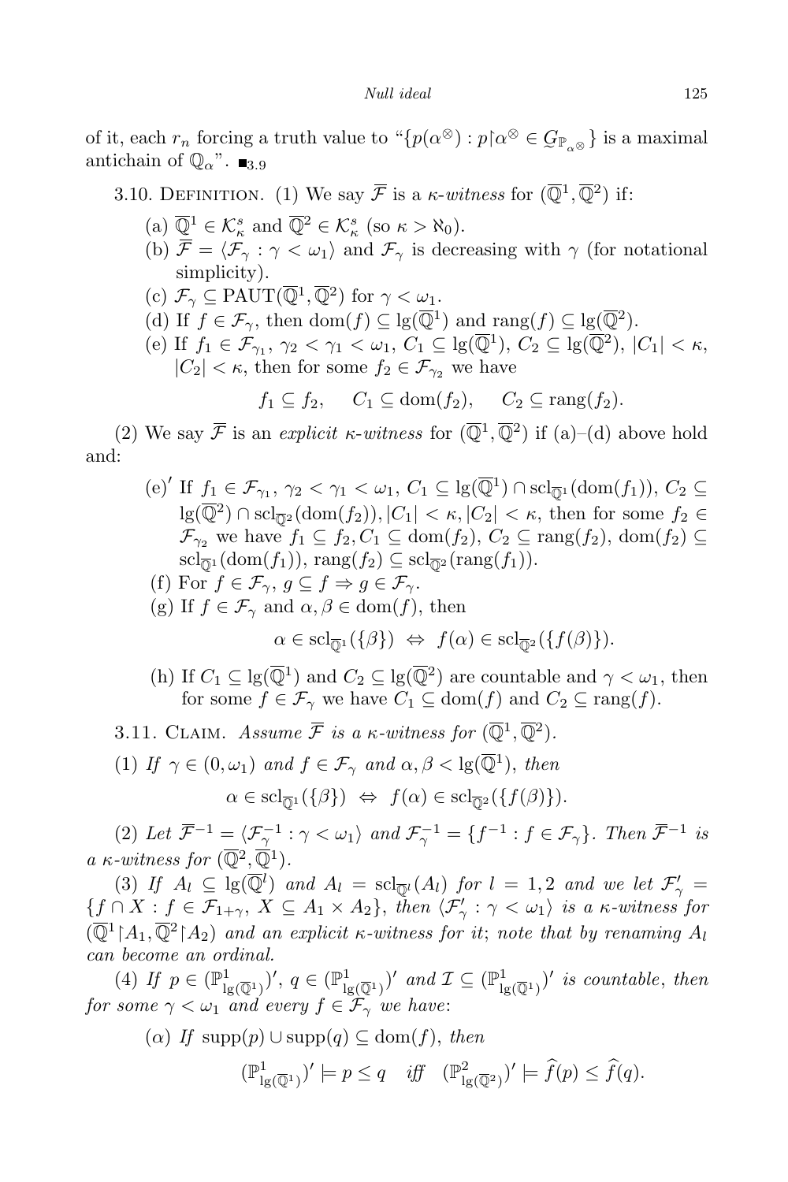of it, each $r_n$ forcing a truth value to "$\{p(\alpha^\otimes) : p{\restriction}\alpha^\otimes \in \underset{\sim}{G}_{\mathbb{P}_{\alpha^\otimes}}\}$ is a maximal antichain of $\mathbb{Q}_\alpha$". $\blacksquare_{3.9}$

3.10. Definition. (1) We say $\overline{\mathcal{F}}$ is a *$\kappa$-witness* for $(\overline{\mathbb{Q}}^1, \overline{\mathbb{Q}}^2)$ if:

(a) $\overline{\mathbb{Q}}^1 \in \mathcal{K}^s_\kappa$ and $\overline{\mathbb{Q}}^2 \in \mathcal{K}^s_\kappa$ (so $\kappa > \aleph_0$).

(b) $\overline{\mathcal{F}} = \langle \mathcal{F}_\gamma : \gamma < \omega_1 \rangle$ and $\mathcal{F}_\gamma$ is decreasing with $\gamma$ (for notational simplicity).

(c) $\mathcal{F}_\gamma \subseteq \mathrm{PAUT}(\overline{\mathbb{Q}}^1, \overline{\mathbb{Q}}^2)$ for $\gamma < \omega_1$.

(d) If $f \in \mathcal{F}_\gamma$, then $\mathrm{dom}(f) \subseteq \lg(\overline{\mathbb{Q}}^1)$ and $\mathrm{rang}(f) \subseteq \lg(\overline{\mathbb{Q}}^2)$.

(e) If $f_1 \in \mathcal{F}_{\gamma_1}$, $\gamma_2 < \gamma_1 < \omega_1$, $C_1 \subseteq \lg(\overline{\mathbb{Q}}^1)$, $C_2 \subseteq \lg(\overline{\mathbb{Q}}^2)$, $|C_1| < \kappa$, $|C_2| < \kappa$, then for some $f_2 \in \mathcal{F}_{\gamma_2}$ we have

$$f_1 \subseteq f_2, \quad C_1 \subseteq \mathrm{dom}(f_2), \quad C_2 \subseteq \mathrm{rang}(f_2).$$

(2) We say $\overline{\mathcal{F}}$ is an *explicit $\kappa$-witness* for $(\overline{\mathbb{Q}}^1, \overline{\mathbb{Q}}^2)$ if (a)–(d) above hold and:

(e)$'$ If $f_1 \in \mathcal{F}_{\gamma_1}$, $\gamma_2 < \gamma_1 < \omega_1$, $C_1 \subseteq \lg(\overline{\mathbb{Q}}^1) \cap \mathrm{scl}_{\overline{\mathbb{Q}}^1}(\mathrm{dom}(f_1))$, $C_2 \subseteq \lg(\overline{\mathbb{Q}}^2) \cap \mathrm{scl}_{\overline{\mathbb{Q}}^2}(\mathrm{dom}(f_2))$, $|C_1| < \kappa, |C_2| < \kappa$, then for some $f_2 \in \mathcal{F}_{\gamma_2}$ we have $f_1 \subseteq f_2, C_1 \subseteq \mathrm{dom}(f_2)$, $C_2 \subseteq \mathrm{rang}(f_2)$, $\mathrm{dom}(f_2) \subseteq \mathrm{scl}_{\overline{\mathbb{Q}}^1}(\mathrm{dom}(f_1))$, $\mathrm{rang}(f_2) \subseteq \mathrm{scl}_{\overline{\mathbb{Q}}^2}(\mathrm{rang}(f_1))$.

(f) For $f \in \mathcal{F}_\gamma$, $g \subseteq f \Rightarrow g \in \mathcal{F}_\gamma$.

(g) If $f \in \mathcal{F}_\gamma$ and $\alpha, \beta \in \mathrm{dom}(f)$, then

$$\alpha \in \mathrm{scl}_{\overline{\mathbb{Q}}^1}(\{\beta\}) \ \Leftrightarrow\ f(\alpha) \in \mathrm{scl}_{\overline{\mathbb{Q}}^2}(\{f(\beta)\}).$$

(h) If $C_1 \subseteq \lg(\overline{\mathbb{Q}}^1)$ and $C_2 \subseteq \lg(\overline{\mathbb{Q}}^2)$ are countable and $\gamma < \omega_1$, then for some $f \in \mathcal{F}_\gamma$ we have $C_1 \subseteq \mathrm{dom}(f)$ and $C_2 \subseteq \mathrm{rang}(f)$.

3.11. Claim. *Assume $\overline{\mathcal{F}}$ is a $\kappa$-witness for $(\overline{\mathbb{Q}}^1, \overline{\mathbb{Q}}^2)$.*

(1) *If $\gamma \in (0, \omega_1)$ and $f \in \mathcal{F}_\gamma$ and $\alpha, \beta < \lg(\overline{\mathbb{Q}}^1)$, then*

$$\alpha \in \mathrm{scl}_{\overline{\mathbb{Q}}^1}(\{\beta\}) \ \Leftrightarrow\ f(\alpha) \in \mathrm{scl}_{\overline{\mathbb{Q}}^2}(\{f(\beta)\}).$$

(2) *Let $\overline{\mathcal{F}}^{-1} = \langle \mathcal{F}^{-1}_\gamma : \gamma < \omega_1 \rangle$ and $\mathcal{F}^{-1}_\gamma = \{f^{-1} : f \in \mathcal{F}_\gamma\}$. Then $\overline{\mathcal{F}}^{-1}$ is a $\kappa$-witness for $(\overline{\mathbb{Q}}^2, \overline{\mathbb{Q}}^1)$.*

(3) *If $A_l \subseteq \lg(\overline{\mathbb{Q}}^l)$ and $A_l = \mathrm{scl}_{\overline{\mathbb{Q}}^l}(A_l)$ for $l = 1, 2$ and we let $\mathcal{F}'_\gamma = \{f \cap X : f \in \mathcal{F}_{1+\gamma},\ X \subseteq A_1 \times A_2\}$, then $\langle \mathcal{F}'_\gamma : \gamma < \omega_1 \rangle$ is a $\kappa$-witness for $(\overline{\mathbb{Q}}^1{\restriction}A_1, \overline{\mathbb{Q}}^2{\restriction}A_2)$ and an explicit $\kappa$-witness for it; note that by renaming $A_l$ can become an ordinal.*

(4) *If $p \in (\mathbb{P}^1_{\lg(\overline{\mathbb{Q}}^1)})'$, $q \in (\mathbb{P}^1_{\lg(\overline{\mathbb{Q}}^1)})'$ and $\mathcal{I} \subseteq (\mathbb{P}^1_{\lg(\overline{\mathbb{Q}}^1)})'$ is countable, then for some $\gamma < \omega_1$ and every $f \in \mathcal{F}_\gamma$ we have*:

($\alpha$) *If $\mathrm{supp}(p) \cup \mathrm{supp}(q) \subseteq \mathrm{dom}(f)$, then*

$$(\mathbb{P}^1_{\lg(\overline{\mathbb{Q}}^1)})' \models p \le q \quad \textit{iff} \quad (\mathbb{P}^2_{\lg(\overline{\mathbb{Q}}^2)})' \models \widehat{f}(p) \le \widehat{f}(q).$$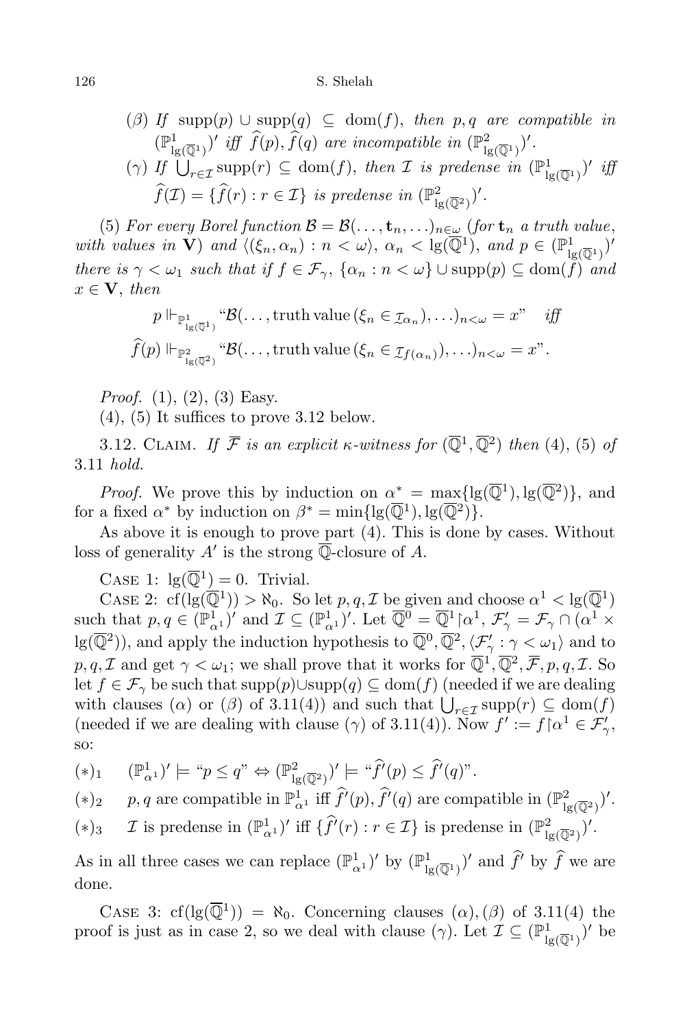($\beta$) *If* $\mathrm{supp}(p) \cup \mathrm{supp}(q) \subseteq \mathrm{dom}(f)$, *then* $p, q$ *are compatible in* $(\mathbb{P}^1_{\lg(\overline{\mathbb{Q}}^1)})'$ *iff* $\widehat{f}(p), \widehat{f}(q)$ *are incompatible in* $(\mathbb{P}^2_{\lg(\overline{\mathbb{Q}}^1)})'$.

($\gamma$) *If* $\bigcup_{r \in \mathcal{I}} \mathrm{supp}(r) \subseteq \mathrm{dom}(f)$, *then* $\mathcal{I}$ *is predense in* $(\mathbb{P}^1_{\lg(\overline{\mathbb{Q}}^1)})'$ *iff* $\widehat{f}(\mathcal{I}) = \{\widehat{f}(r) : r \in \mathcal{I}\}$ *is predense in* $(\mathbb{P}^2_{\lg(\overline{\mathbb{Q}}^2)})'$.

(5) *For every Borel function* $\mathcal{B} = \mathcal{B}(\ldots, \mathbf{t}_n, \ldots)_{n \in \omega}$ (*for* $\mathbf{t}_n$ *a truth value, with values in* $\mathbf{V}$) *and* $\langle (\xi_n, \alpha_n) : n < \omega \rangle$, $\alpha_n < \lg(\overline{\mathbb{Q}}^1)$, *and* $p \in (\mathbb{P}^1_{\lg(\overline{\mathbb{Q}}^1)})'$ *there is* $\gamma < \omega_1$ *such that if* $f \in \mathcal{F}_\gamma$, $\{\alpha_n : n < \omega\} \cup \mathrm{supp}(p) \subseteq \mathrm{dom}(f)$ *and* $x \in \mathbf{V}$, *then*

$$p \Vdash_{\mathbb{P}^1_{\lg(\overline{\mathbb{Q}}^1)}} \text{“}\mathcal{B}(\ldots, \text{truth value}\,(\xi_n \in \mathcal{I}_{\alpha_n}), \ldots)_{n<\omega} = x\text{”} \quad \textit{iff}$$
$$\widehat{f}(p) \Vdash_{\mathbb{P}^2_{\lg(\overline{\mathbb{Q}}^2)}} \text{“}\mathcal{B}(\ldots, \text{truth value}\,(\xi_n \in \mathcal{I}_{f(\alpha_n)}), \ldots)_{n<\omega} = x\text{”}.$$

*Proof.* (1), (2), (3) Easy.

(4), (5) It suffices to prove 3.12 below.

3.12. Claim. *If* $\overline{\mathcal{F}}$ *is an explicit* $\kappa$*-witness for* $(\overline{\mathbb{Q}}^1, \overline{\mathbb{Q}}^2)$ *then* (4), (5) *of* 3.11 *hold.*

*Proof.* We prove this by induction on $\alpha^* = \max\{\lg(\overline{\mathbb{Q}}^1), \lg(\overline{\mathbb{Q}}^2)\}$, and for a fixed $\alpha^*$ by induction on $\beta^* = \min\{\lg(\overline{\mathbb{Q}}^1), \lg(\overline{\mathbb{Q}}^2)\}$.

As above it is enough to prove part (4). This is done by cases. Without loss of generality $A'$ is the strong $\overline{\mathbb{Q}}$-closure of $A$.

Case 1: $\lg(\overline{\mathbb{Q}}^1) = 0$. Trivial.

Case 2: $\mathrm{cf}(\lg(\overline{\mathbb{Q}}^1)) > \aleph_0$. So let $p, q, \mathcal{I}$ be given and choose $\alpha^1 < \lg(\overline{\mathbb{Q}}^1)$ such that $p, q \in (\mathbb{P}^1_{\alpha^1})'$ and $\mathcal{I} \subseteq (\mathbb{P}^1_{\alpha^1})'$. Let $\overline{\mathbb{Q}}^0 = \overline{\mathbb{Q}}^1 \restriction \alpha^1$, $\mathcal{F}'_\gamma = \mathcal{F}_\gamma \cap (\alpha^1 \times \lg(\overline{\mathbb{Q}}^2))$, and apply the induction hypothesis to $\overline{\mathbb{Q}}^0, \overline{\mathbb{Q}}^2, \langle \mathcal{F}'_\gamma : \gamma < \omega_1 \rangle$ and to $p, q, \mathcal{I}$ and get $\gamma < \omega_1$; we shall prove that it works for $\overline{\mathbb{Q}}^1, \overline{\mathbb{Q}}^2, \overline{\mathcal{F}}, p, q, \mathcal{I}$. So let $f \in \mathcal{F}_\gamma$ be such that $\mathrm{supp}(p) \cup \mathrm{supp}(q) \subseteq \mathrm{dom}(f)$ (needed if we are dealing with clauses ($\alpha$) or ($\beta$) of 3.11(4)) and such that $\bigcup_{r \in \mathcal{I}} \mathrm{supp}(r) \subseteq \mathrm{dom}(f)$ (needed if we are dealing with clause ($\gamma$) of 3.11(4)). Now $f' := f \restriction \alpha^1 \in \mathcal{F}'_\gamma$, so:

$(*)_1$ $\quad (\mathbb{P}^1_{\alpha^1})' \models \text{“}p \le q\text{”} \Leftrightarrow (\mathbb{P}^2_{\lg(\overline{\mathbb{Q}}^2)})' \models \text{“}\widehat{f'}(p) \le \widehat{f'}(q)\text{”}$.

$(*)_2$ $\quad p, q$ are compatible in $\mathbb{P}^1_{\alpha^1}$ iff $\widehat{f'}(p), \widehat{f'}(q)$ are compatible in $(\mathbb{P}^2_{\lg(\overline{\mathbb{Q}}^2)})'$.

$(*)_3$ $\quad \mathcal{I}$ is predense in $(\mathbb{P}^1_{\alpha^1})'$ iff $\{\widehat{f'}(r) : r \in \mathcal{I}\}$ is predense in $(\mathbb{P}^2_{\lg(\overline{\mathbb{Q}}^2)})'$.

As in all three cases we can replace $(\mathbb{P}^1_{\alpha^1})'$ by $(\mathbb{P}^1_{\lg(\overline{\mathbb{Q}}^1)})'$ and $\widehat{f'}$ by $\widehat{f}$ we are done.

Case 3: $\mathrm{cf}(\lg(\overline{\mathbb{Q}}^1)) = \aleph_0$. Concerning clauses ($\alpha$), ($\beta$) of 3.11(4) the proof is just as in case 2, so we deal with clause ($\gamma$). Let $\mathcal{I} \subseteq (\mathbb{P}^1_{\lg(\overline{\mathbb{Q}}^1)})'$ be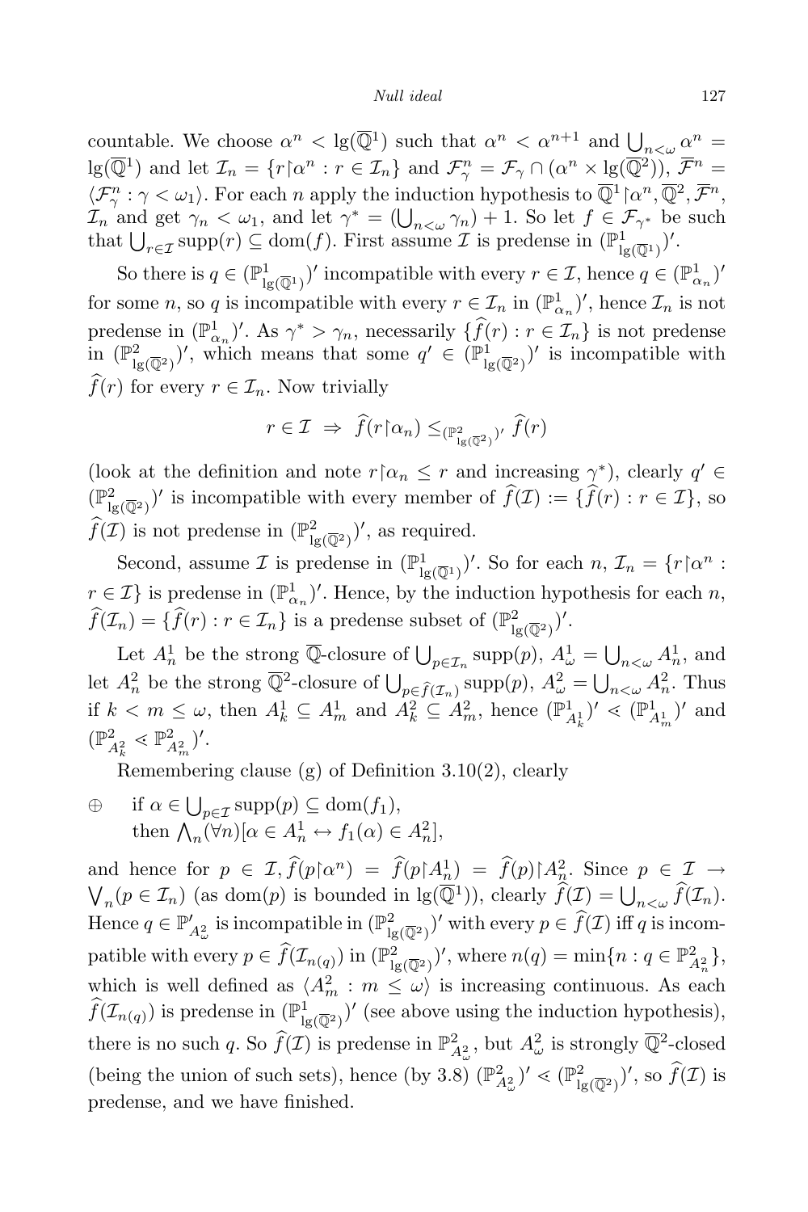countable. We choose $\alpha^n < \lg(\overline{\mathbb{Q}}^1)$ such that $\alpha^n < \alpha^{n+1}$ and $\bigcup_{n<\omega} \alpha^n = \lg(\overline{\mathbb{Q}}^1)$ and let $\mathcal{I}_n = \{r{\restriction}\alpha^n : r \in \mathcal{I}_n\}$ and $\mathcal{F}^n_\gamma = \mathcal{F}_\gamma \cap (\alpha^n \times \lg(\overline{\mathbb{Q}}^2))$, $\overline{\mathcal{F}}^n = \langle \mathcal{F}^n_\gamma : \gamma < \omega_1\rangle$. For each $n$ apply the induction hypothesis to $\overline{\mathbb{Q}}^1{\restriction}\alpha^n, \overline{\mathbb{Q}}^2, \overline{\mathcal{F}}^n$, $\mathcal{I}_n$ and get $\gamma_n < \omega_1$, and let $\gamma^* = (\bigcup_{n<\omega} \gamma_n) + 1$. So let $f \in \mathcal{F}_{\gamma^*}$ be such that $\bigcup_{r\in\mathcal{I}} \mathrm{supp}(r) \subseteq \mathrm{dom}(f)$. First assume $\mathcal{I}$ is predense in $(\mathbb{P}^1_{\lg(\overline{\mathbb{Q}}^1)})'$.

So there is $q \in (\mathbb{P}^1_{\lg(\overline{\mathbb{Q}}^1)})'$ incompatible with every $r \in \mathcal{I}$, hence $q \in (\mathbb{P}^1_{\alpha_n})'$ for some $n$, so $q$ is incompatible with every $r \in \mathcal{I}_n$ in $(\mathbb{P}^1_{\alpha_n})'$, hence $\mathcal{I}_n$ is not predense in $(\mathbb{P}^1_{\alpha_n})'$. As $\gamma^* > \gamma_n$, necessarily $\{\widehat{f}(r) : r \in \mathcal{I}_n\}$ is not predense in $(\mathbb{P}^2_{\lg(\overline{\mathbb{Q}}^2)})'$, which means that some $q' \in (\mathbb{P}^1_{\lg(\overline{\mathbb{Q}}^2)})'$ is incompatible with $\widehat{f}(r)$ for every $r \in \mathcal{I}_n$. Now trivially

$$r \in \mathcal{I} \ \Rightarrow\ \widehat{f}(r{\restriction}\alpha_n) \le_{(\mathbb{P}^2_{\lg(\overline{\mathbb{Q}}^2)})'} \widehat{f}(r)$$

(look at the definition and note $r{\restriction}\alpha_n \le r$ and increasing $\gamma^*$), clearly $q' \in (\mathbb{P}^2_{\lg(\overline{\mathbb{Q}}^2)})'$ is incompatible with every member of $\widehat{f}(\mathcal{I}) := \{\widehat{f}(r) : r \in \mathcal{I}\}$, so $\widehat{f}(\mathcal{I})$ is not predense in $(\mathbb{P}^2_{\lg(\overline{\mathbb{Q}}^2)})'$, as required.

Second, assume $\mathcal{I}$ is predense in $(\mathbb{P}^1_{\lg(\overline{\mathbb{Q}}^1)})'$. So for each $n$, $\mathcal{I}_n = \{r{\restriction}\alpha^n : r \in \mathcal{I}\}$ is predense in $(\mathbb{P}^1_{\alpha_n})'$. Hence, by the induction hypothesis for each $n$, $\widehat{f}(\mathcal{I}_n) = \{\widehat{f}(r) : r \in \mathcal{I}_n\}$ is a predense subset of $(\mathbb{P}^2_{\lg(\overline{\mathbb{Q}}^2)})'$.

Let $A^1_n$ be the strong $\overline{\mathbb{Q}}$-closure of $\bigcup_{p\in\mathcal{I}_n} \mathrm{supp}(p)$, $A^1_\omega = \bigcup_{n<\omega} A^1_n$, and let $A^2_n$ be the strong $\overline{\mathbb{Q}}^2$-closure of $\bigcup_{p\in\widehat{f}(\mathcal{I}_n)} \mathrm{supp}(p)$, $A^2_\omega = \bigcup_{n<\omega} A^2_n$. Thus if $k < m \le \omega$, then $A^1_k \subseteq A^1_m$ and $A^2_k \subseteq A^2_m$, hence $(\mathbb{P}^1_{A^1_k})' \lessdot (\mathbb{P}^1_{A^1_m})'$ and $(\mathbb{P}^2_{A^2_k} \lessdot \mathbb{P}^2_{A^2_m})'$.

Remembering clause (g) of Definition 3.10(2), clearly

$\oplus$ if $\alpha \in \bigcup_{p\in\mathcal{I}} \mathrm{supp}(p) \subseteq \mathrm{dom}(f_1)$,
then $\bigwedge_n (\forall n)[\alpha \in A^1_n \leftrightarrow f_1(\alpha) \in A^2_n]$,

and hence for $p \in \mathcal{I}, \widehat{f}(p{\restriction}\alpha^n) = \widehat{f}(p{\restriction}A^1_n) = \widehat{f}(p){\restriction}A^2_n$. Since $p \in \mathcal{I} \to \bigvee_n (p \in \mathcal{I}_n)$ (as $\mathrm{dom}(p)$ is bounded in $\lg(\overline{\mathbb{Q}}^1)$), clearly $\widehat{f}(\mathcal{I}) = \bigcup_{n<\omega} \widehat{f}(\mathcal{I}_n)$. Hence $q \in \mathbb{P}'_{A^2_\omega}$ is incompatible in $(\mathbb{P}^2_{\lg(\overline{\mathbb{Q}}^2)})'$ with every $p \in \widehat{f}(\mathcal{I})$ iff $q$ is incompatible with every $p \in \widehat{f}(\mathcal{I}_{n(q)})$ in $(\mathbb{P}^2_{\lg(\overline{\mathbb{Q}}^2)})'$, where $n(q) = \min\{n : q \in \mathbb{P}^2_{A^2_n}\}$, which is well defined as $\langle A^2_m : m \le \omega\rangle$ is increasing continuous. As each $\widehat{f}(\mathcal{I}_{n(q)})$ is predense in $(\mathbb{P}^1_{\lg(\overline{\mathbb{Q}}^2)})'$ (see above using the induction hypothesis), there is no such $q$. So $\widehat{f}(\mathcal{I})$ is predense in $\mathbb{P}^2_{A^2_\omega}$, but $A^2_\omega$ is strongly $\overline{\mathbb{Q}}^2$-closed (being the union of such sets), hence (by 3.8) $(\mathbb{P}^2_{A^2_\omega})' \lessdot (\mathbb{P}^2_{\lg(\overline{\mathbb{Q}}^2)})'$, so $\widehat{f}(\mathcal{I})$ is predense, and we have finished.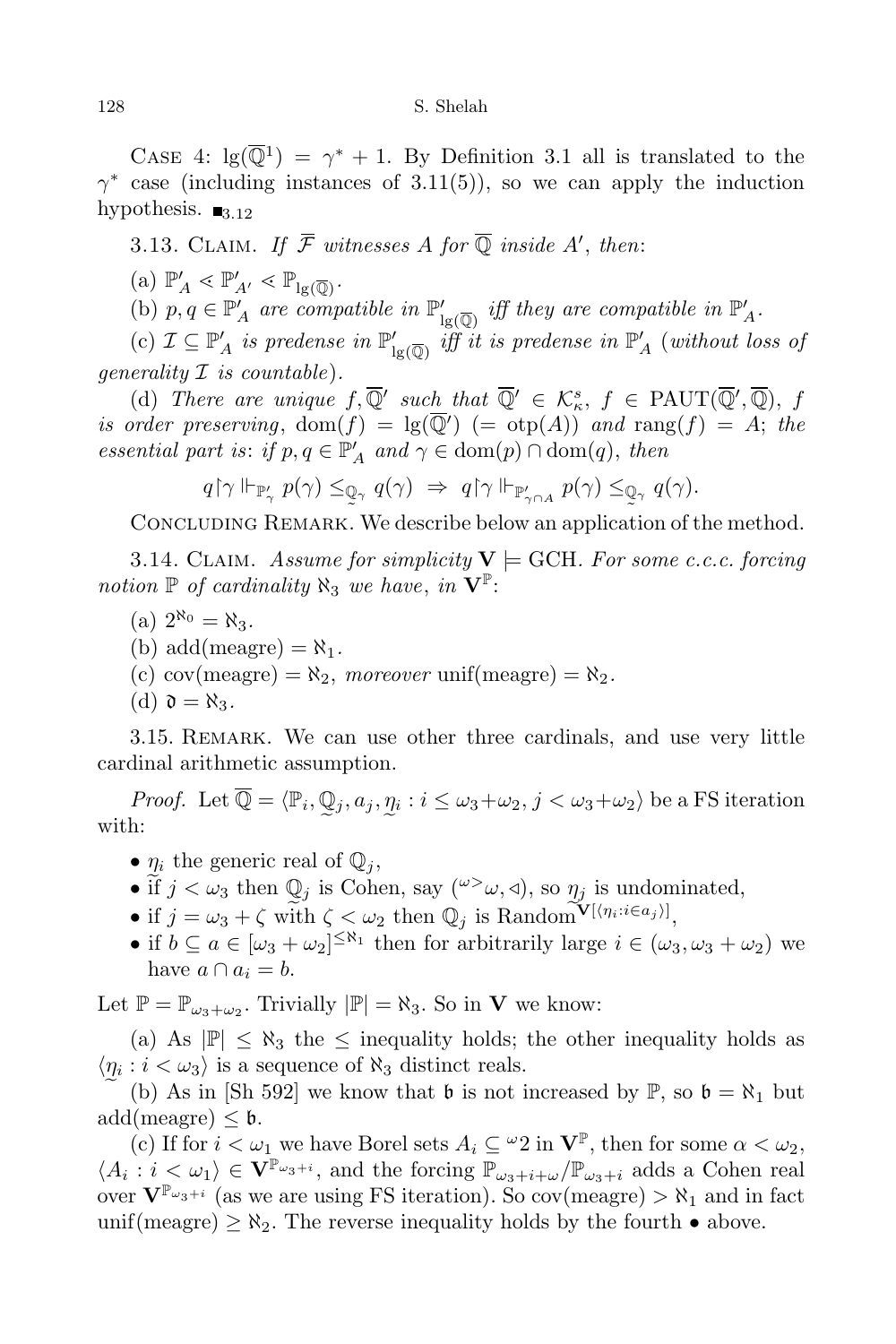CASE 4: $\lg(\overline{\mathbb{Q}}^1) = \gamma^* + 1$. By Definition 3.1 all is translated to the $\gamma^*$ case (including instances of 3.11(5)), so we can apply the induction hypothesis. $\blacksquare_{3.12}$

3.13. CLAIM. *If $\overline{\mathcal{F}}$ witnesses $A$ for $\overline{\mathbb{Q}}$ inside $A'$, then*:

(a) $\mathbb{P}'_A \lessdot \mathbb{P}'_{A'} \lessdot \mathbb{P}_{\lg(\overline{\mathbb{Q}})}$.

(b) *$p, q \in \mathbb{P}'_A$ are compatible in $\mathbb{P}'_{\lg(\overline{\mathbb{Q}})}$ iff they are compatible in $\mathbb{P}'_A$.*

(c) *$\mathcal{I} \subseteq \mathbb{P}'_A$ is predense in $\mathbb{P}'_{\lg(\overline{\mathbb{Q}})}$ iff it is predense in $\mathbb{P}'_A$ (without loss of generality $\mathcal{I}$ is countable).*

(d) *There are unique $f, \overline{\mathbb{Q}}'$ such that $\overline{\mathbb{Q}}' \in \mathcal{K}^s_\kappa$, $f \in \mathrm{PAUT}(\overline{\mathbb{Q}}', \overline{\mathbb{Q}})$, $f$ is order preserving, $\mathrm{dom}(f) = \lg(\overline{\mathbb{Q}}')$ $(= \mathrm{otp}(A))$ and $\mathrm{rang}(f) = A$; the essential part is: if $p, q \in \mathbb{P}'_A$ and $\gamma \in \mathrm{dom}(p) \cap \mathrm{dom}(q)$, then*

$$q{\restriction}\gamma \Vdash_{\mathbb{P}'_\gamma} p(\gamma) \leq_{\underset{\sim}{\mathbb{Q}}_\gamma} q(\gamma) \ \Rightarrow\ q{\restriction}\gamma \Vdash_{\mathbb{P}'_{\gamma \cap A}} p(\gamma) \leq_{\underset{\sim}{\mathbb{Q}}_\gamma} q(\gamma).$$

CONCLUDING REMARK. We describe below an application of the method.

3.14. CLAIM. *Assume for simplicity $\mathbf{V} \models \mathrm{GCH}$. For some c.c.c. forcing notion $\mathbb{P}$ of cardinality $\aleph_3$ we have, in $\mathbf{V}^{\mathbb{P}}$*:

(a) $2^{\aleph_0} = \aleph_3$.

(b) $\mathrm{add}(\mathrm{meagre}) = \aleph_1$.

(c) $\mathrm{cov}(\mathrm{meagre}) = \aleph_2$, *moreover* $\mathrm{unif}(\mathrm{meagre}) = \aleph_2$.

(d) $\mathfrak{d} = \aleph_3$.

3.15. REMARK. We can use other three cardinals, and use very little cardinal arithmetic assumption.

*Proof.* Let $\overline{\mathbb{Q}} = \langle \mathbb{P}_i, \underset{\sim}{\mathbb{Q}}_j, a_j, \underset{\sim}{\eta}_i : i \leq \omega_3 + \omega_2,\ j < \omega_3 + \omega_2 \rangle$ be a FS iteration with:

- $\eta_i$ the generic real of $\mathbb{Q}_j$,
- if $j < \omega_3$ then $\underset{\sim}{\mathbb{Q}}_j$ is Cohen, say $({}^{\omega>}\omega, \triangleleft)$, so $\underset{\sim}{\eta}_j$ is undominated,
- if $j = \omega_3 + \zeta$ with $\zeta < \omega_2$ then $\mathbb{Q}_j$ is $\mathrm{Random}^{\mathbf{V}[\langle \eta_i : i \in a_j \rangle]}$,
- if $b \subseteq a \in [\omega_3 + \omega_2]^{\leq \aleph_1}$ then for arbitrarily large $i \in (\omega_3, \omega_3 + \omega_2)$ we have $a \cap a_i = b$.

Let $\mathbb{P} = \mathbb{P}_{\omega_3 + \omega_2}$. Trivially $|\mathbb{P}| = \aleph_3$. So in $\mathbf{V}$ we know:

(a) As $|\mathbb{P}| \leq \aleph_3$ the $\leq$ inequality holds; the other inequality holds as $\langle \underset{\sim}{\eta}_i : i < \omega_3 \rangle$ is a sequence of $\aleph_3$ distinct reals.

(b) As in [Sh 592] we know that $\mathfrak{b}$ is not increased by $\mathbb{P}$, so $\mathfrak{b} = \aleph_1$ but $\mathrm{add}(\mathrm{meagre}) \leq \mathfrak{b}$.

(c) If for $i < \omega_1$ we have Borel sets $A_i \subseteq {}^\omega 2$ in $\mathbf{V}^{\mathbb{P}}$, then for some $\alpha < \omega_2$, $\langle A_i : i < \omega_1 \rangle \in \mathbf{V}^{\mathbb{P}_{\omega_3 + i}}$, and the forcing $\mathbb{P}_{\omega_3 + i + \omega} / \mathbb{P}_{\omega_3 + i}$ adds a Cohen real over $\mathbf{V}^{\mathbb{P}_{\omega_3 + i}}$ (as we are using FS iteration). So $\mathrm{cov}(\mathrm{meagre}) > \aleph_1$ and in fact $\mathrm{unif}(\mathrm{meagre}) \geq \aleph_2$. The reverse inequality holds by the fourth $\bullet$ above.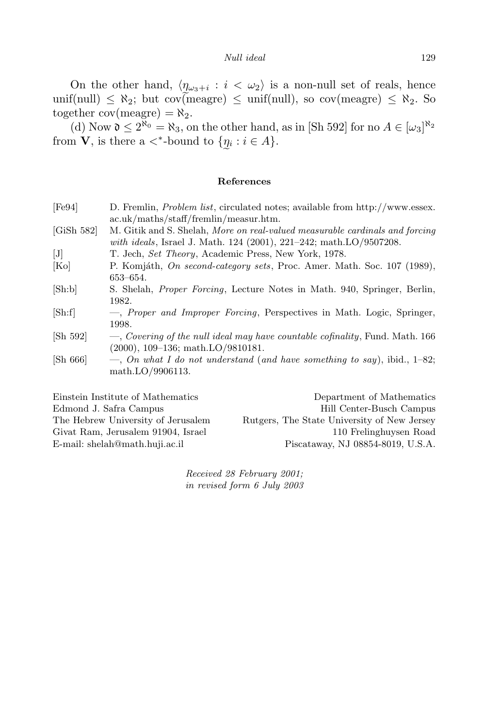On the other hand, $\langle \underset{\sim}{\eta}_{\omega_3+i} : i < \omega_2 \rangle$ is a non-null set of reals, hence unif(null) $\le \aleph_2$; but cov(meagre) $\le$ unif(null), so cov(meagre) $\le \aleph_2$. So together cov(meagre) $= \aleph_2$.

(d) Now $\mathfrak{d} \le 2^{\aleph_0} = \aleph_3$, on the other hand, as in [Sh 592] for no $A \in [\omega_3]^{\aleph_2}$ from $\mathbf{V}$, is there a $<^*$-bound to $\{\underset{\sim}{\eta}_i : i \in A\}$.

**References**

[Fe94] D. Fremlin, *Problem list*, circulated notes; available from http://www.essex.ac.uk/maths/staff/fremlin/measur.htm.

[GiSh 582] M. Gitik and S. Shelah, *More on real-valued measurable cardinals and forcing with ideals*, Israel J. Math. 124 (2001), 221–242; math.LO/9507208.

[J] T. Jech, *Set Theory*, Academic Press, New York, 1978.

[Ko] P. Komjáth, *On second-category sets*, Proc. Amer. Math. Soc. 107 (1989), 653–654.

[Sh:b] S. Shelah, *Proper Forcing*, Lecture Notes in Math. 940, Springer, Berlin, 1982.

[Sh:f] —, *Proper and Improper Forcing*, Perspectives in Math. Logic, Springer, 1998.

[Sh 592] —, *Covering of the null ideal may have countable cofinality*, Fund. Math. 166 (2000), 109–136; math.LO/9810181.

[Sh 666] —, *On what I do not understand* (*and have something to say*), ibid., 1–82; math.LO/9906113.

Einstein Institute of Mathematics
Edmond J. Safra Campus
The Hebrew University of Jerusalem
Givat Ram, Jerusalem 91904, Israel
E-mail: shelah@math.huji.ac.il

Department of Mathematics
Hill Center-Busch Campus
Rutgers, The State University of New Jersey
110 Frelinghuysen Road
Piscataway, NJ 08854-8019, U.S.A.

*Received 28 February 2001;*
*in revised form 6 July 2003*